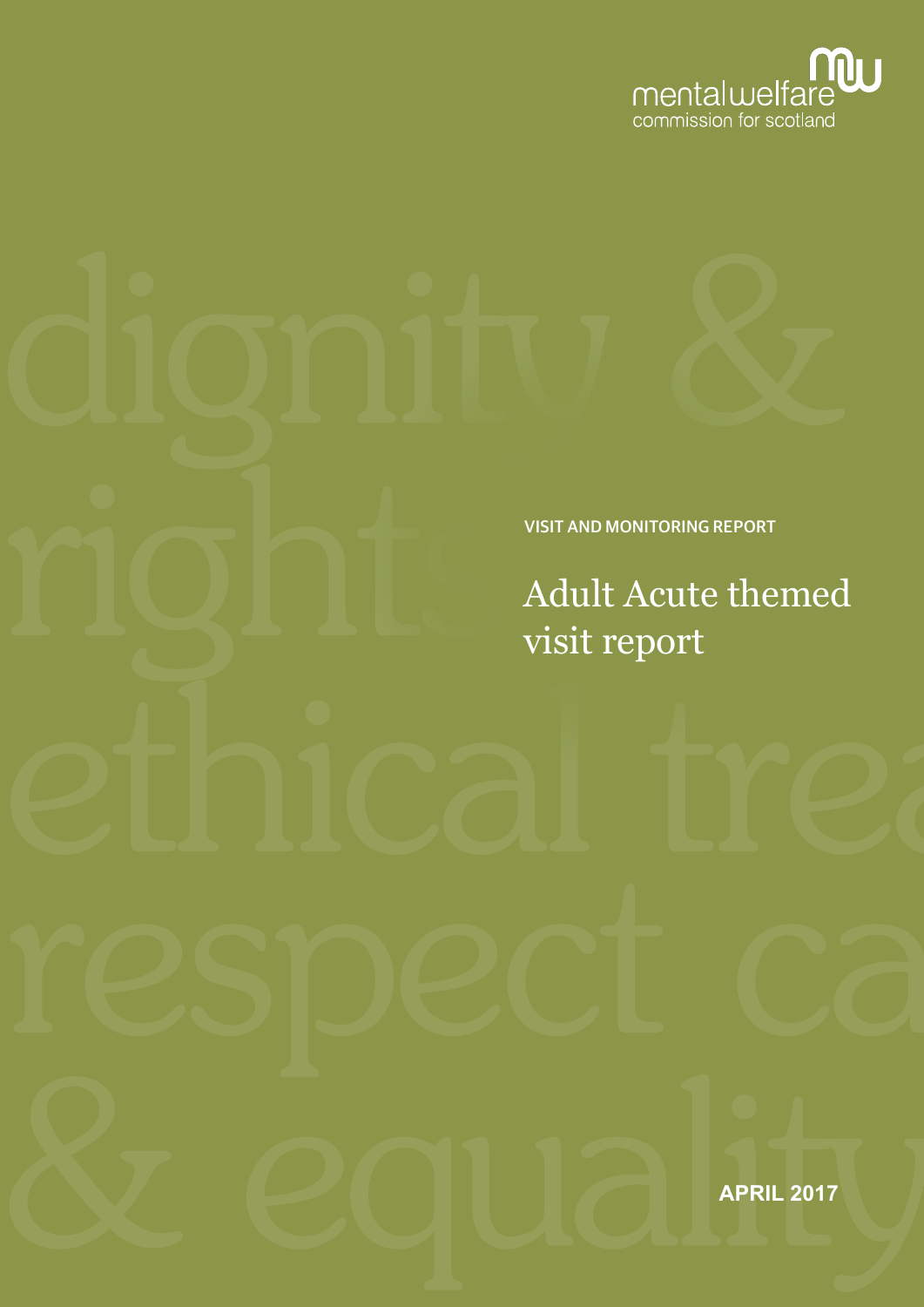mentalwelfare commission for scotland

VISIT AND MONITORING REPORT

# Adult Acute themed visit report

**APRIL 2017**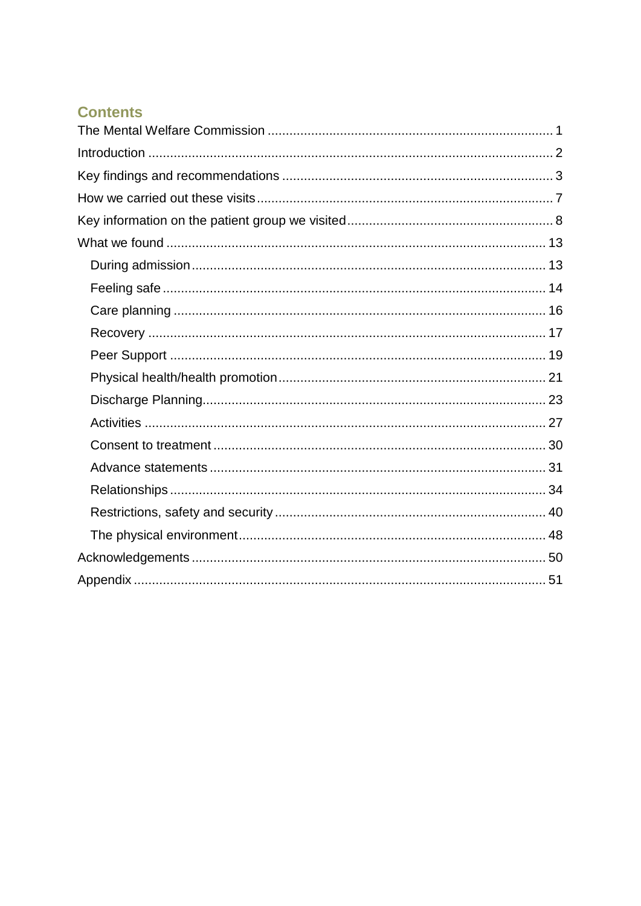## Contents

- The Mental Welfare Commission ... 1
- Introduction ... 2
- Key findings and recommendations ... 3
- How we carried out these visits ... 7
- Key information on the patient group we visited ... 8
- What we found ... 13
  - During admission ... 13
  - Feeling safe ... 14
  - Care planning ... 16
  - Recovery ... 17
  - Peer Support ... 19
  - Physical health/health promotion ... 21
  - Discharge Planning ... 23
  - Activities ... 27
  - Consent to treatment ... 30
  - Advance statements ... 31
  - Relationships ... 34
  - Restrictions, safety and security ... 40
  - The physical environment ... 48
- Acknowledgements ... 50
- Appendix ... 51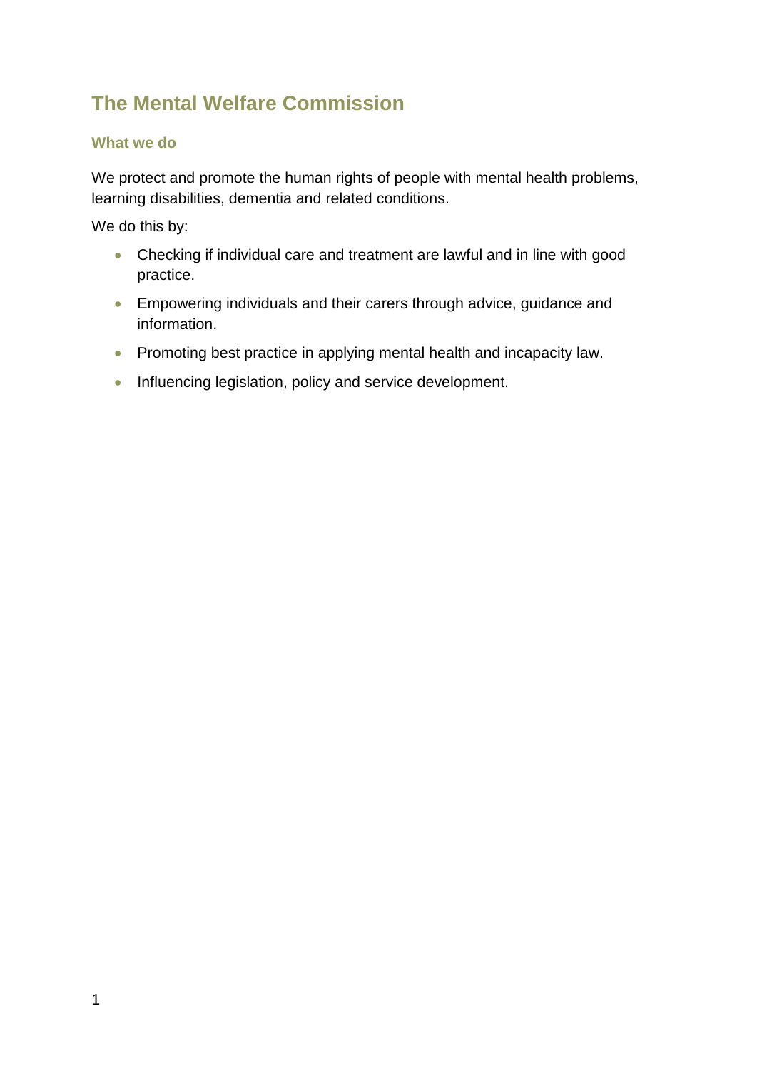## The Mental Welfare Commission

### What we do

We protect and promote the human rights of people with mental health problems, learning disabilities, dementia and related conditions.

We do this by:

- Checking if individual care and treatment are lawful and in line with good practice.
- Empowering individuals and their carers through advice, guidance and information.
- Promoting best practice in applying mental health and incapacity law.
- Influencing legislation, policy and service development.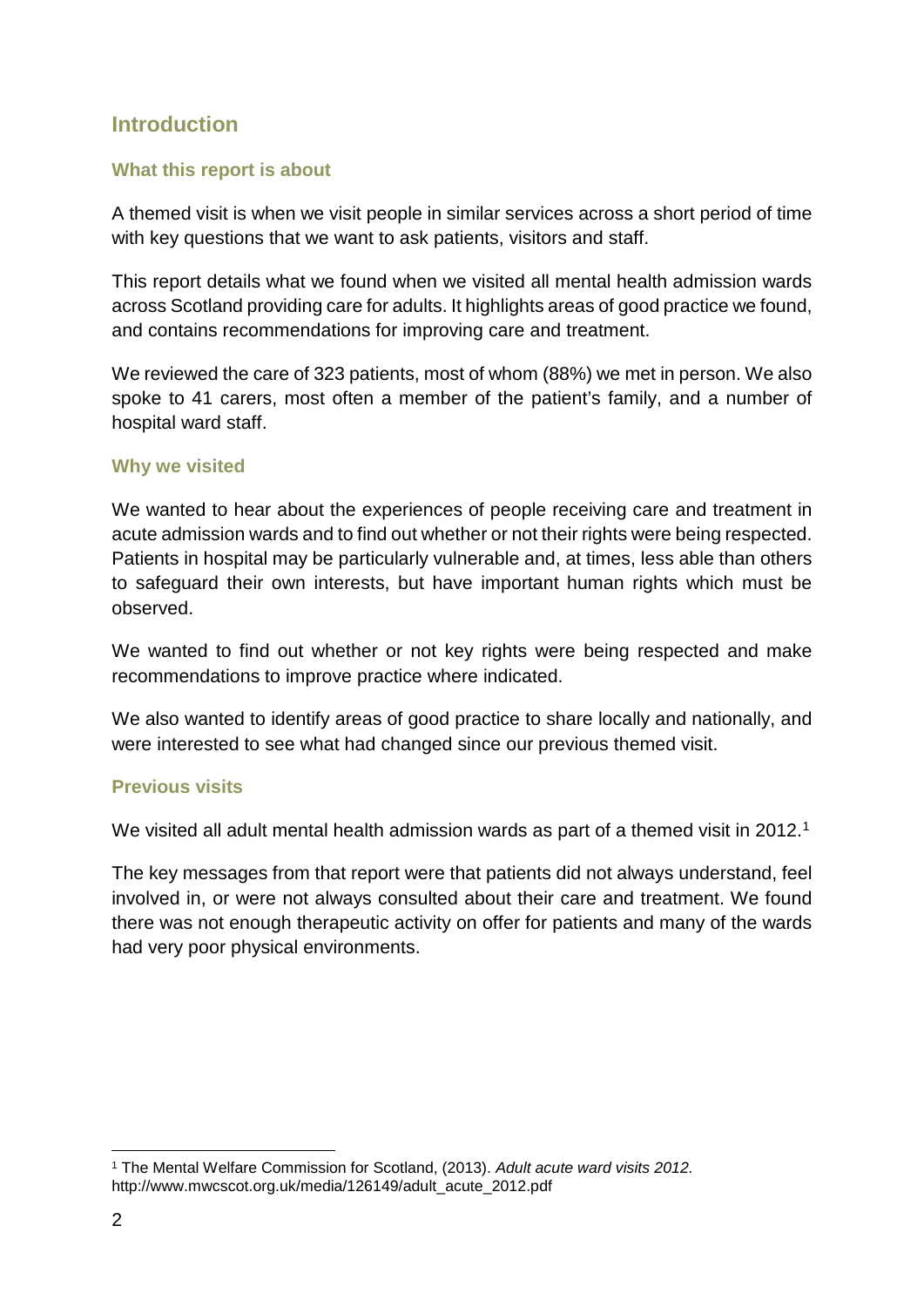## Introduction

### What this report is about

A themed visit is when we visit people in similar services across a short period of time with key questions that we want to ask patients, visitors and staff.

This report details what we found when we visited all mental health admission wards across Scotland providing care for adults. It highlights areas of good practice we found, and contains recommendations for improving care and treatment.

We reviewed the care of 323 patients, most of whom (88%) we met in person. We also spoke to 41 carers, most often a member of the patient's family, and a number of hospital ward staff.

### Why we visited

We wanted to hear about the experiences of people receiving care and treatment in acute admission wards and to find out whether or not their rights were being respected. Patients in hospital may be particularly vulnerable and, at times, less able than others to safeguard their own interests, but have important human rights which must be observed.

We wanted to find out whether or not key rights were being respected and make recommendations to improve practice where indicated.

We also wanted to identify areas of good practice to share locally and nationally, and were interested to see what had changed since our previous themed visit.

### Previous visits

We visited all adult mental health admission wards as part of a themed visit in 2012.[1]

The key messages from that report were that patients did not always understand, feel involved in, or were not always consulted about their care and treatment. We found there was not enough therapeutic activity on offer for patients and many of the wards had very poor physical environments.

---

[1] The Mental Welfare Commission for Scotland, (2013). *Adult acute ward visits 2012.* http://www.mwcscot.org.uk/media/126149/adult_acute_2012.pdf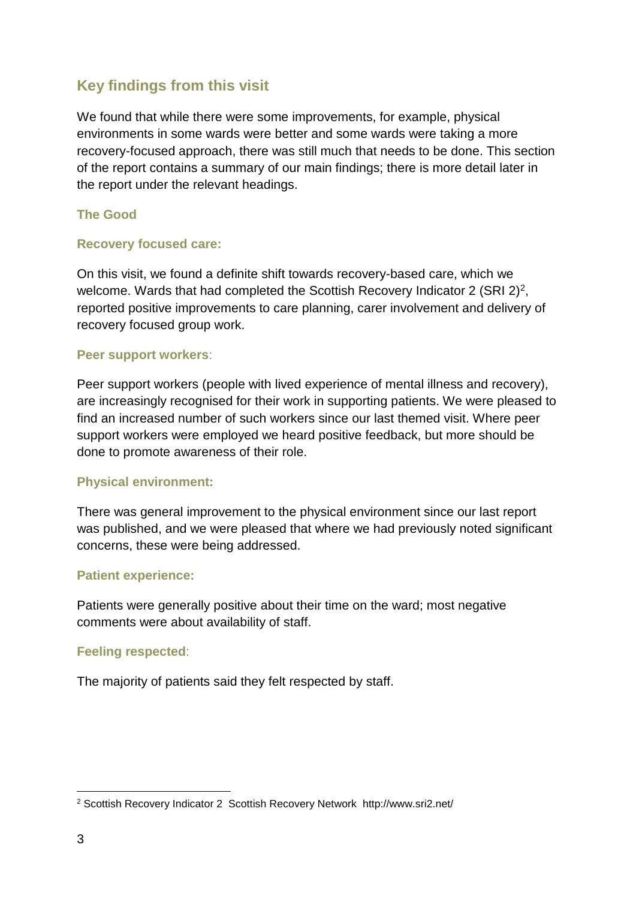## Key findings from this visit

We found that while there were some improvements, for example, physical environments in some wards were better and some wards were taking a more recovery-focused approach, there was still much that needs to be done. This section of the report contains a summary of our main findings; there is more detail later in the report under the relevant headings.

### The Good

#### Recovery focused care:

On this visit, we found a definite shift towards recovery-based care, which we welcome. Wards that had completed the Scottish Recovery Indicator 2 (SRI 2)[2], reported positive improvements to care planning, carer involvement and delivery of recovery focused group work.

#### Peer support workers:

Peer support workers (people with lived experience of mental illness and recovery), are increasingly recognised for their work in supporting patients. We were pleased to find an increased number of such workers since our last themed visit. Where peer support workers were employed we heard positive feedback, but more should be done to promote awareness of their role.

#### Physical environment:

There was general improvement to the physical environment since our last report was published, and we were pleased that where we had previously noted significant concerns, these were being addressed.

#### Patient experience:

Patients were generally positive about their time on the ward; most negative comments were about availability of staff.

#### Feeling respected:

The majority of patients said they felt respected by staff.

---

[2] Scottish Recovery Indicator 2 Scottish Recovery Network http://www.sri2.net/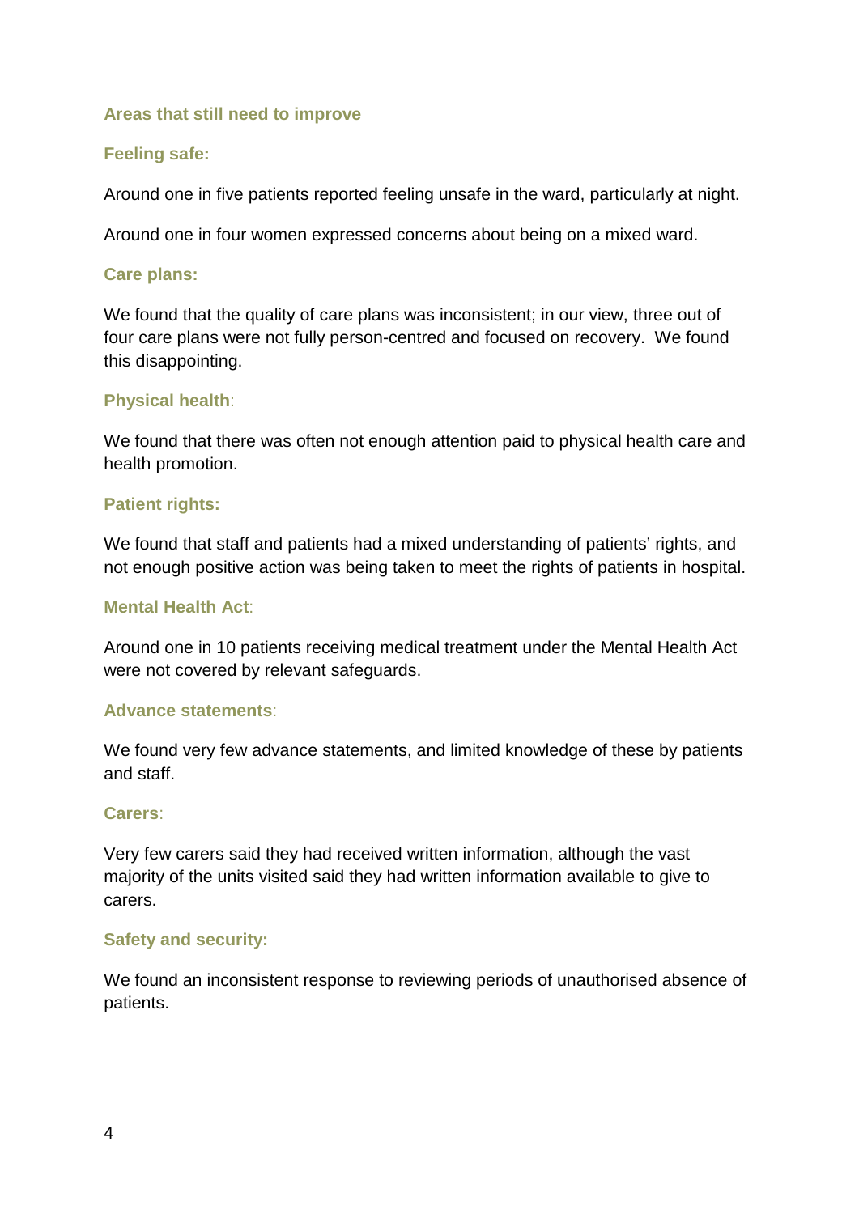## Areas that still need to improve

### Feeling safe:

Around one in five patients reported feeling unsafe in the ward, particularly at night.

Around one in four women expressed concerns about being on a mixed ward.

### Care plans:

We found that the quality of care plans was inconsistent; in our view, three out of four care plans were not fully person-centred and focused on recovery. We found this disappointing.

### Physical health:

We found that there was often not enough attention paid to physical health care and health promotion.

### Patient rights:

We found that staff and patients had a mixed understanding of patients' rights, and not enough positive action was being taken to meet the rights of patients in hospital.

### Mental Health Act:

Around one in 10 patients receiving medical treatment under the Mental Health Act were not covered by relevant safeguards.

### Advance statements:

We found very few advance statements, and limited knowledge of these by patients and staff.

### Carers:

Very few carers said they had received written information, although the vast majority of the units visited said they had written information available to give to carers.

### Safety and security:

We found an inconsistent response to reviewing periods of unauthorised absence of patients.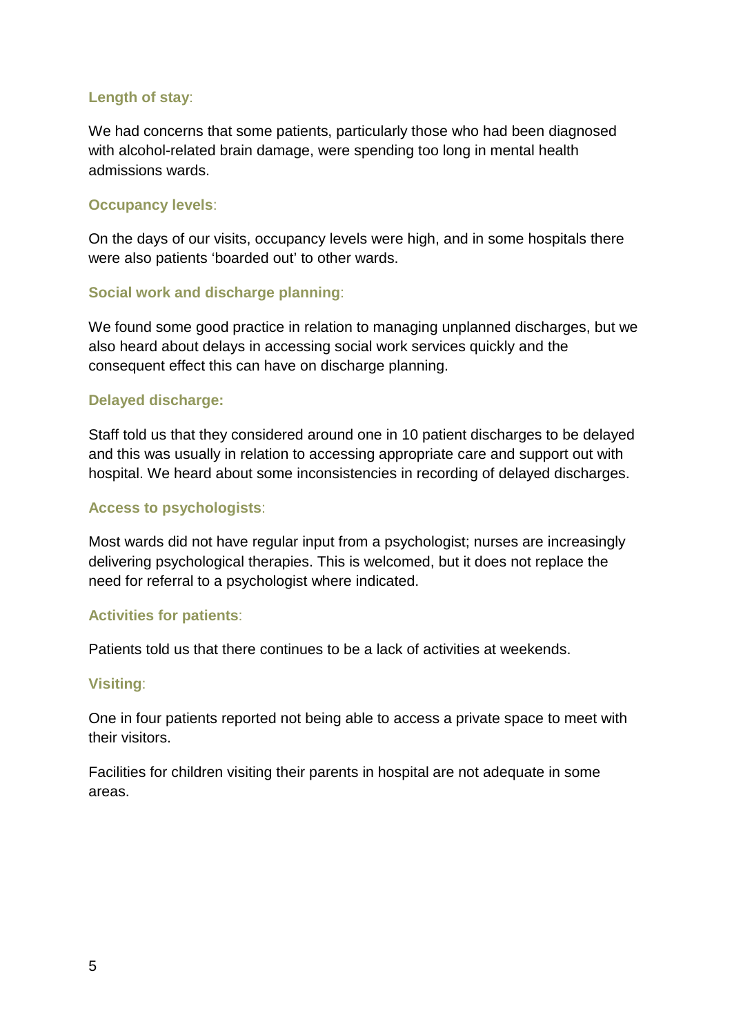**Length of stay**:

We had concerns that some patients, particularly those who had been diagnosed with alcohol-related brain damage, were spending too long in mental health admissions wards.

**Occupancy levels**:

On the days of our visits, occupancy levels were high, and in some hospitals there were also patients 'boarded out' to other wards.

**Social work and discharge planning**:

We found some good practice in relation to managing unplanned discharges, but we also heard about delays in accessing social work services quickly and the consequent effect this can have on discharge planning.

**Delayed discharge:**

Staff told us that they considered around one in 10 patient discharges to be delayed and this was usually in relation to accessing appropriate care and support out with hospital. We heard about some inconsistencies in recording of delayed discharges.

**Access to psychologists**:

Most wards did not have regular input from a psychologist; nurses are increasingly delivering psychological therapies. This is welcomed, but it does not replace the need for referral to a psychologist where indicated.

**Activities for patients**:

Patients told us that there continues to be a lack of activities at weekends.

**Visiting**:

One in four patients reported not being able to access a private space to meet with their visitors.

Facilities for children visiting their parents in hospital are not adequate in some areas.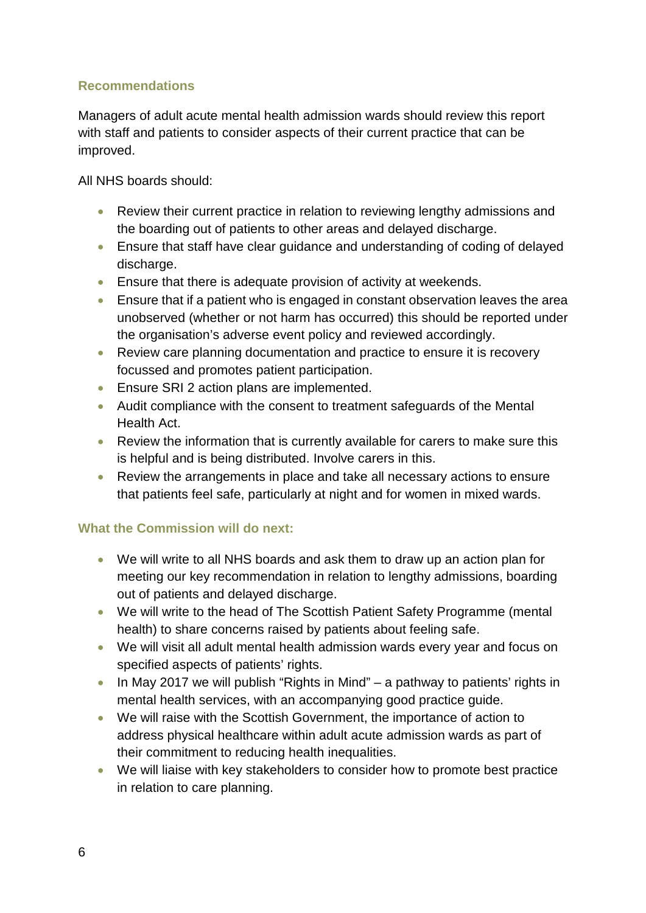### Recommendations

Managers of adult acute mental health admission wards should review this report with staff and patients to consider aspects of their current practice that can be improved.

All NHS boards should:

- Review their current practice in relation to reviewing lengthy admissions and the boarding out of patients to other areas and delayed discharge.
- Ensure that staff have clear guidance and understanding of coding of delayed discharge.
- Ensure that there is adequate provision of activity at weekends.
- Ensure that if a patient who is engaged in constant observation leaves the area unobserved (whether or not harm has occurred) this should be reported under the organisation's adverse event policy and reviewed accordingly.
- Review care planning documentation and practice to ensure it is recovery focussed and promotes patient participation.
- Ensure SRI 2 action plans are implemented.
- Audit compliance with the consent to treatment safeguards of the Mental Health Act.
- Review the information that is currently available for carers to make sure this is helpful and is being distributed. Involve carers in this.
- Review the arrangements in place and take all necessary actions to ensure that patients feel safe, particularly at night and for women in mixed wards.

### What the Commission will do next:

- We will write to all NHS boards and ask them to draw up an action plan for meeting our key recommendation in relation to lengthy admissions, boarding out of patients and delayed discharge.
- We will write to the head of The Scottish Patient Safety Programme (mental health) to share concerns raised by patients about feeling safe.
- We will visit all adult mental health admission wards every year and focus on specified aspects of patients' rights.
- In May 2017 we will publish "Rights in Mind" – a pathway to patients' rights in mental health services, with an accompanying good practice guide.
- We will raise with the Scottish Government, the importance of action to address physical healthcare within adult acute admission wards as part of their commitment to reducing health inequalities.
- We will liaise with key stakeholders to consider how to promote best practice in relation to care planning.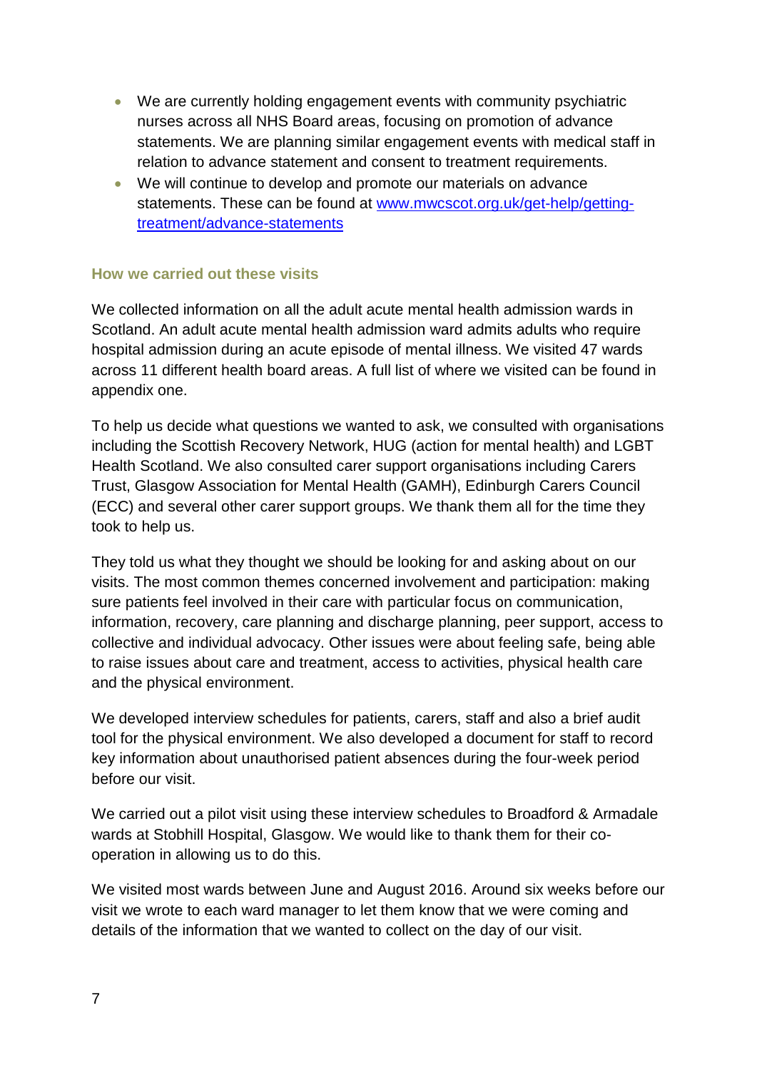- We are currently holding engagement events with community psychiatric nurses across all NHS Board areas, focusing on promotion of advance statements. We are planning similar engagement events with medical staff in relation to advance statement and consent to treatment requirements.
- We will continue to develop and promote our materials on advance statements. These can be found at [www.mwcscot.org.uk/get-help/getting-treatment/advance-statements](http://www.mwcscot.org.uk/get-help/getting-treatment/advance-statements)

### How we carried out these visits

We collected information on all the adult acute mental health admission wards in Scotland. An adult acute mental health admission ward admits adults who require hospital admission during an acute episode of mental illness. We visited 47 wards across 11 different health board areas. A full list of where we visited can be found in appendix one.

To help us decide what questions we wanted to ask, we consulted with organisations including the Scottish Recovery Network, HUG (action for mental health) and LGBT Health Scotland. We also consulted carer support organisations including Carers Trust, Glasgow Association for Mental Health (GAMH), Edinburgh Carers Council (ECC) and several other carer support groups. We thank them all for the time they took to help us.

They told us what they thought we should be looking for and asking about on our visits. The most common themes concerned involvement and participation: making sure patients feel involved in their care with particular focus on communication, information, recovery, care planning and discharge planning, peer support, access to collective and individual advocacy. Other issues were about feeling safe, being able to raise issues about care and treatment, access to activities, physical health care and the physical environment.

We developed interview schedules for patients, carers, staff and also a brief audit tool for the physical environment. We also developed a document for staff to record key information about unauthorised patient absences during the four-week period before our visit.

We carried out a pilot visit using these interview schedules to Broadford & Armadale wards at Stobhill Hospital, Glasgow. We would like to thank them for their co-operation in allowing us to do this.

We visited most wards between June and August 2016. Around six weeks before our visit we wrote to each ward manager to let them know that we were coming and details of the information that we wanted to collect on the day of our visit.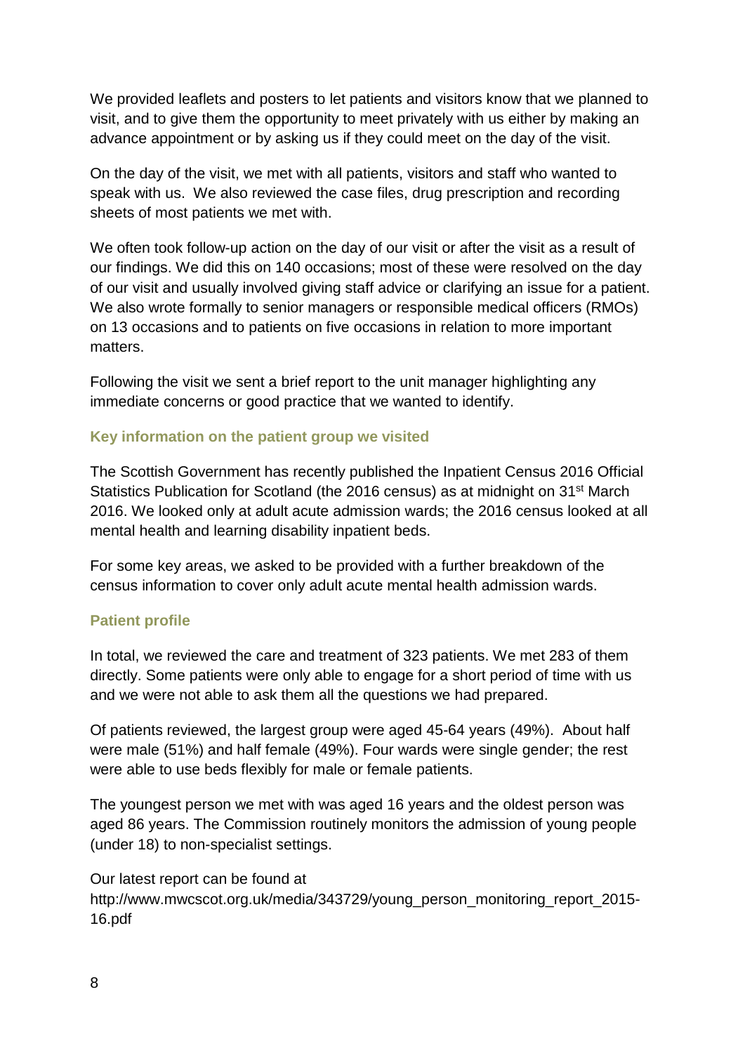We provided leaflets and posters to let patients and visitors know that we planned to visit, and to give them the opportunity to meet privately with us either by making an advance appointment or by asking us if they could meet on the day of the visit.

On the day of the visit, we met with all patients, visitors and staff who wanted to speak with us. We also reviewed the case files, drug prescription and recording sheets of most patients we met with.

We often took follow-up action on the day of our visit or after the visit as a result of our findings. We did this on 140 occasions; most of these were resolved on the day of our visit and usually involved giving staff advice or clarifying an issue for a patient. We also wrote formally to senior managers or responsible medical officers (RMOs) on 13 occasions and to patients on five occasions in relation to more important matters.

Following the visit we sent a brief report to the unit manager highlighting any immediate concerns or good practice that we wanted to identify.

### Key information on the patient group we visited

The Scottish Government has recently published the Inpatient Census 2016 Official Statistics Publication for Scotland (the 2016 census) as at midnight on 31st March 2016. We looked only at adult acute admission wards; the 2016 census looked at all mental health and learning disability inpatient beds.

For some key areas, we asked to be provided with a further breakdown of the census information to cover only adult acute mental health admission wards.

### Patient profile

In total, we reviewed the care and treatment of 323 patients. We met 283 of them directly. Some patients were only able to engage for a short period of time with us and we were not able to ask them all the questions we had prepared.

Of patients reviewed, the largest group were aged 45-64 years (49%). About half were male (51%) and half female (49%). Four wards were single gender; the rest were able to use beds flexibly for male or female patients.

The youngest person we met with was aged 16 years and the oldest person was aged 86 years. The Commission routinely monitors the admission of young people (under 18) to non-specialist settings.

Our latest report can be found at http://www.mwcscot.org.uk/media/343729/young_person_monitoring_report_2015-16.pdf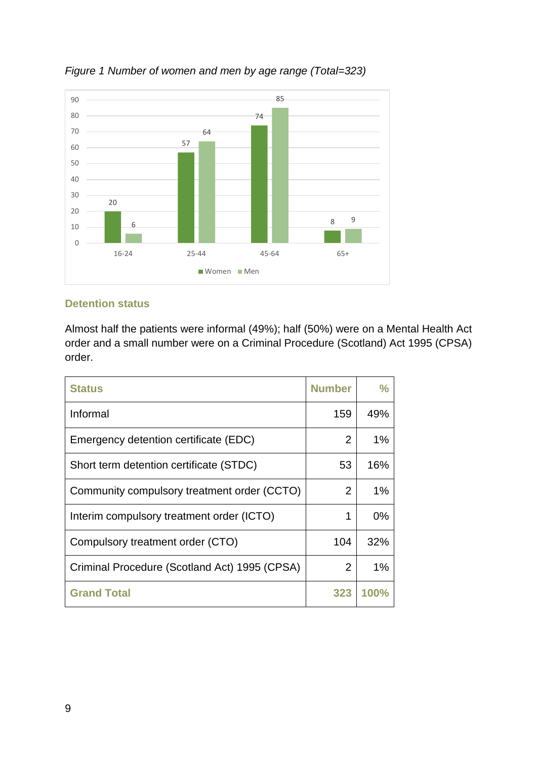*Figure 1 Number of women and men by age range (Total=323)*

### Detention status

Almost half the patients were informal (49%); half (50%) were on a Mental Health Act order and a small number were on a Criminal Procedure (Scotland) Act 1995 (CPSA) order.

| Status | Number | % |
|---|---|---|
| Informal | 159 | 49% |
| Emergency detention certificate (EDC) | 2 | 1% |
| Short term detention certificate (STDC) | 53 | 16% |
| Community compulsory treatment order (CCTO) | 2 | 1% |
| Interim compulsory treatment order (ICTO) | 1 | 0% |
| Compulsory treatment order (CTO) | 104 | 32% |
| Criminal Procedure (Scotland Act) 1995 (CPSA) | 2 | 1% |
| **Grand Total** | **323** | **100%** |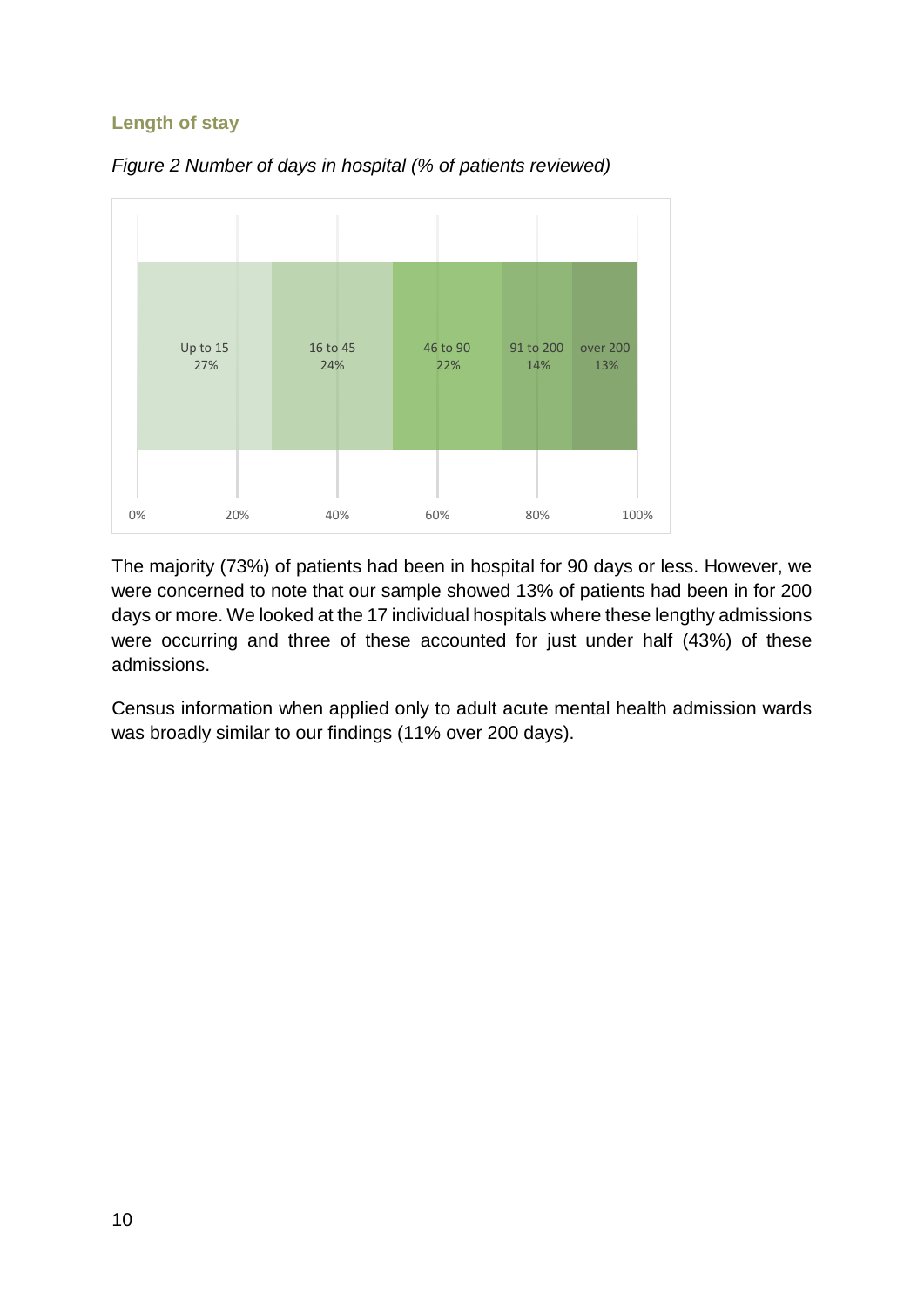### Length of stay

*Figure 2 Number of days in hospital (% of patients reviewed)*

| Up to 15 | 16 to 45 | 46 to 90 | 91 to 200 | over 200 |
|---|---|---|---|---|
| 27% | 24% | 22% | 14% | 13% |

The majority (73%) of patients had been in hospital for 90 days or less. However, we were concerned to note that our sample showed 13% of patients had been in for 200 days or more. We looked at the 17 individual hospitals where these lengthy admissions were occurring and three of these accounted for just under half (43%) of these admissions.

Census information when applied only to adult acute mental health admission wards was broadly similar to our findings (11% over 200 days).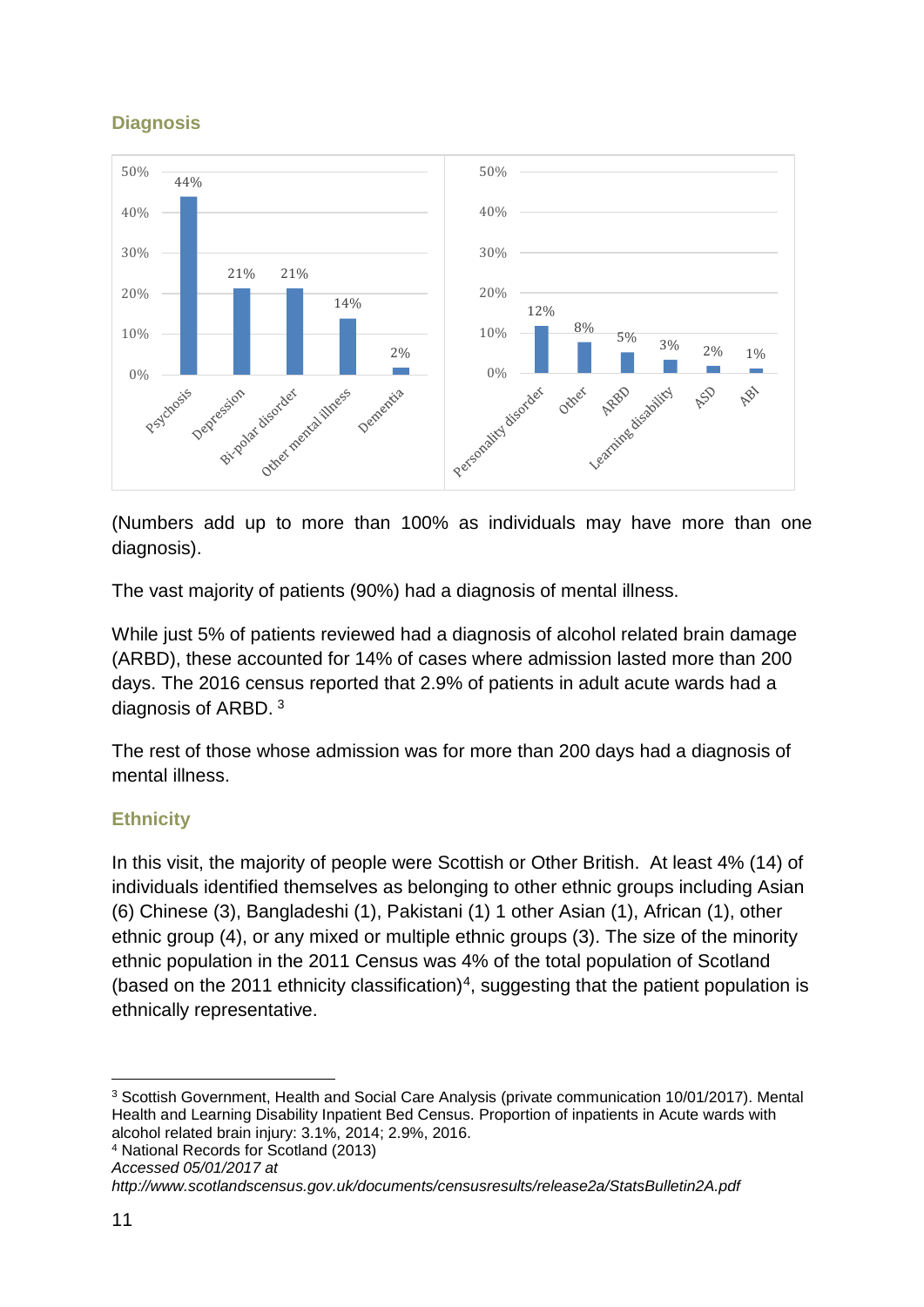## Diagnosis

| Diagnosis | % |
|---|---|
| Psychosis | 44% |
| Depression | 21% |
| Bi-polar disorder | 21% |
| Other mental illness | 14% |
| Dementia | 2% |

| Diagnosis | % |
|---|---|
| Personality disorder | 12% |
| Other | 8% |
| ARBD | 5% |
| Learning disability | 3% |
| ASD | 2% |
| ABI | 1% |

(Numbers add up to more than 100% as individuals may have more than one diagnosis).

The vast majority of patients (90%) had a diagnosis of mental illness.

While just 5% of patients reviewed had a diagnosis of alcohol related brain damage (ARBD), these accounted for 14% of cases where admission lasted more than 200 days. The 2016 census reported that 2.9% of patients in adult acute wards had a diagnosis of ARBD. [3]

The rest of those whose admission was for more than 200 days had a diagnosis of mental illness.

## Ethnicity

In this visit, the majority of people were Scottish or Other British. At least 4% (14) of individuals identified themselves as belonging to other ethnic groups including Asian (6) Chinese (3), Bangladeshi (1), Pakistani (1) 1 other Asian (1), African (1), other ethnic group (4), or any mixed or multiple ethnic groups (3). The size of the minority ethnic population in the 2011 Census was 4% of the total population of Scotland (based on the 2011 ethnicity classification)[4], suggesting that the patient population is ethnically representative.

---

[3] Scottish Government, Health and Social Care Analysis (private communication 10/01/2017). Mental Health and Learning Disability Inpatient Bed Census. Proportion of inpatients in Acute wards with alcohol related brain injury: 3.1%, 2014; 2.9%, 2016.

[4] National Records for Scotland (2013)
*Accessed 05/01/2017 at*
*http://www.scotlandscensus.gov.uk/documents/censusresults/release2a/StatsBulletin2A.pdf*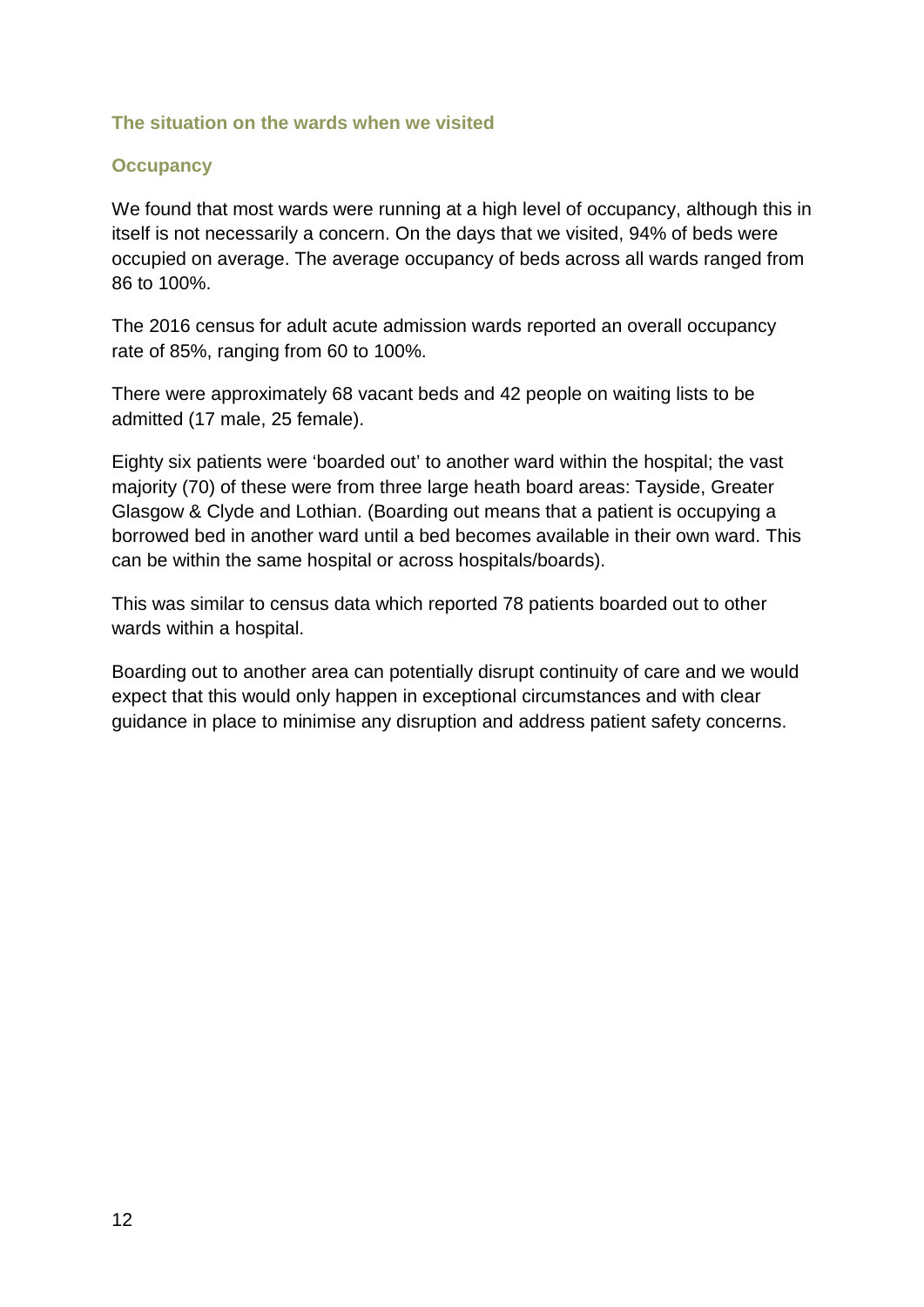## The situation on the wards when we visited

### Occupancy

We found that most wards were running at a high level of occupancy, although this in itself is not necessarily a concern. On the days that we visited, 94% of beds were occupied on average. The average occupancy of beds across all wards ranged from 86 to 100%.

The 2016 census for adult acute admission wards reported an overall occupancy rate of 85%, ranging from 60 to 100%.

There were approximately 68 vacant beds and 42 people on waiting lists to be admitted (17 male, 25 female).

Eighty six patients were 'boarded out' to another ward within the hospital; the vast majority (70) of these were from three large heath board areas: Tayside, Greater Glasgow & Clyde and Lothian. (Boarding out means that a patient is occupying a borrowed bed in another ward until a bed becomes available in their own ward. This can be within the same hospital or across hospitals/boards).

This was similar to census data which reported 78 patients boarded out to other wards within a hospital.

Boarding out to another area can potentially disrupt continuity of care and we would expect that this would only happen in exceptional circumstances and with clear guidance in place to minimise any disruption and address patient safety concerns.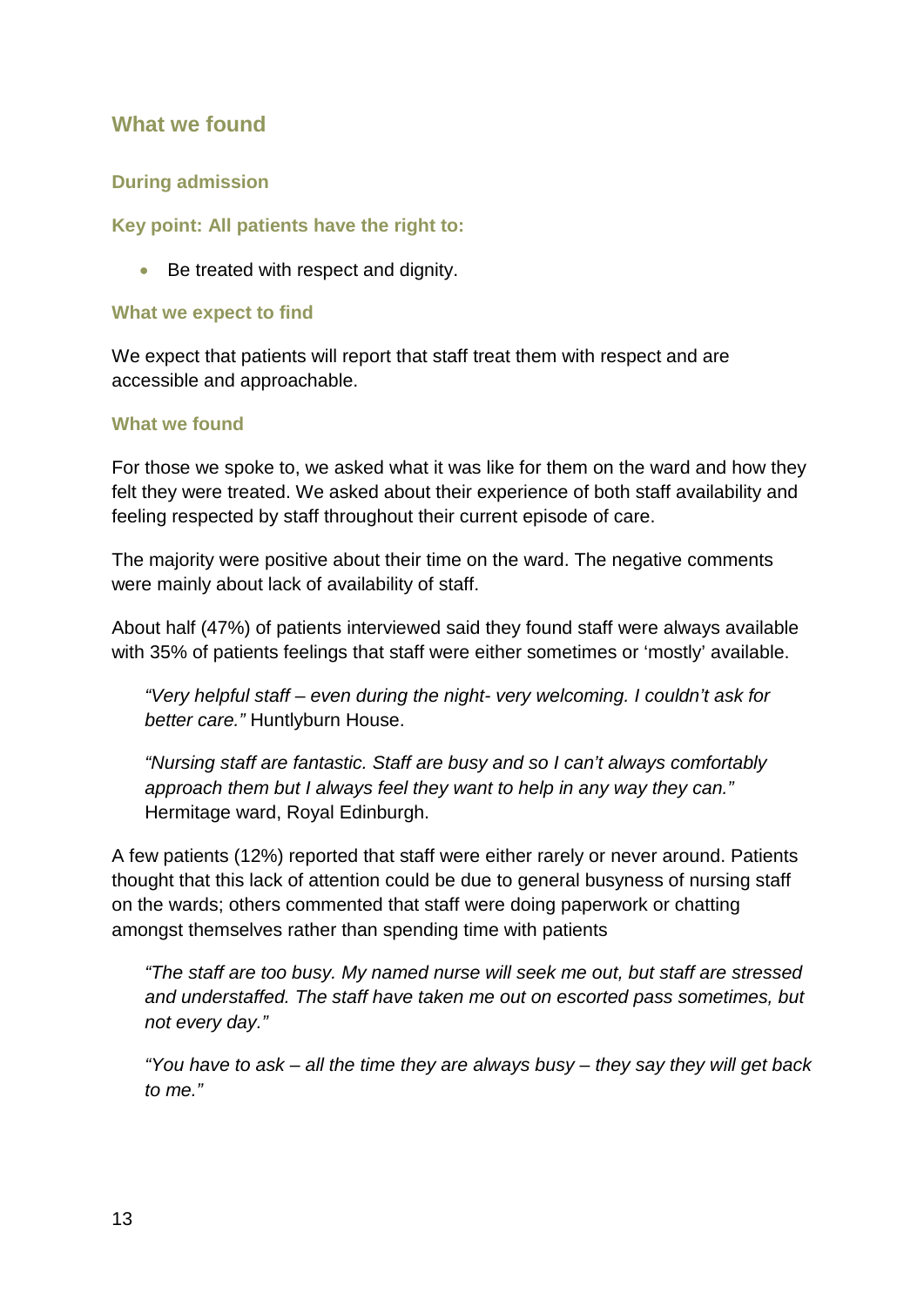## What we found

### During admission

#### Key point: All patients have the right to:

- Be treated with respect and dignity.

#### What we expect to find

We expect that patients will report that staff treat them with respect and are accessible and approachable.

#### What we found

For those we spoke to, we asked what it was like for them on the ward and how they felt they were treated. We asked about their experience of both staff availability and feeling respected by staff throughout their current episode of care.

The majority were positive about their time on the ward. The negative comments were mainly about lack of availability of staff.

About half (47%) of patients interviewed said they found staff were always available with 35% of patients feelings that staff were either sometimes or 'mostly' available.

> *"Very helpful staff – even during the night- very welcoming. I couldn't ask for better care."* Huntlyburn House.

> *"Nursing staff are fantastic. Staff are busy and so I can't always comfortably approach them but I always feel they want to help in any way they can."* Hermitage ward, Royal Edinburgh.

A few patients (12%) reported that staff were either rarely or never around. Patients thought that this lack of attention could be due to general busyness of nursing staff on the wards; others commented that staff were doing paperwork or chatting amongst themselves rather than spending time with patients

> *"The staff are too busy. My named nurse will seek me out, but staff are stressed and understaffed. The staff have taken me out on escorted pass sometimes, but not every day."*

> *"You have to ask – all the time they are always busy – they say they will get back to me."*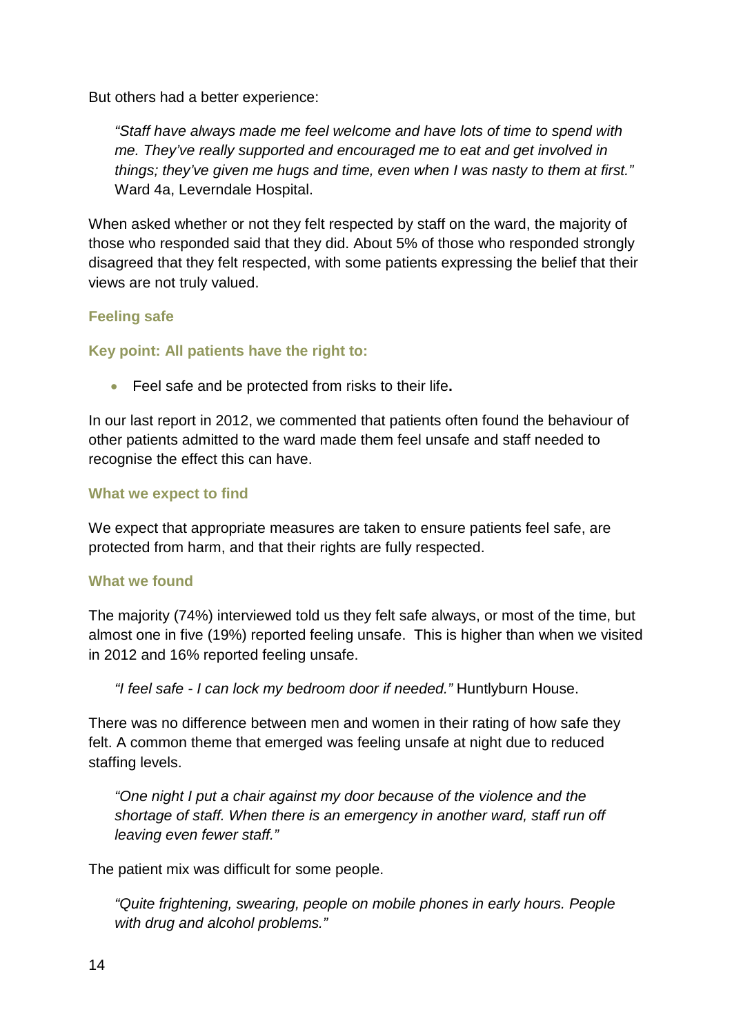But others had a better experience:

> *"Staff have always made me feel welcome and have lots of time to spend with me. They've really supported and encouraged me to eat and get involved in things; they've given me hugs and time, even when I was nasty to them at first."* Ward 4a, Leverndale Hospital.

When asked whether or not they felt respected by staff on the ward, the majority of those who responded said that they did. About 5% of those who responded strongly disagreed that they felt respected, with some patients expressing the belief that their views are not truly valued.

### Feeling safe

**Key point: All patients have the right to:**

- Feel safe and be protected from risks to their life**.**

In our last report in 2012, we commented that patients often found the behaviour of other patients admitted to the ward made them feel unsafe and staff needed to recognise the effect this can have.

### What we expect to find

We expect that appropriate measures are taken to ensure patients feel safe, are protected from harm, and that their rights are fully respected.

### What we found

The majority (74%) interviewed told us they felt safe always, or most of the time, but almost one in five (19%) reported feeling unsafe. This is higher than when we visited in 2012 and 16% reported feeling unsafe.

> *"I feel safe - I can lock my bedroom door if needed."* Huntlyburn House.

There was no difference between men and women in their rating of how safe they felt. A common theme that emerged was feeling unsafe at night due to reduced staffing levels.

> *"One night I put a chair against my door because of the violence and the shortage of staff. When there is an emergency in another ward, staff run off leaving even fewer staff."*

The patient mix was difficult for some people.

> *"Quite frightening, swearing, people on mobile phones in early hours. People with drug and alcohol problems."*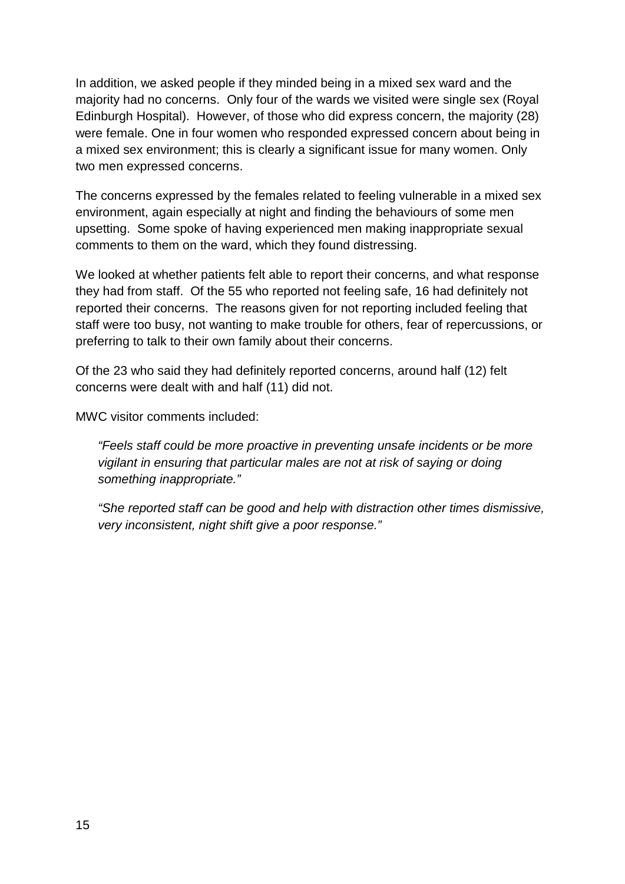In addition, we asked people if they minded being in a mixed sex ward and the majority had no concerns. Only four of the wards we visited were single sex (Royal Edinburgh Hospital). However, of those who did express concern, the majority (28) were female. One in four women who responded expressed concern about being in a mixed sex environment; this is clearly a significant issue for many women. Only two men expressed concerns.

The concerns expressed by the females related to feeling vulnerable in a mixed sex environment, again especially at night and finding the behaviours of some men upsetting. Some spoke of having experienced men making inappropriate sexual comments to them on the ward, which they found distressing.

We looked at whether patients felt able to report their concerns, and what response they had from staff. Of the 55 who reported not feeling safe, 16 had definitely not reported their concerns. The reasons given for not reporting included feeling that staff were too busy, not wanting to make trouble for others, fear of repercussions, or preferring to talk to their own family about their concerns.

Of the 23 who said they had definitely reported concerns, around half (12) felt concerns were dealt with and half (11) did not.

MWC visitor comments included:

> *"Feels staff could be more proactive in preventing unsafe incidents or be more vigilant in ensuring that particular males are not at risk of saying or doing something inappropriate."*
>
> *"She reported staff can be good and help with distraction other times dismissive, very inconsistent, night shift give a poor response."*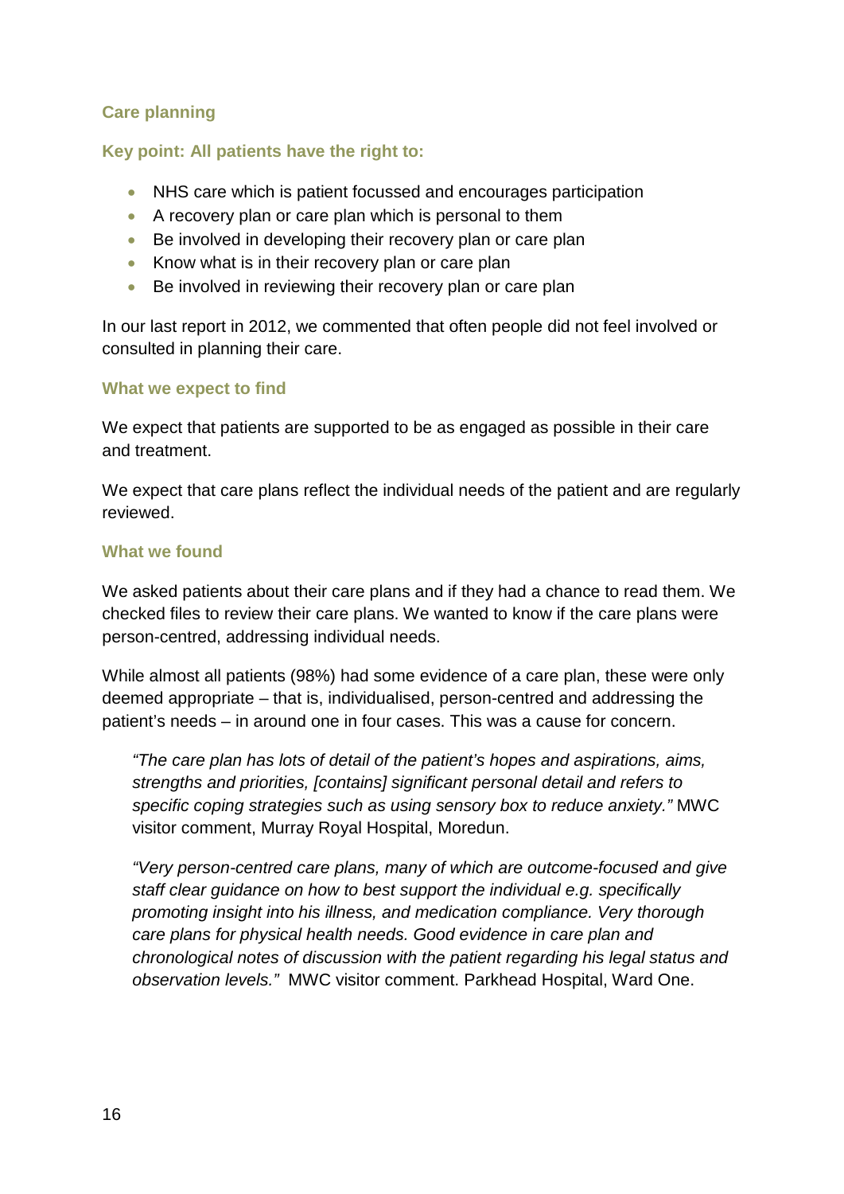## Care planning

### Key point: All patients have the right to:

- NHS care which is patient focussed and encourages participation
- A recovery plan or care plan which is personal to them
- Be involved in developing their recovery plan or care plan
- Know what is in their recovery plan or care plan
- Be involved in reviewing their recovery plan or care plan

In our last report in 2012, we commented that often people did not feel involved or consulted in planning their care.

### What we expect to find

We expect that patients are supported to be as engaged as possible in their care and treatment.

We expect that care plans reflect the individual needs of the patient and are regularly reviewed.

### What we found

We asked patients about their care plans and if they had a chance to read them. We checked files to review their care plans. We wanted to know if the care plans were person-centred, addressing individual needs.

While almost all patients (98%) had some evidence of a care plan, these were only deemed appropriate – that is, individualised, person-centred and addressing the patient's needs – in around one in four cases. This was a cause for concern.

> *"The care plan has lots of detail of the patient's hopes and aspirations, aims, strengths and priorities, [contains] significant personal detail and refers to specific coping strategies such as using sensory box to reduce anxiety."* MWC visitor comment, Murray Royal Hospital, Moredun.

> *"Very person-centred care plans, many of which are outcome-focused and give staff clear guidance on how to best support the individual e.g. specifically promoting insight into his illness, and medication compliance. Very thorough care plans for physical health needs. Good evidence in care plan and chronological notes of discussion with the patient regarding his legal status and observation levels."* MWC visitor comment. Parkhead Hospital, Ward One.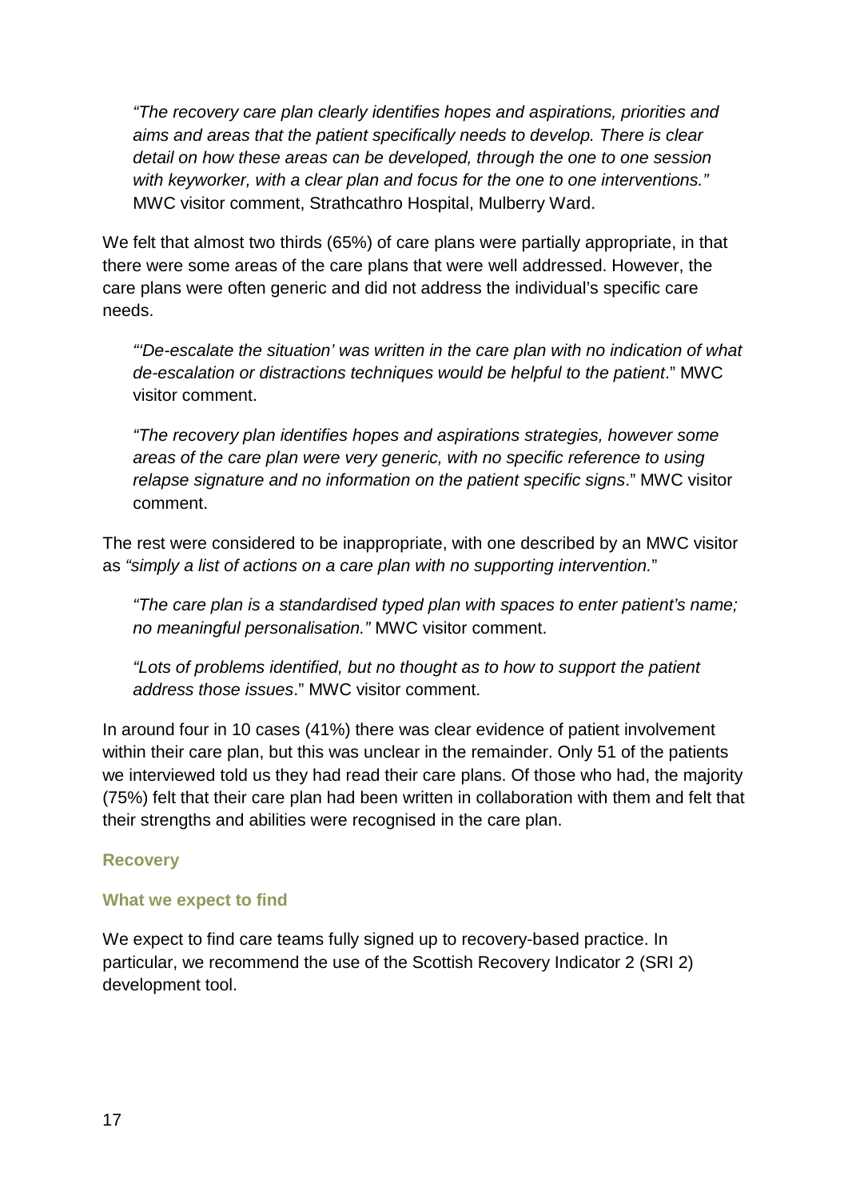> *"The recovery care plan clearly identifies hopes and aspirations, priorities and aims and areas that the patient specifically needs to develop. There is clear detail on how these areas can be developed, through the one to one session with keyworker, with a clear plan and focus for the one to one interventions."* MWC visitor comment, Strathcathro Hospital, Mulberry Ward.

We felt that almost two thirds (65%) of care plans were partially appropriate, in that there were some areas of the care plans that were well addressed. However, the care plans were often generic and did not address the individual's specific care needs.

> *"'De-escalate the situation' was written in the care plan with no indication of what de-escalation or distractions techniques would be helpful to the patient*." MWC visitor comment.

> *"The recovery plan identifies hopes and aspirations strategies, however some areas of the care plan were very generic, with no specific reference to using relapse signature and no information on the patient specific signs*." MWC visitor comment.

The rest were considered to be inappropriate, with one described by an MWC visitor as *"simply a list of actions on a care plan with no supporting intervention.*"

> *"The care plan is a standardised typed plan with spaces to enter patient's name; no meaningful personalisation."* MWC visitor comment.

> *"Lots of problems identified, but no thought as to how to support the patient address those issues*." MWC visitor comment.

In around four in 10 cases (41%) there was clear evidence of patient involvement within their care plan, but this was unclear in the remainder. Only 51 of the patients we interviewed told us they had read their care plans. Of those who had, the majority (75%) felt that their care plan had been written in collaboration with them and felt that their strengths and abilities were recognised in the care plan.

### Recovery

#### What we expect to find

We expect to find care teams fully signed up to recovery-based practice. In particular, we recommend the use of the Scottish Recovery Indicator 2 (SRI 2) development tool.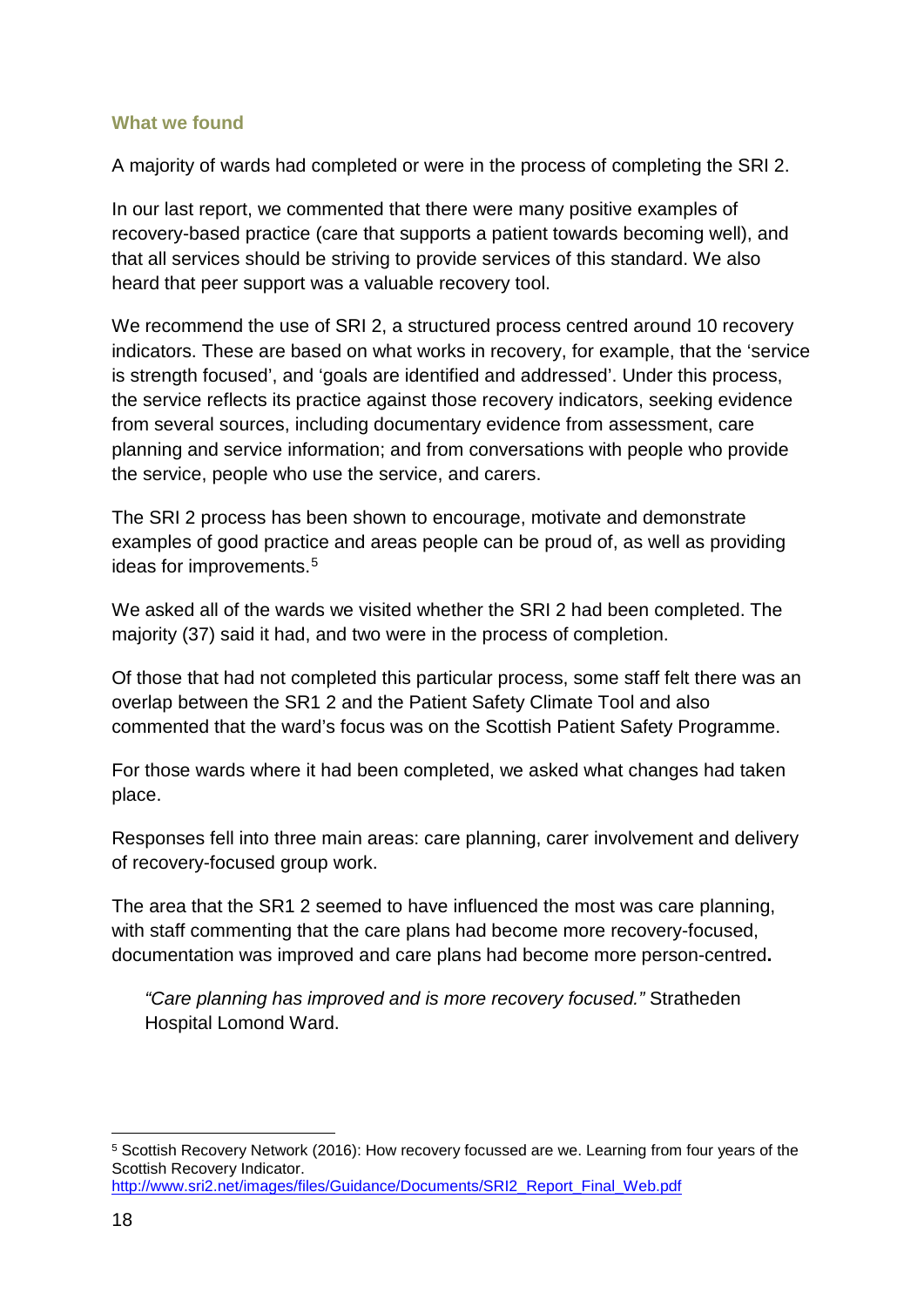### What we found

A majority of wards had completed or were in the process of completing the SRI 2.

In our last report, we commented that there were many positive examples of recovery-based practice (care that supports a patient towards becoming well), and that all services should be striving to provide services of this standard. We also heard that peer support was a valuable recovery tool.

We recommend the use of SRI 2, a structured process centred around 10 recovery indicators. These are based on what works in recovery, for example, that the 'service is strength focused', and 'goals are identified and addressed'. Under this process, the service reflects its practice against those recovery indicators, seeking evidence from several sources, including documentary evidence from assessment, care planning and service information; and from conversations with people who provide the service, people who use the service, and carers.

The SRI 2 process has been shown to encourage, motivate and demonstrate examples of good practice and areas people can be proud of, as well as providing ideas for improvements.[5]

We asked all of the wards we visited whether the SRI 2 had been completed. The majority (37) said it had, and two were in the process of completion.

Of those that had not completed this particular process, some staff felt there was an overlap between the SR1 2 and the Patient Safety Climate Tool and also commented that the ward's focus was on the Scottish Patient Safety Programme.

For those wards where it had been completed, we asked what changes had taken place.

Responses fell into three main areas: care planning, carer involvement and delivery of recovery-focused group work.

The area that the SR1 2 seemed to have influenced the most was care planning, with staff commenting that the care plans had become more recovery-focused, documentation was improved and care plans had become more person-centred**.**

> *"Care planning has improved and is more recovery focused."* Stratheden Hospital Lomond Ward.

---

[5] Scottish Recovery Network (2016): How recovery focussed are we. Learning from four years of the Scottish Recovery Indicator. http://www.sri2.net/images/files/Guidance/Documents/SRI2_Report_Final_Web.pdf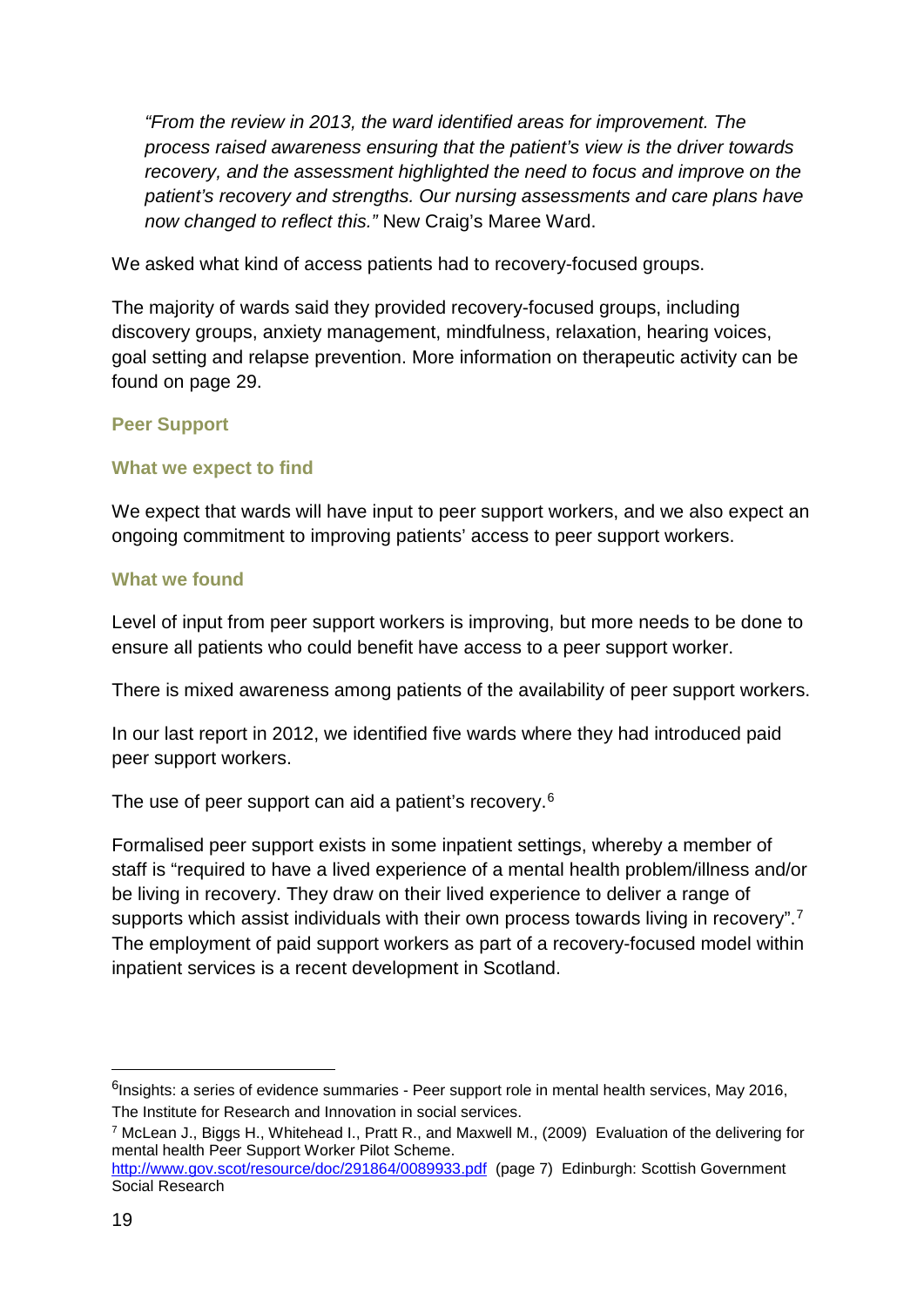*"From the review in 2013, the ward identified areas for improvement. The process raised awareness ensuring that the patient's view is the driver towards recovery, and the assessment highlighted the need to focus and improve on the patient's recovery and strengths. Our nursing assessments and care plans have now changed to reflect this."* New Craig's Maree Ward.

We asked what kind of access patients had to recovery-focused groups.

The majority of wards said they provided recovery-focused groups, including discovery groups, anxiety management, mindfulness, relaxation, hearing voices, goal setting and relapse prevention. More information on therapeutic activity can be found on page 29.

### Peer Support

#### What we expect to find

We expect that wards will have input to peer support workers, and we also expect an ongoing commitment to improving patients' access to peer support workers.

#### What we found

Level of input from peer support workers is improving, but more needs to be done to ensure all patients who could benefit have access to a peer support worker.

There is mixed awareness among patients of the availability of peer support workers.

In our last report in 2012, we identified five wards where they had introduced paid peer support workers.

The use of peer support can aid a patient's recovery.[6]

Formalised peer support exists in some inpatient settings, whereby a member of staff is "required to have a lived experience of a mental health problem/illness and/or be living in recovery. They draw on their lived experience to deliver a range of supports which assist individuals with their own process towards living in recovery".[7] The employment of paid support workers as part of a recovery-focused model within inpatient services is a recent development in Scotland.

---

[6] Insights: a series of evidence summaries - Peer support role in mental health services, May 2016, The Institute for Research and Innovation in social services.

[7] McLean J., Biggs H., Whitehead I., Pratt R., and Maxwell M., (2009) Evaluation of the delivering for mental health Peer Support Worker Pilot Scheme. http://www.gov.scot/resource/doc/291864/0089933.pdf (page 7) Edinburgh: Scottish Government Social Research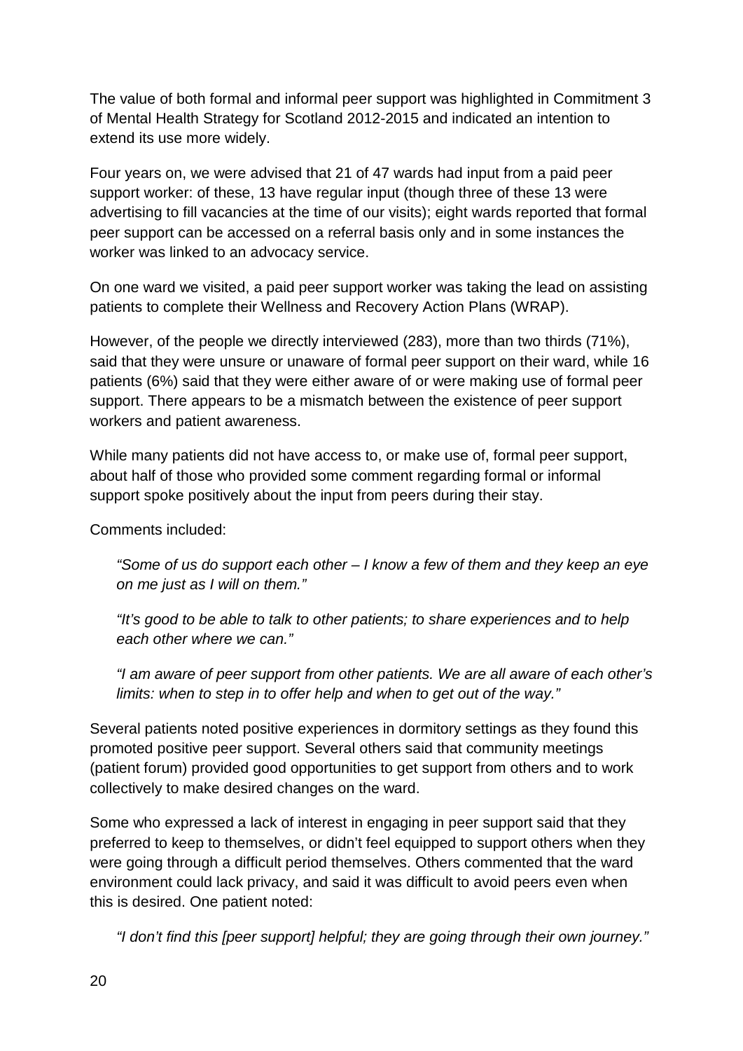The value of both formal and informal peer support was highlighted in Commitment 3 of Mental Health Strategy for Scotland 2012-2015 and indicated an intention to extend its use more widely.

Four years on, we were advised that 21 of 47 wards had input from a paid peer support worker: of these, 13 have regular input (though three of these 13 were advertising to fill vacancies at the time of our visits); eight wards reported that formal peer support can be accessed on a referral basis only and in some instances the worker was linked to an advocacy service.

On one ward we visited, a paid peer support worker was taking the lead on assisting patients to complete their Wellness and Recovery Action Plans (WRAP).

However, of the people we directly interviewed (283), more than two thirds (71%), said that they were unsure or unaware of formal peer support on their ward, while 16 patients (6%) said that they were either aware of or were making use of formal peer support. There appears to be a mismatch between the existence of peer support workers and patient awareness.

While many patients did not have access to, or make use of, formal peer support, about half of those who provided some comment regarding formal or informal support spoke positively about the input from peers during their stay.

Comments included:

> *"Some of us do support each other – I know a few of them and they keep an eye on me just as I will on them."*
>
> *"It's good to be able to talk to other patients; to share experiences and to help each other where we can."*
>
> *"I am aware of peer support from other patients. We are all aware of each other's limits: when to step in to offer help and when to get out of the way."*

Several patients noted positive experiences in dormitory settings as they found this promoted positive peer support. Several others said that community meetings (patient forum) provided good opportunities to get support from others and to work collectively to make desired changes on the ward.

Some who expressed a lack of interest in engaging in peer support said that they preferred to keep to themselves, or didn't feel equipped to support others when they were going through a difficult period themselves. Others commented that the ward environment could lack privacy, and said it was difficult to avoid peers even when this is desired. One patient noted:

> *"I don't find this [peer support] helpful; they are going through their own journey."*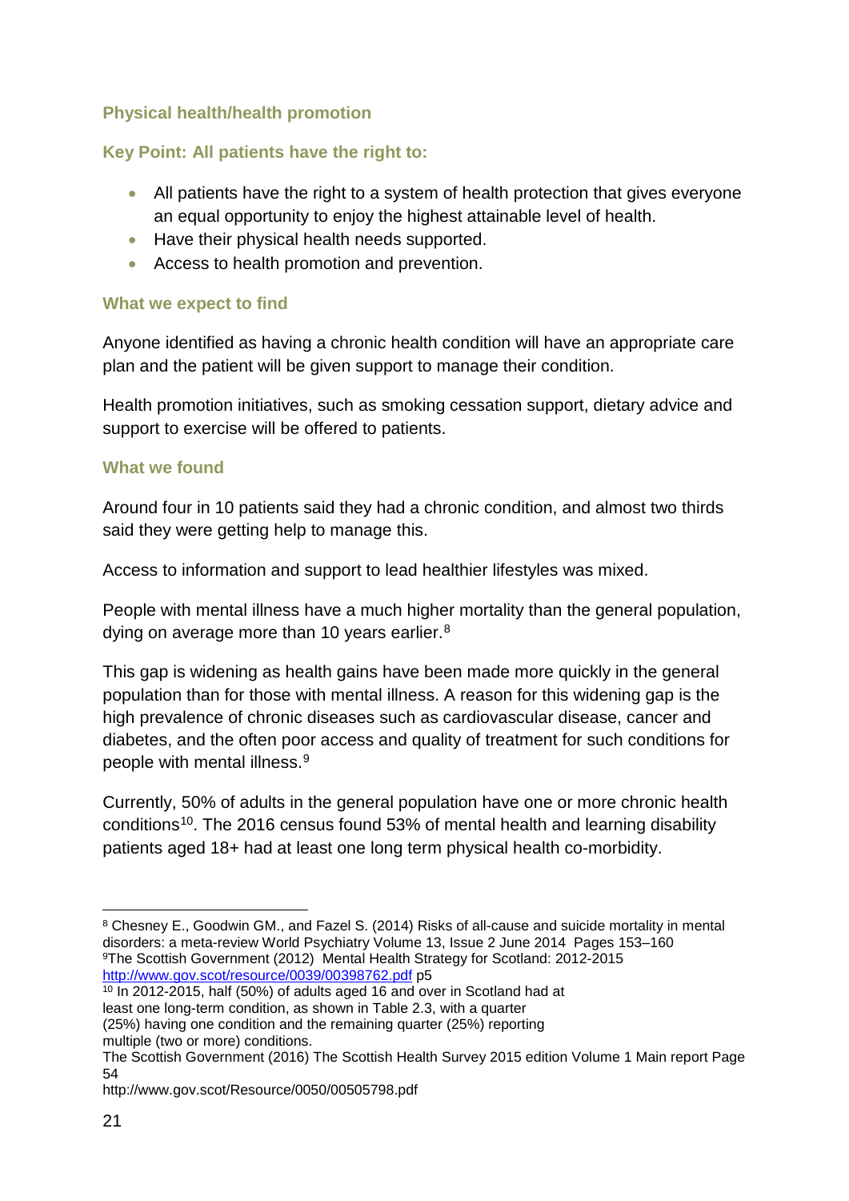## Physical health/health promotion

### Key Point: All patients have the right to:

- All patients have the right to a system of health protection that gives everyone an equal opportunity to enjoy the highest attainable level of health.
- Have their physical health needs supported.
- Access to health promotion and prevention.

### What we expect to find

Anyone identified as having a chronic health condition will have an appropriate care plan and the patient will be given support to manage their condition.

Health promotion initiatives, such as smoking cessation support, dietary advice and support to exercise will be offered to patients.

### What we found

Around four in 10 patients said they had a chronic condition, and almost two thirds said they were getting help to manage this.

Access to information and support to lead healthier lifestyles was mixed.

People with mental illness have a much higher mortality than the general population, dying on average more than 10 years earlier.[8]

This gap is widening as health gains have been made more quickly in the general population than for those with mental illness. A reason for this widening gap is the high prevalence of chronic diseases such as cardiovascular disease, cancer and diabetes, and the often poor access and quality of treatment for such conditions for people with mental illness.[9]

Currently, 50% of adults in the general population have one or more chronic health conditions[10]. The 2016 census found 53% of mental health and learning disability patients aged 18+ had at least one long term physical health co-morbidity.

---

[8] Chesney E., Goodwin GM., and Fazel S. (2014) Risks of all-cause and suicide mortality in mental disorders: a meta-review World Psychiatry Volume 13, Issue 2 June 2014 Pages 153–160

[9] The Scottish Government (2012) Mental Health Strategy for Scotland: 2012-2015 http://www.gov.scot/resource/0039/00398762.pdf p5

[10] In 2012-2015, half (50%) of adults aged 16 and over in Scotland had at least one long-term condition, as shown in Table 2.3, with a quarter (25%) having one condition and the remaining quarter (25%) reporting multiple (two or more) conditions.
The Scottish Government (2016) The Scottish Health Survey 2015 edition Volume 1 Main report Page 54
http://www.gov.scot/Resource/0050/00505798.pdf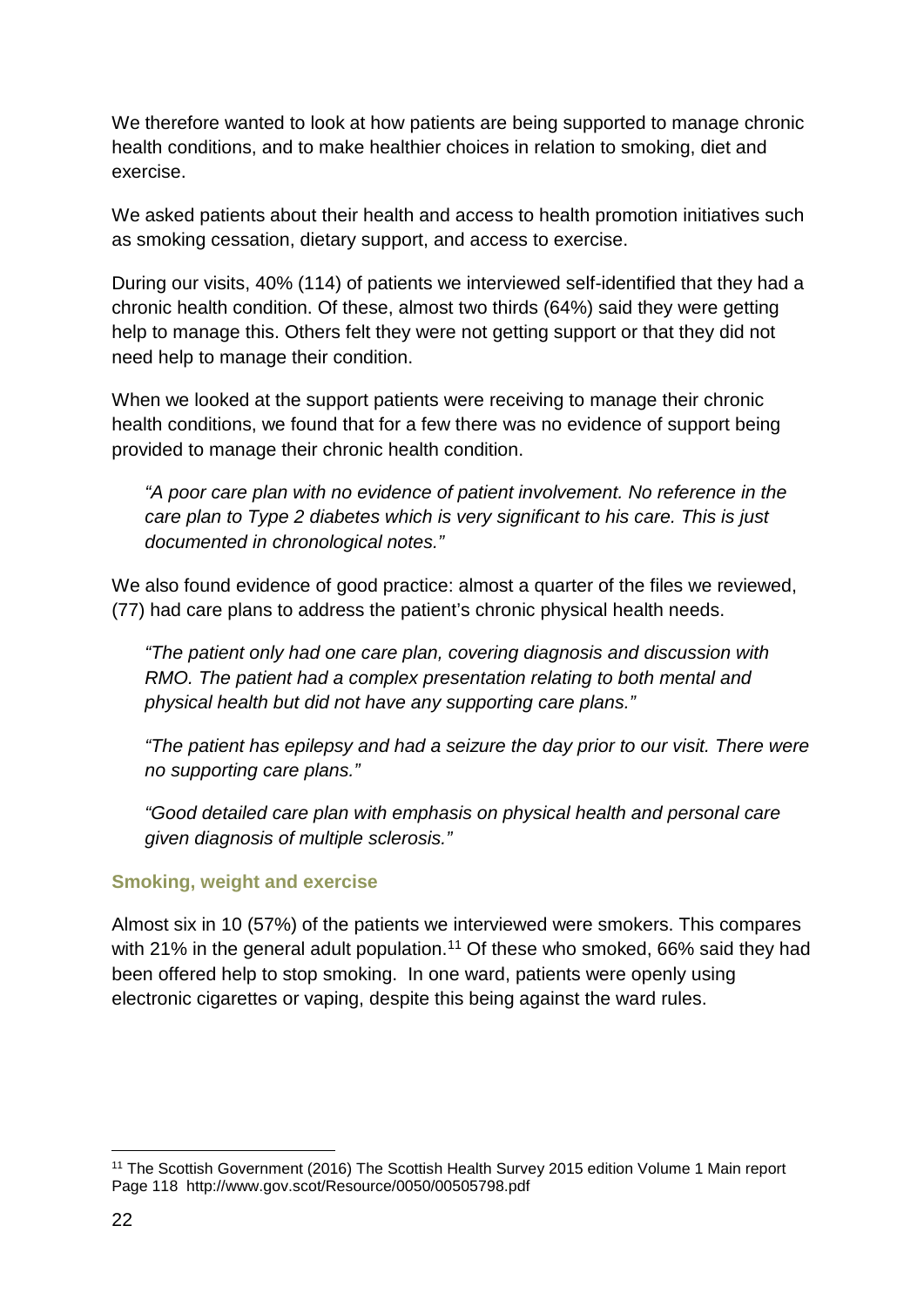We therefore wanted to look at how patients are being supported to manage chronic health conditions, and to make healthier choices in relation to smoking, diet and exercise.

We asked patients about their health and access to health promotion initiatives such as smoking cessation, dietary support, and access to exercise.

During our visits, 40% (114) of patients we interviewed self-identified that they had a chronic health condition. Of these, almost two thirds (64%) said they were getting help to manage this. Others felt they were not getting support or that they did not need help to manage their condition.

When we looked at the support patients were receiving to manage their chronic health conditions, we found that for a few there was no evidence of support being provided to manage their chronic health condition.

> *"A poor care plan with no evidence of patient involvement. No reference in the care plan to Type 2 diabetes which is very significant to his care. This is just documented in chronological notes."*

We also found evidence of good practice: almost a quarter of the files we reviewed, (77) had care plans to address the patient's chronic physical health needs.

> *"The patient only had one care plan, covering diagnosis and discussion with RMO. The patient had a complex presentation relating to both mental and physical health but did not have any supporting care plans."*
>
> *"The patient has epilepsy and had a seizure the day prior to our visit. There were no supporting care plans."*
>
> *"Good detailed care plan with emphasis on physical health and personal care given diagnosis of multiple sclerosis."*

### Smoking, weight and exercise

Almost six in 10 (57%) of the patients we interviewed were smokers. This compares with 21% in the general adult population.[11] Of these who smoked, 66% said they had been offered help to stop smoking. In one ward, patients were openly using electronic cigarettes or vaping, despite this being against the ward rules.

[11] The Scottish Government (2016) The Scottish Health Survey 2015 edition Volume 1 Main report Page 118 http://www.gov.scot/Resource/0050/00505798.pdf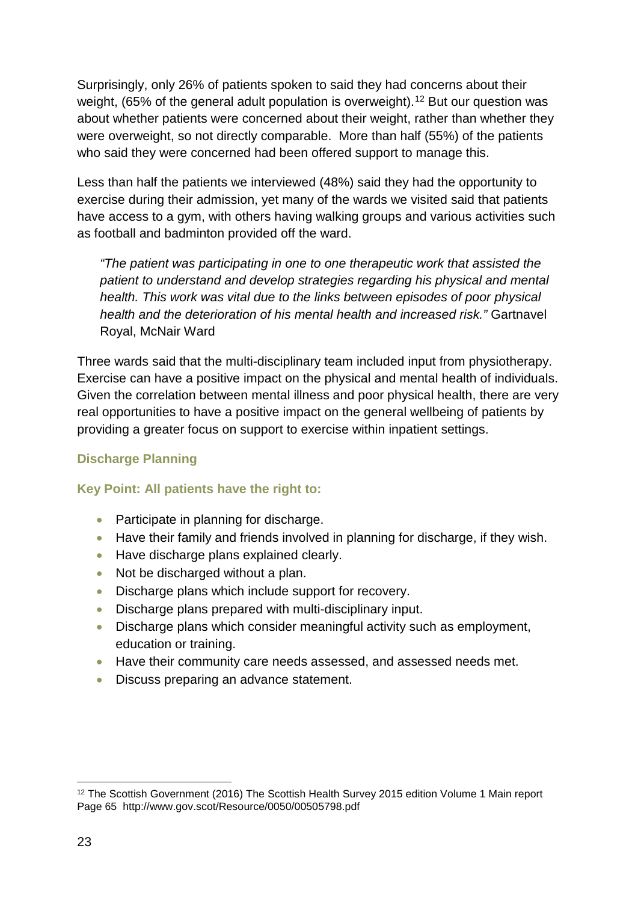Surprisingly, only 26% of patients spoken to said they had concerns about their weight, (65% of the general adult population is overweight).[12] But our question was about whether patients were concerned about their weight, rather than whether they were overweight, so not directly comparable. More than half (55%) of the patients who said they were concerned had been offered support to manage this.

Less than half the patients we interviewed (48%) said they had the opportunity to exercise during their admission, yet many of the wards we visited said that patients have access to a gym, with others having walking groups and various activities such as football and badminton provided off the ward.

> *"The patient was participating in one to one therapeutic work that assisted the patient to understand and develop strategies regarding his physical and mental health. This work was vital due to the links between episodes of poor physical health and the deterioration of his mental health and increased risk."* Gartnavel Royal, McNair Ward

Three wards said that the multi-disciplinary team included input from physiotherapy. Exercise can have a positive impact on the physical and mental health of individuals. Given the correlation between mental illness and poor physical health, there are very real opportunities to have a positive impact on the general wellbeing of patients by providing a greater focus on support to exercise within inpatient settings.

### Discharge Planning

**Key Point: All patients have the right to:**

- Participate in planning for discharge.
- Have their family and friends involved in planning for discharge, if they wish.
- Have discharge plans explained clearly.
- Not be discharged without a plan.
- Discharge plans which include support for recovery.
- Discharge plans prepared with multi-disciplinary input.
- Discharge plans which consider meaningful activity such as employment, education or training.
- Have their community care needs assessed, and assessed needs met.
- Discuss preparing an advance statement.

---

[12] The Scottish Government (2016) The Scottish Health Survey 2015 edition Volume 1 Main report Page 65 http://www.gov.scot/Resource/0050/00505798.pdf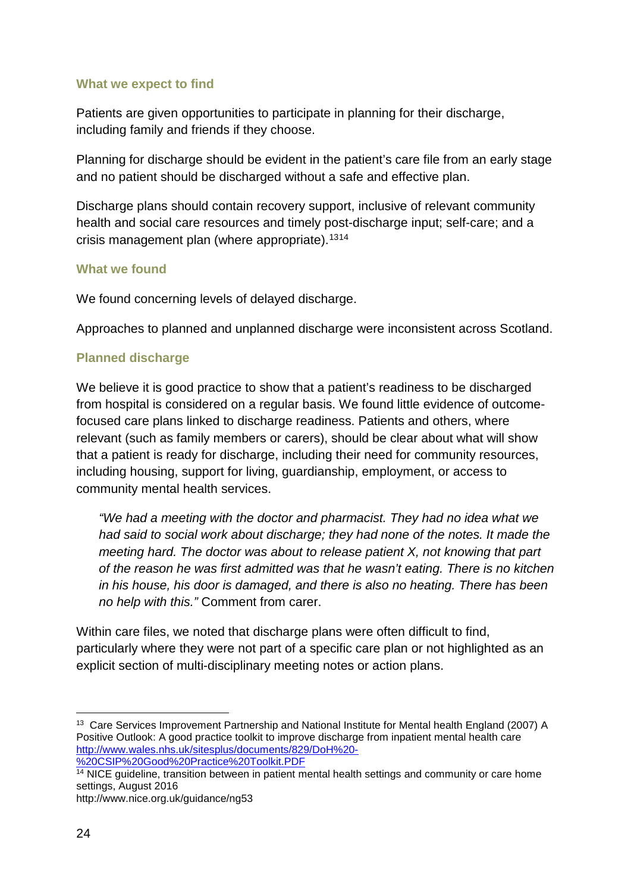### What we expect to find

Patients are given opportunities to participate in planning for their discharge, including family and friends if they choose.

Planning for discharge should be evident in the patient's care file from an early stage and no patient should be discharged without a safe and effective plan.

Discharge plans should contain recovery support, inclusive of relevant community health and social care resources and timely post-discharge input; self-care; and a crisis management plan (where appropriate).[13][14]

### What we found

We found concerning levels of delayed discharge.

Approaches to planned and unplanned discharge were inconsistent across Scotland.

### Planned discharge

We believe it is good practice to show that a patient's readiness to be discharged from hospital is considered on a regular basis. We found little evidence of outcome-focused care plans linked to discharge readiness. Patients and others, where relevant (such as family members or carers), should be clear about what will show that a patient is ready for discharge, including their need for community resources, including housing, support for living, guardianship, employment, or access to community mental health services.

> *"We had a meeting with the doctor and pharmacist. They had no idea what we had said to social work about discharge; they had none of the notes. It made the meeting hard. The doctor was about to release patient X, not knowing that part of the reason he was first admitted was that he wasn't eating. There is no kitchen in his house, his door is damaged, and there is also no heating. There has been no help with this."* Comment from carer.

Within care files, we noted that discharge plans were often difficult to find, particularly where they were not part of a specific care plan or not highlighted as an explicit section of multi-disciplinary meeting notes or action plans.

---

[13] Care Services Improvement Partnership and National Institute for Mental health England (2007) A Positive Outlook: A good practice toolkit to improve discharge from inpatient mental health care http://www.wales.nhs.uk/sitesplus/documents/829/DoH%20-%20CSIP%20Good%20Practice%20Toolkit.PDF

[14] NICE guideline, transition between in patient mental health settings and community or care home settings, August 2016
http://www.nice.org.uk/guidance/ng53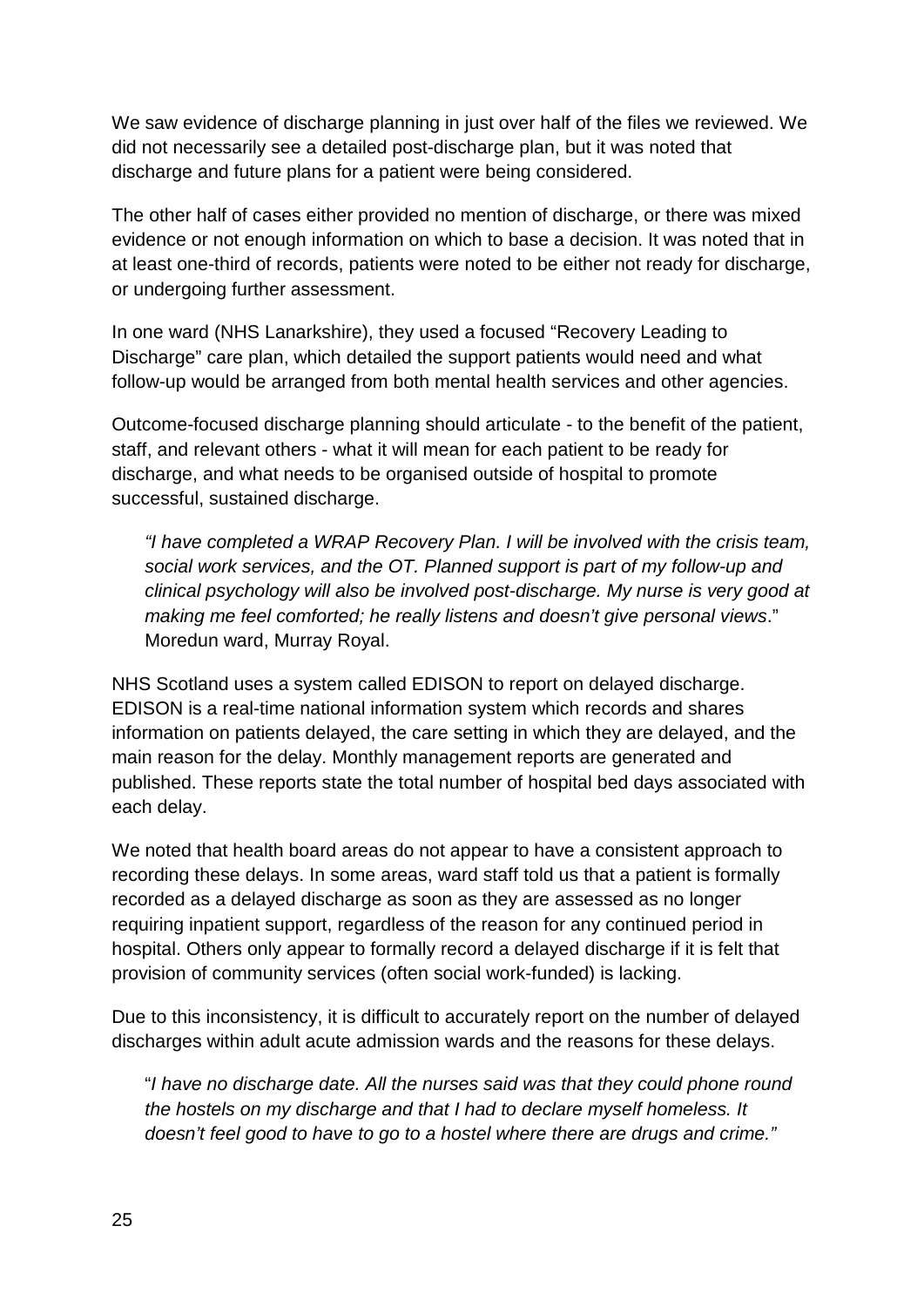We saw evidence of discharge planning in just over half of the files we reviewed. We did not necessarily see a detailed post-discharge plan, but it was noted that discharge and future plans for a patient were being considered.

The other half of cases either provided no mention of discharge, or there was mixed evidence or not enough information on which to base a decision. It was noted that in at least one-third of records, patients were noted to be either not ready for discharge, or undergoing further assessment.

In one ward (NHS Lanarkshire), they used a focused "Recovery Leading to Discharge" care plan, which detailed the support patients would need and what follow-up would be arranged from both mental health services and other agencies.

Outcome-focused discharge planning should articulate - to the benefit of the patient, staff, and relevant others - what it will mean for each patient to be ready for discharge, and what needs to be organised outside of hospital to promote successful, sustained discharge.

> *"I have completed a WRAP Recovery Plan. I will be involved with the crisis team, social work services, and the OT. Planned support is part of my follow-up and clinical psychology will also be involved post-discharge. My nurse is very good at making me feel comforted; he really listens and doesn't give personal views*." Moredun ward, Murray Royal.

NHS Scotland uses a system called EDISON to report on delayed discharge. EDISON is a real-time national information system which records and shares information on patients delayed, the care setting in which they are delayed, and the main reason for the delay. Monthly management reports are generated and published. These reports state the total number of hospital bed days associated with each delay.

We noted that health board areas do not appear to have a consistent approach to recording these delays. In some areas, ward staff told us that a patient is formally recorded as a delayed discharge as soon as they are assessed as no longer requiring inpatient support, regardless of the reason for any continued period in hospital. Others only appear to formally record a delayed discharge if it is felt that provision of community services (often social work-funded) is lacking.

Due to this inconsistency, it is difficult to accurately report on the number of delayed discharges within adult acute admission wards and the reasons for these delays.

> "*I have no discharge date. All the nurses said was that they could phone round the hostels on my discharge and that I had to declare myself homeless. It doesn't feel good to have to go to a hostel where there are drugs and crime."*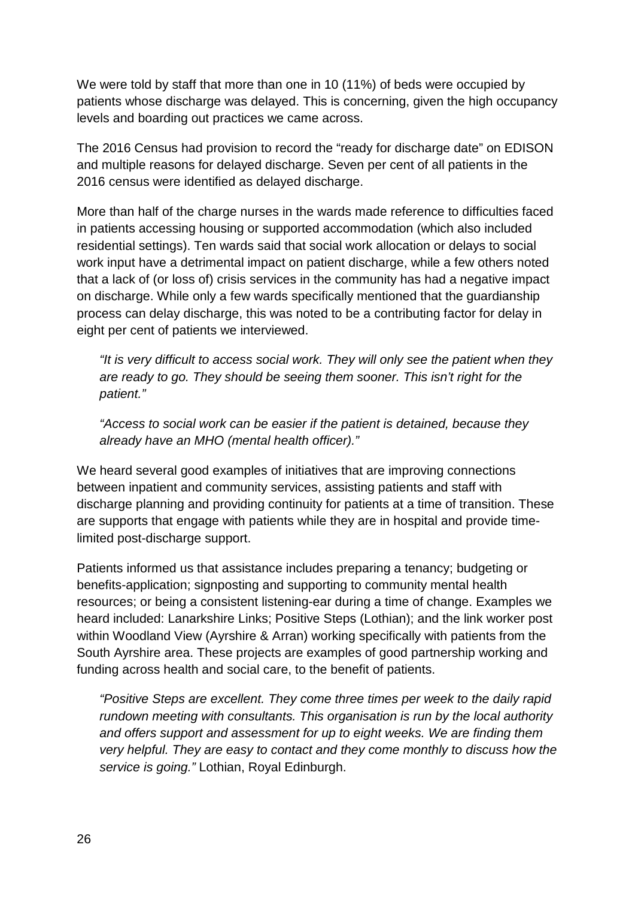We were told by staff that more than one in 10 (11%) of beds were occupied by patients whose discharge was delayed. This is concerning, given the high occupancy levels and boarding out practices we came across.

The 2016 Census had provision to record the "ready for discharge date" on EDISON and multiple reasons for delayed discharge. Seven per cent of all patients in the 2016 census were identified as delayed discharge.

More than half of the charge nurses in the wards made reference to difficulties faced in patients accessing housing or supported accommodation (which also included residential settings). Ten wards said that social work allocation or delays to social work input have a detrimental impact on patient discharge, while a few others noted that a lack of (or loss of) crisis services in the community has had a negative impact on discharge. While only a few wards specifically mentioned that the guardianship process can delay discharge, this was noted to be a contributing factor for delay in eight per cent of patients we interviewed.

> *"It is very difficult to access social work. They will only see the patient when they are ready to go. They should be seeing them sooner. This isn't right for the patient."*

> *"Access to social work can be easier if the patient is detained, because they already have an MHO (mental health officer)."*

We heard several good examples of initiatives that are improving connections between inpatient and community services, assisting patients and staff with discharge planning and providing continuity for patients at a time of transition. These are supports that engage with patients while they are in hospital and provide time-limited post-discharge support.

Patients informed us that assistance includes preparing a tenancy; budgeting or benefits-application; signposting and supporting to community mental health resources; or being a consistent listening-ear during a time of change. Examples we heard included: Lanarkshire Links; Positive Steps (Lothian); and the link worker post within Woodland View (Ayrshire & Arran) working specifically with patients from the South Ayrshire area. These projects are examples of good partnership working and funding across health and social care, to the benefit of patients.

> *"Positive Steps are excellent. They come three times per week to the daily rapid rundown meeting with consultants. This organisation is run by the local authority and offers support and assessment for up to eight weeks. We are finding them very helpful. They are easy to contact and they come monthly to discuss how the service is going."* Lothian, Royal Edinburgh.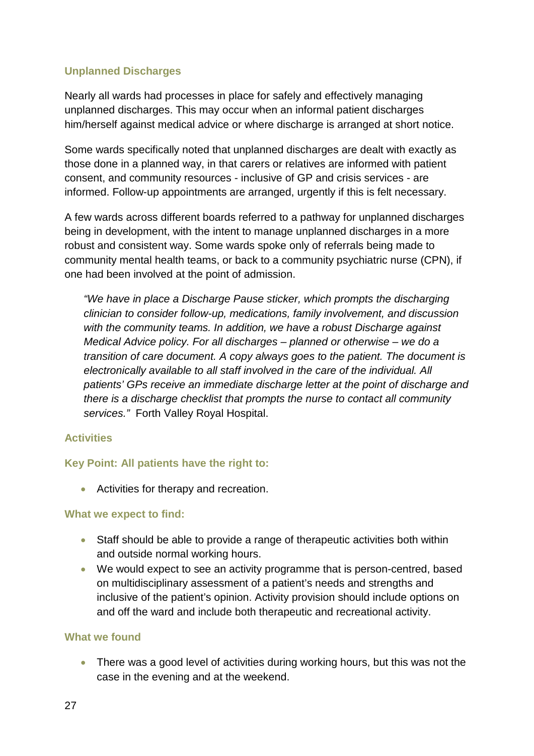### Unplanned Discharges

Nearly all wards had processes in place for safely and effectively managing unplanned discharges. This may occur when an informal patient discharges him/herself against medical advice or where discharge is arranged at short notice.

Some wards specifically noted that unplanned discharges are dealt with exactly as those done in a planned way, in that carers or relatives are informed with patient consent, and community resources - inclusive of GP and crisis services - are informed. Follow-up appointments are arranged, urgently if this is felt necessary.

A few wards across different boards referred to a pathway for unplanned discharges being in development, with the intent to manage unplanned discharges in a more robust and consistent way. Some wards spoke only of referrals being made to community mental health teams, or back to a community psychiatric nurse (CPN), if one had been involved at the point of admission.

> *"We have in place a Discharge Pause sticker, which prompts the discharging clinician to consider follow-up, medications, family involvement, and discussion with the community teams. In addition, we have a robust Discharge against Medical Advice policy. For all discharges – planned or otherwise – we do a transition of care document. A copy always goes to the patient. The document is electronically available to all staff involved in the care of the individual. All patients' GPs receive an immediate discharge letter at the point of discharge and there is a discharge checklist that prompts the nurse to contact all community services."* Forth Valley Royal Hospital.

### Activities

#### Key Point: All patients have the right to:

- Activities for therapy and recreation.

#### What we expect to find:

- Staff should be able to provide a range of therapeutic activities both within and outside normal working hours.
- We would expect to see an activity programme that is person-centred, based on multidisciplinary assessment of a patient's needs and strengths and inclusive of the patient's opinion. Activity provision should include options on and off the ward and include both therapeutic and recreational activity.

#### What we found

- There was a good level of activities during working hours, but this was not the case in the evening and at the weekend.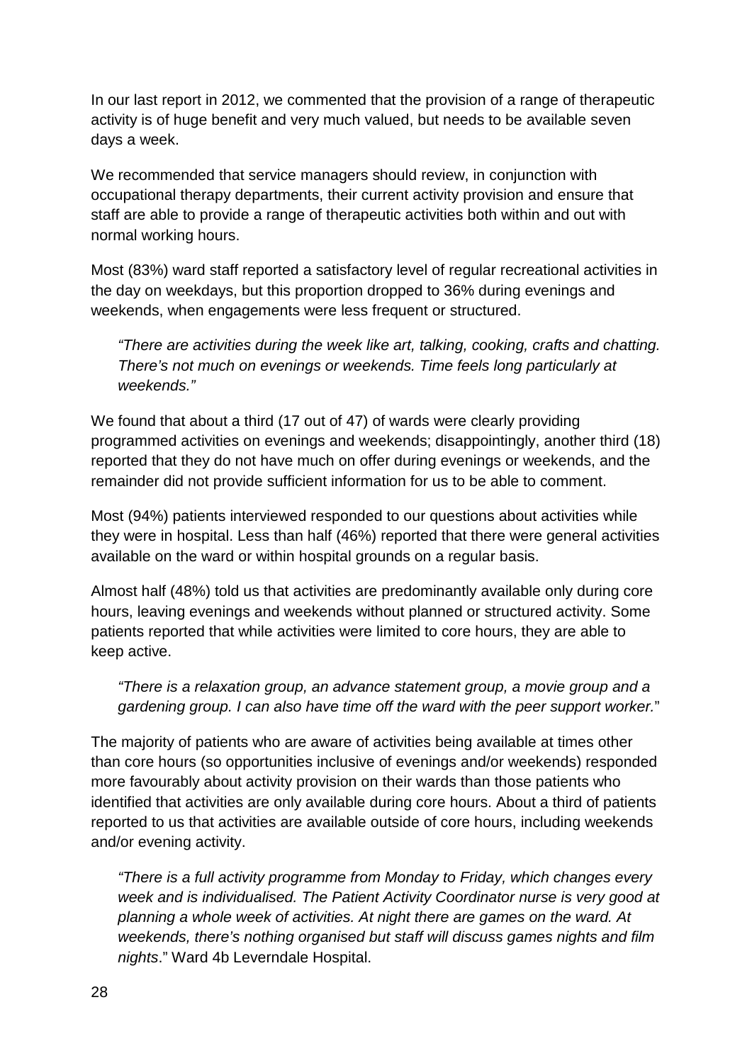In our last report in 2012, we commented that the provision of a range of therapeutic activity is of huge benefit and very much valued, but needs to be available seven days a week.

We recommended that service managers should review, in conjunction with occupational therapy departments, their current activity provision and ensure that staff are able to provide a range of therapeutic activities both within and out with normal working hours.

Most (83%) ward staff reported a satisfactory level of regular recreational activities in the day on weekdays, but this proportion dropped to 36% during evenings and weekends, when engagements were less frequent or structured.

> *"There are activities during the week like art, talking, cooking, crafts and chatting. There's not much on evenings or weekends. Time feels long particularly at weekends."*

We found that about a third (17 out of 47) of wards were clearly providing programmed activities on evenings and weekends; disappointingly, another third (18) reported that they do not have much on offer during evenings or weekends, and the remainder did not provide sufficient information for us to be able to comment.

Most (94%) patients interviewed responded to our questions about activities while they were in hospital. Less than half (46%) reported that there were general activities available on the ward or within hospital grounds on a regular basis.

Almost half (48%) told us that activities are predominantly available only during core hours, leaving evenings and weekends without planned or structured activity. Some patients reported that while activities were limited to core hours, they are able to keep active.

> *"There is a relaxation group, an advance statement group, a movie group and a gardening group. I can also have time off the ward with the peer support worker.*"

The majority of patients who are aware of activities being available at times other than core hours (so opportunities inclusive of evenings and/or weekends) responded more favourably about activity provision on their wards than those patients who identified that activities are only available during core hours. About a third of patients reported to us that activities are available outside of core hours, including weekends and/or evening activity.

> *"There is a full activity programme from Monday to Friday, which changes every week and is individualised. The Patient Activity Coordinator nurse is very good at planning a whole week of activities. At night there are games on the ward. At weekends, there's nothing organised but staff will discuss games nights and film nights*." Ward 4b Leverndale Hospital.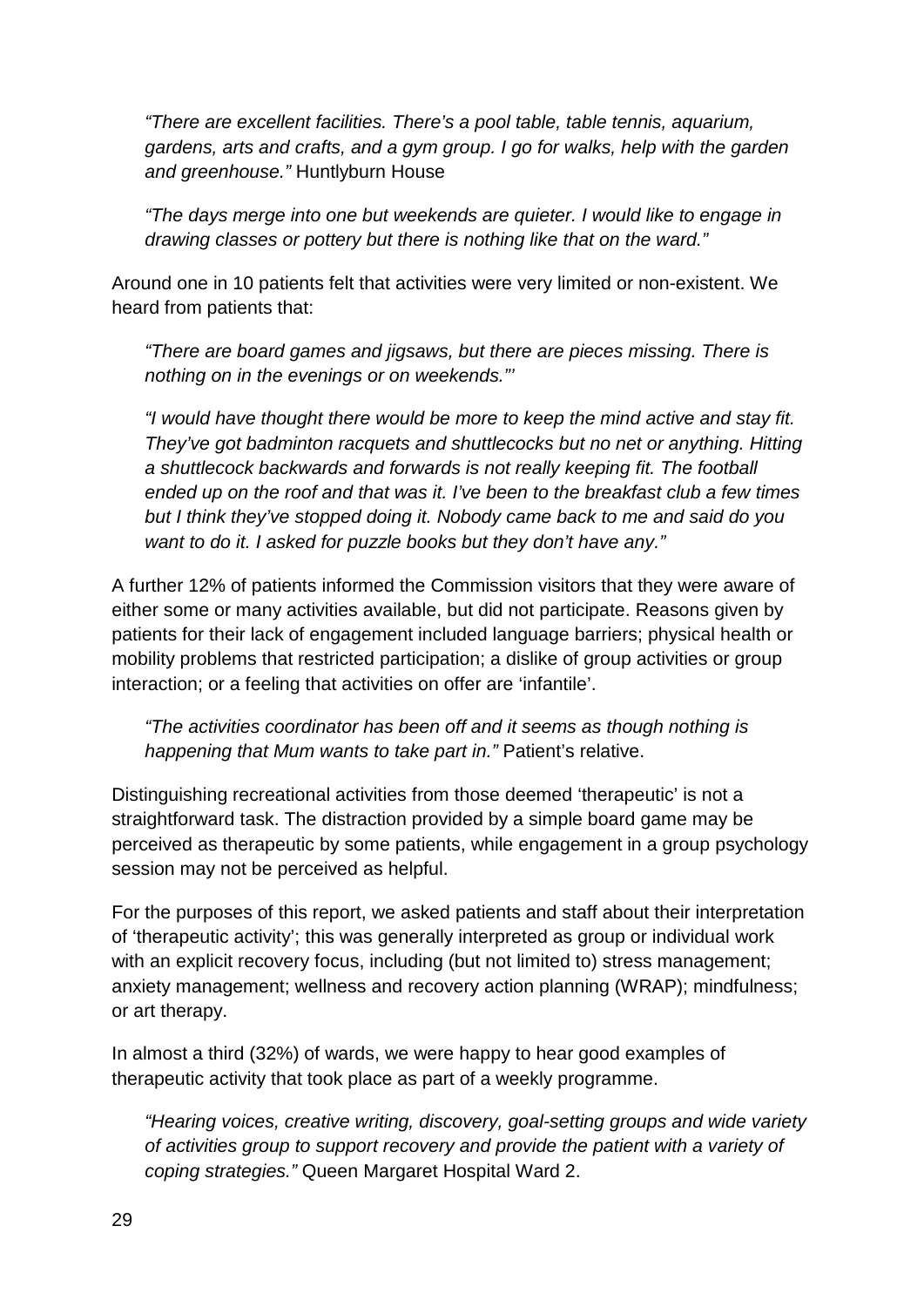*"There are excellent facilities. There's a pool table, table tennis, aquarium, gardens, arts and crafts, and a gym group. I go for walks, help with the garden and greenhouse."* Huntlyburn House

*"The days merge into one but weekends are quieter. I would like to engage in drawing classes or pottery but there is nothing like that on the ward."*

Around one in 10 patients felt that activities were very limited or non-existent. We heard from patients that:

*"There are board games and jigsaws, but there are pieces missing. There is nothing on in the evenings or on weekends."'*

*"I would have thought there would be more to keep the mind active and stay fit. They've got badminton racquets and shuttlecocks but no net or anything. Hitting a shuttlecock backwards and forwards is not really keeping fit. The football ended up on the roof and that was it. I've been to the breakfast club a few times but I think they've stopped doing it. Nobody came back to me and said do you want to do it. I asked for puzzle books but they don't have any."*

A further 12% of patients informed the Commission visitors that they were aware of either some or many activities available, but did not participate. Reasons given by patients for their lack of engagement included language barriers; physical health or mobility problems that restricted participation; a dislike of group activities or group interaction; or a feeling that activities on offer are 'infantile'.

*"The activities coordinator has been off and it seems as though nothing is happening that Mum wants to take part in."* Patient's relative.

Distinguishing recreational activities from those deemed 'therapeutic' is not a straightforward task. The distraction provided by a simple board game may be perceived as therapeutic by some patients, while engagement in a group psychology session may not be perceived as helpful.

For the purposes of this report, we asked patients and staff about their interpretation of 'therapeutic activity'; this was generally interpreted as group or individual work with an explicit recovery focus, including (but not limited to) stress management; anxiety management; wellness and recovery action planning (WRAP); mindfulness; or art therapy.

In almost a third (32%) of wards, we were happy to hear good examples of therapeutic activity that took place as part of a weekly programme.

*"Hearing voices, creative writing, discovery, goal-setting groups and wide variety of activities group to support recovery and provide the patient with a variety of coping strategies."* Queen Margaret Hospital Ward 2.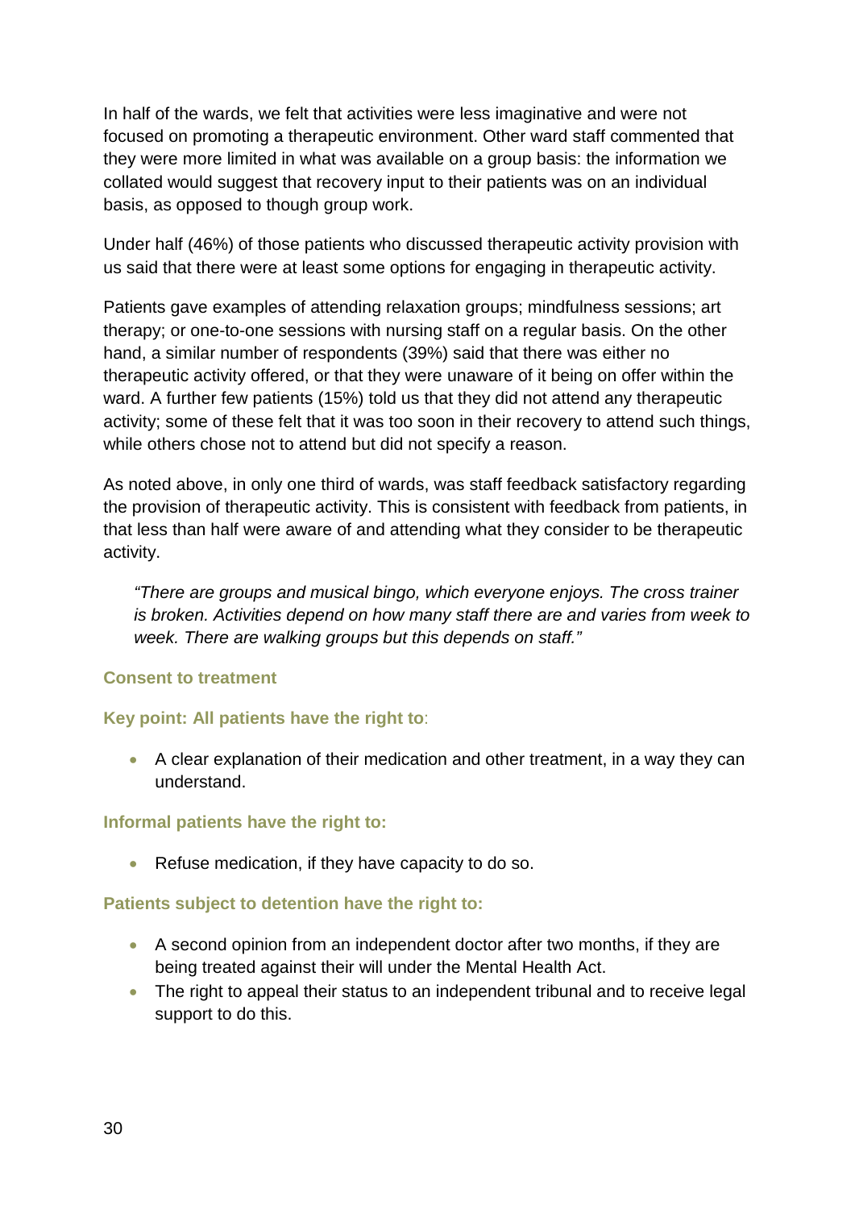In half of the wards, we felt that activities were less imaginative and were not focused on promoting a therapeutic environment. Other ward staff commented that they were more limited in what was available on a group basis: the information we collated would suggest that recovery input to their patients was on an individual basis, as opposed to though group work.

Under half (46%) of those patients who discussed therapeutic activity provision with us said that there were at least some options for engaging in therapeutic activity.

Patients gave examples of attending relaxation groups; mindfulness sessions; art therapy; or one-to-one sessions with nursing staff on a regular basis. On the other hand, a similar number of respondents (39%) said that there was either no therapeutic activity offered, or that they were unaware of it being on offer within the ward. A further few patients (15%) told us that they did not attend any therapeutic activity; some of these felt that it was too soon in their recovery to attend such things, while others chose not to attend but did not specify a reason.

As noted above, in only one third of wards, was staff feedback satisfactory regarding the provision of therapeutic activity. This is consistent with feedback from patients, in that less than half were aware of and attending what they consider to be therapeutic activity.

> *"There are groups and musical bingo, which everyone enjoys. The cross trainer is broken. Activities depend on how many staff there are and varies from week to week. There are walking groups but this depends on staff."*

### Consent to treatment

**Key point: All patients have the right to**:

- A clear explanation of their medication and other treatment, in a way they can understand.

**Informal patients have the right to:**

- Refuse medication, if they have capacity to do so.

**Patients subject to detention have the right to:**

- A second opinion from an independent doctor after two months, if they are being treated against their will under the Mental Health Act.
- The right to appeal their status to an independent tribunal and to receive legal support to do this.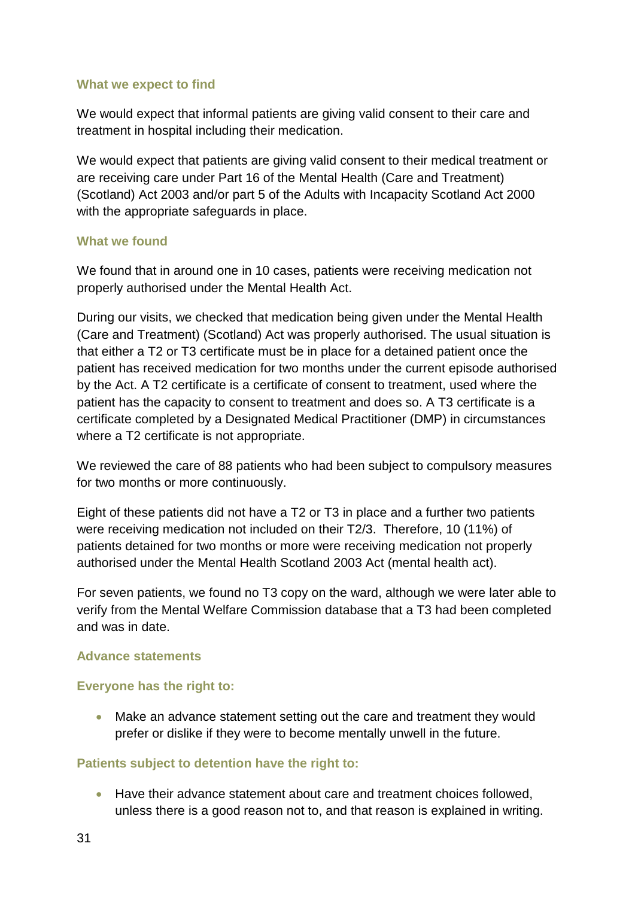### What we expect to find

We would expect that informal patients are giving valid consent to their care and treatment in hospital including their medication.

We would expect that patients are giving valid consent to their medical treatment or are receiving care under Part 16 of the Mental Health (Care and Treatment) (Scotland) Act 2003 and/or part 5 of the Adults with Incapacity Scotland Act 2000 with the appropriate safeguards in place.

### What we found

We found that in around one in 10 cases, patients were receiving medication not properly authorised under the Mental Health Act.

During our visits, we checked that medication being given under the Mental Health (Care and Treatment) (Scotland) Act was properly authorised. The usual situation is that either a T2 or T3 certificate must be in place for a detained patient once the patient has received medication for two months under the current episode authorised by the Act. A T2 certificate is a certificate of consent to treatment, used where the patient has the capacity to consent to treatment and does so. A T3 certificate is a certificate completed by a Designated Medical Practitioner (DMP) in circumstances where a T2 certificate is not appropriate.

We reviewed the care of 88 patients who had been subject to compulsory measures for two months or more continuously.

Eight of these patients did not have a T2 or T3 in place and a further two patients were receiving medication not included on their T2/3. Therefore, 10 (11%) of patients detained for two months or more were receiving medication not properly authorised under the Mental Health Scotland 2003 Act (mental health act).

For seven patients, we found no T3 copy on the ward, although we were later able to verify from the Mental Welfare Commission database that a T3 had been completed and was in date.

### Advance statements

#### Everyone has the right to:

- Make an advance statement setting out the care and treatment they would prefer or dislike if they were to become mentally unwell in the future.

#### Patients subject to detention have the right to:

- Have their advance statement about care and treatment choices followed, unless there is a good reason not to, and that reason is explained in writing.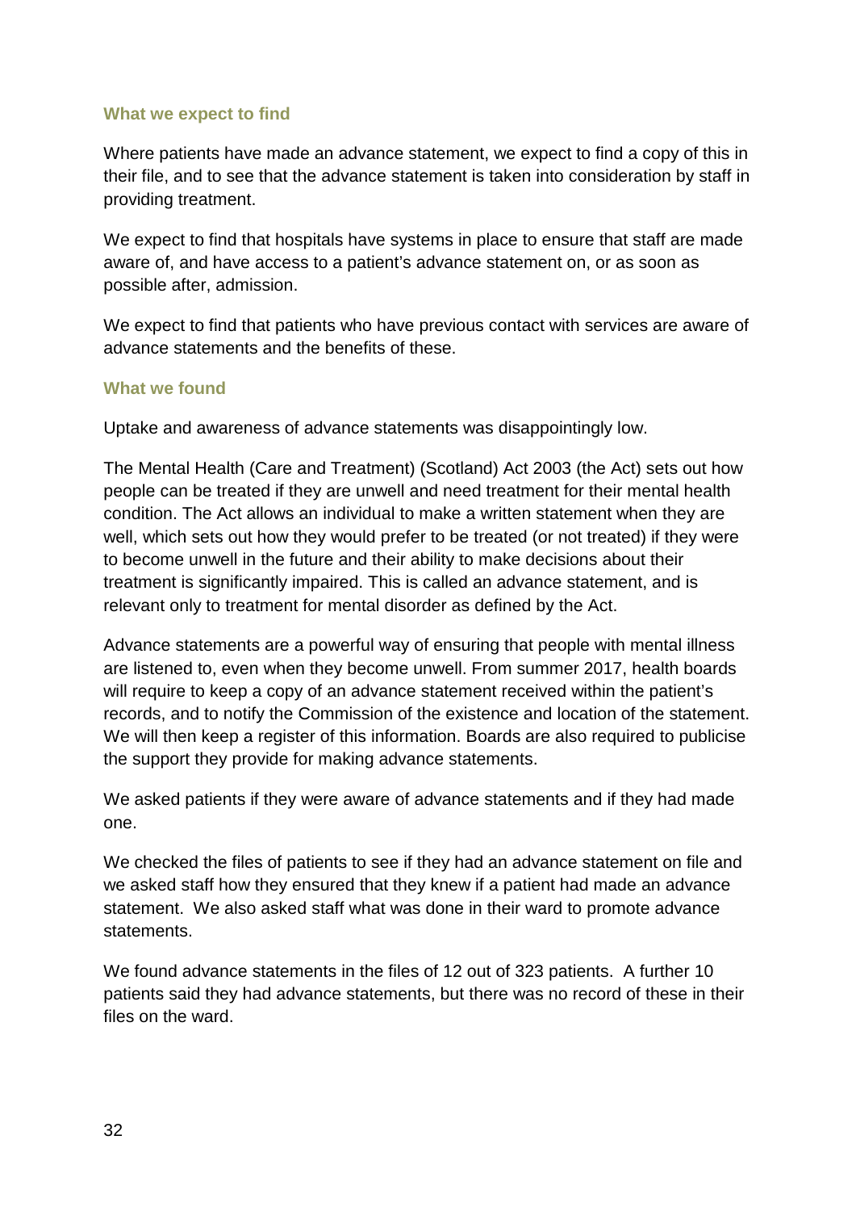### What we expect to find

Where patients have made an advance statement, we expect to find a copy of this in their file, and to see that the advance statement is taken into consideration by staff in providing treatment.

We expect to find that hospitals have systems in place to ensure that staff are made aware of, and have access to a patient's advance statement on, or as soon as possible after, admission.

We expect to find that patients who have previous contact with services are aware of advance statements and the benefits of these.

### What we found

Uptake and awareness of advance statements was disappointingly low.

The Mental Health (Care and Treatment) (Scotland) Act 2003 (the Act) sets out how people can be treated if they are unwell and need treatment for their mental health condition. The Act allows an individual to make a written statement when they are well, which sets out how they would prefer to be treated (or not treated) if they were to become unwell in the future and their ability to make decisions about their treatment is significantly impaired. This is called an advance statement, and is relevant only to treatment for mental disorder as defined by the Act.

Advance statements are a powerful way of ensuring that people with mental illness are listened to, even when they become unwell. From summer 2017, health boards will require to keep a copy of an advance statement received within the patient's records, and to notify the Commission of the existence and location of the statement. We will then keep a register of this information. Boards are also required to publicise the support they provide for making advance statements.

We asked patients if they were aware of advance statements and if they had made one.

We checked the files of patients to see if they had an advance statement on file and we asked staff how they ensured that they knew if a patient had made an advance statement. We also asked staff what was done in their ward to promote advance statements.

We found advance statements in the files of 12 out of 323 patients. A further 10 patients said they had advance statements, but there was no record of these in their files on the ward.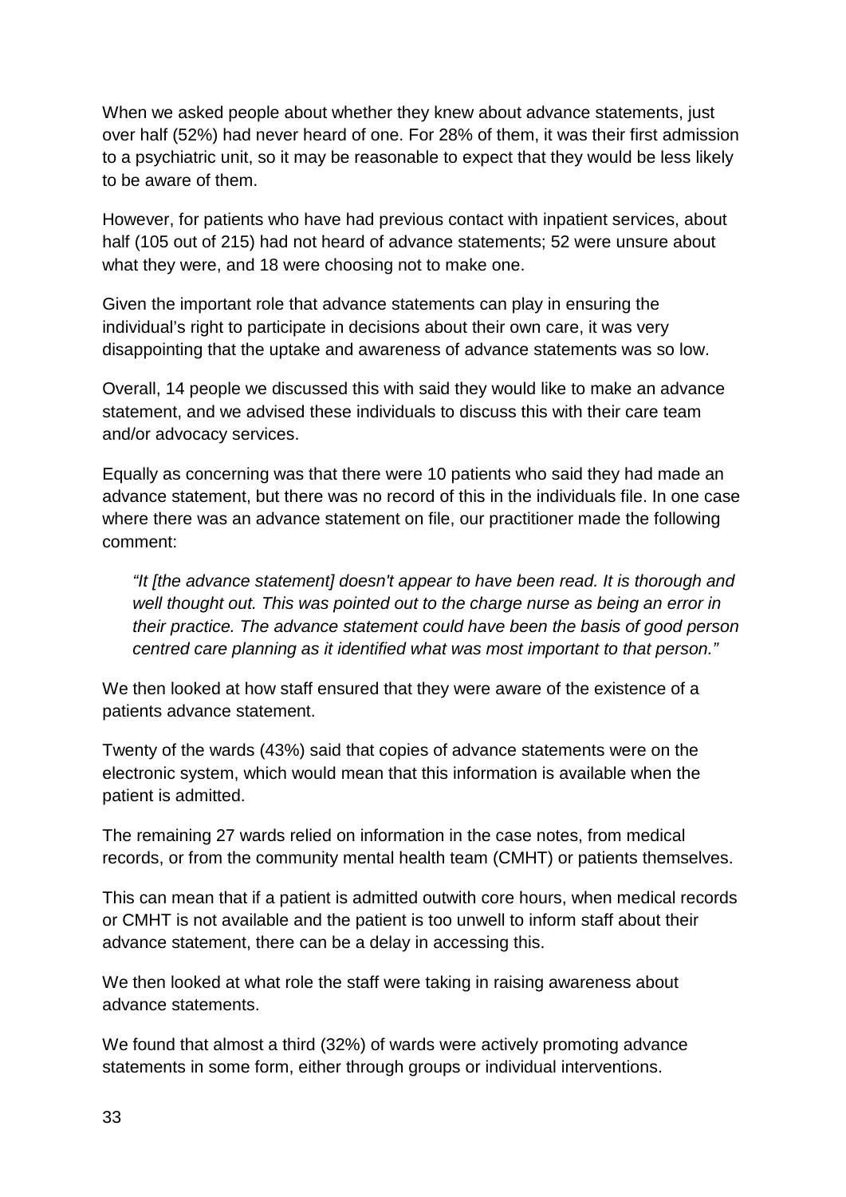When we asked people about whether they knew about advance statements, just over half (52%) had never heard of one. For 28% of them, it was their first admission to a psychiatric unit, so it may be reasonable to expect that they would be less likely to be aware of them.

However, for patients who have had previous contact with inpatient services, about half (105 out of 215) had not heard of advance statements; 52 were unsure about what they were, and 18 were choosing not to make one.

Given the important role that advance statements can play in ensuring the individual's right to participate in decisions about their own care, it was very disappointing that the uptake and awareness of advance statements was so low.

Overall, 14 people we discussed this with said they would like to make an advance statement, and we advised these individuals to discuss this with their care team and/or advocacy services.

Equally as concerning was that there were 10 patients who said they had made an advance statement, but there was no record of this in the individuals file. In one case where there was an advance statement on file, our practitioner made the following comment:

> *"It [the advance statement] doesn't appear to have been read. It is thorough and well thought out. This was pointed out to the charge nurse as being an error in their practice. The advance statement could have been the basis of good person centred care planning as it identified what was most important to that person."*

We then looked at how staff ensured that they were aware of the existence of a patients advance statement.

Twenty of the wards (43%) said that copies of advance statements were on the electronic system, which would mean that this information is available when the patient is admitted.

The remaining 27 wards relied on information in the case notes, from medical records, or from the community mental health team (CMHT) or patients themselves.

This can mean that if a patient is admitted outwith core hours, when medical records or CMHT is not available and the patient is too unwell to inform staff about their advance statement, there can be a delay in accessing this.

We then looked at what role the staff were taking in raising awareness about advance statements.

We found that almost a third (32%) of wards were actively promoting advance statements in some form, either through groups or individual interventions.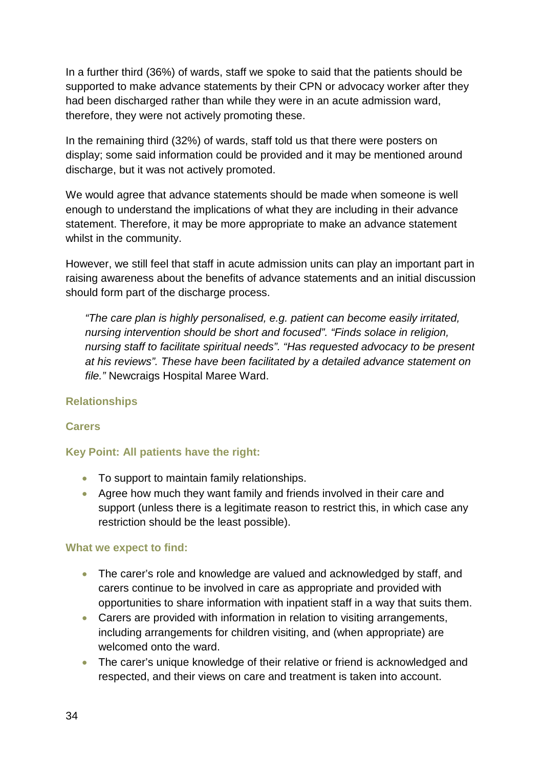In a further third (36%) of wards, staff we spoke to said that the patients should be supported to make advance statements by their CPN or advocacy worker after they had been discharged rather than while they were in an acute admission ward, therefore, they were not actively promoting these.

In the remaining third (32%) of wards, staff told us that there were posters on display; some said information could be provided and it may be mentioned around discharge, but it was not actively promoted.

We would agree that advance statements should be made when someone is well enough to understand the implications of what they are including in their advance statement. Therefore, it may be more appropriate to make an advance statement whilst in the community.

However, we still feel that staff in acute admission units can play an important part in raising awareness about the benefits of advance statements and an initial discussion should form part of the discharge process.

> *"The care plan is highly personalised, e.g. patient can become easily irritated, nursing intervention should be short and focused". "Finds solace in religion, nursing staff to facilitate spiritual needs". "Has requested advocacy to be present at his reviews". These have been facilitated by a detailed advance statement on file."* Newcraigs Hospital Maree Ward.

### Relationships

#### Carers

**Key Point: All patients have the right:**

- To support to maintain family relationships.
- Agree how much they want family and friends involved in their care and support (unless there is a legitimate reason to restrict this, in which case any restriction should be the least possible).

**What we expect to find:**

- The carer's role and knowledge are valued and acknowledged by staff, and carers continue to be involved in care as appropriate and provided with opportunities to share information with inpatient staff in a way that suits them.
- Carers are provided with information in relation to visiting arrangements, including arrangements for children visiting, and (when appropriate) are welcomed onto the ward.
- The carer's unique knowledge of their relative or friend is acknowledged and respected, and their views on care and treatment is taken into account.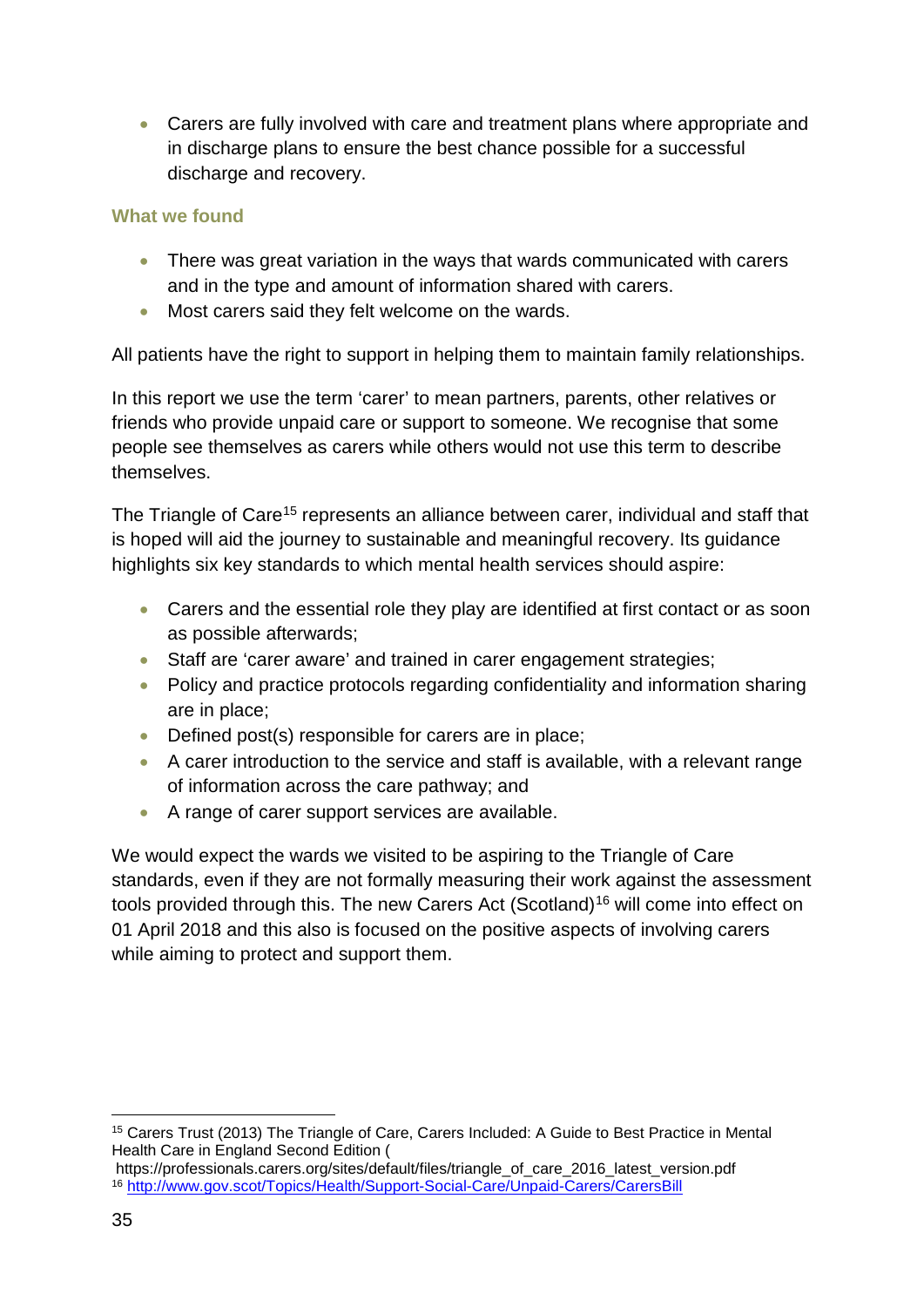- Carers are fully involved with care and treatment plans where appropriate and in discharge plans to ensure the best chance possible for a successful discharge and recovery.

### What we found

- There was great variation in the ways that wards communicated with carers and in the type and amount of information shared with carers.
- Most carers said they felt welcome on the wards.

All patients have the right to support in helping them to maintain family relationships.

In this report we use the term 'carer' to mean partners, parents, other relatives or friends who provide unpaid care or support to someone. We recognise that some people see themselves as carers while others would not use this term to describe themselves.

The Triangle of Care[15] represents an alliance between carer, individual and staff that is hoped will aid the journey to sustainable and meaningful recovery. Its guidance highlights six key standards to which mental health services should aspire:

- Carers and the essential role they play are identified at first contact or as soon as possible afterwards;
- Staff are 'carer aware' and trained in carer engagement strategies;
- Policy and practice protocols regarding confidentiality and information sharing are in place;
- Defined post(s) responsible for carers are in place;
- A carer introduction to the service and staff is available, with a relevant range of information across the care pathway; and
- A range of carer support services are available.

We would expect the wards we visited to be aspiring to the Triangle of Care standards, even if they are not formally measuring their work against the assessment tools provided through this. The new Carers Act (Scotland)[16] will come into effect on 01 April 2018 and this also is focused on the positive aspects of involving carers while aiming to protect and support them.

---

[15] Carers Trust (2013) The Triangle of Care, Carers Included: A Guide to Best Practice in Mental Health Care in England Second Edition ( https://professionals.carers.org/sites/default/files/triangle_of_care_2016_latest_version.pdf

[16] http://www.gov.scot/Topics/Health/Support-Social-Care/Unpaid-Carers/CarersBill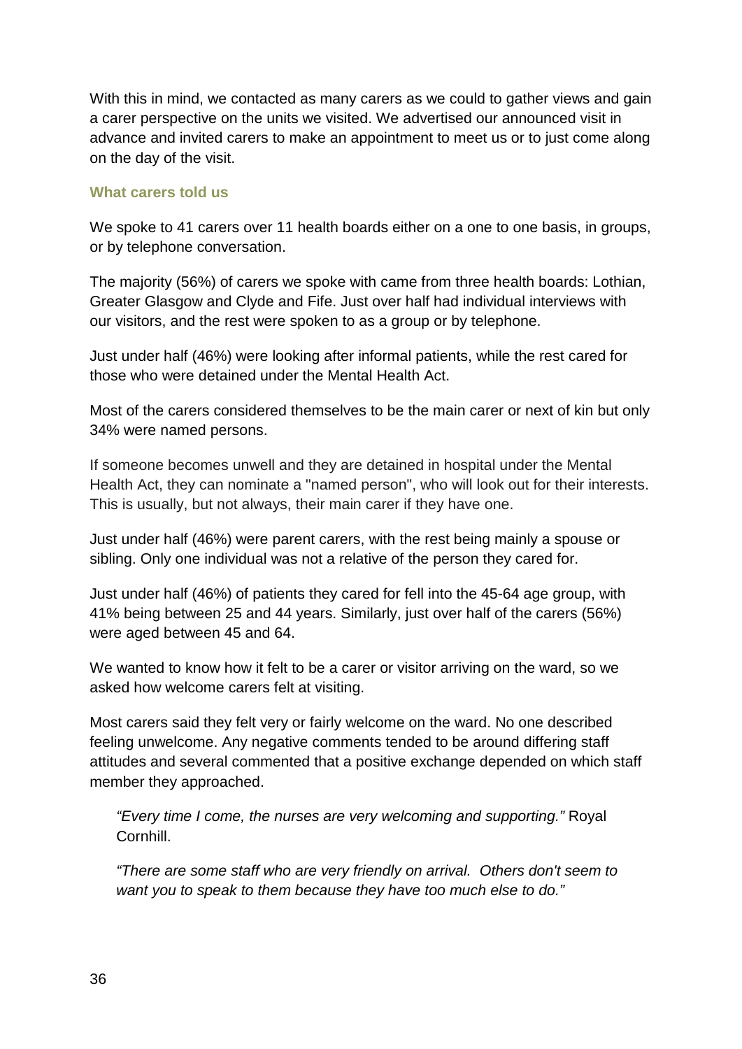With this in mind, we contacted as many carers as we could to gather views and gain a carer perspective on the units we visited. We advertised our announced visit in advance and invited carers to make an appointment to meet us or to just come along on the day of the visit.

### What carers told us

We spoke to 41 carers over 11 health boards either on a one to one basis, in groups, or by telephone conversation.

The majority (56%) of carers we spoke with came from three health boards: Lothian, Greater Glasgow and Clyde and Fife. Just over half had individual interviews with our visitors, and the rest were spoken to as a group or by telephone.

Just under half (46%) were looking after informal patients, while the rest cared for those who were detained under the Mental Health Act.

Most of the carers considered themselves to be the main carer or next of kin but only 34% were named persons.

If someone becomes unwell and they are detained in hospital under the Mental Health Act, they can nominate a "named person", who will look out for their interests. This is usually, but not always, their main carer if they have one.

Just under half (46%) were parent carers, with the rest being mainly a spouse or sibling. Only one individual was not a relative of the person they cared for.

Just under half (46%) of patients they cared for fell into the 45-64 age group, with 41% being between 25 and 44 years. Similarly, just over half of the carers (56%) were aged between 45 and 64.

We wanted to know how it felt to be a carer or visitor arriving on the ward, so we asked how welcome carers felt at visiting.

Most carers said they felt very or fairly welcome on the ward. No one described feeling unwelcome. Any negative comments tended to be around differing staff attitudes and several commented that a positive exchange depended on which staff member they approached.

> *"Every time I come, the nurses are very welcoming and supporting."* Royal Cornhill.

> *"There are some staff who are very friendly on arrival. Others don't seem to want you to speak to them because they have too much else to do."*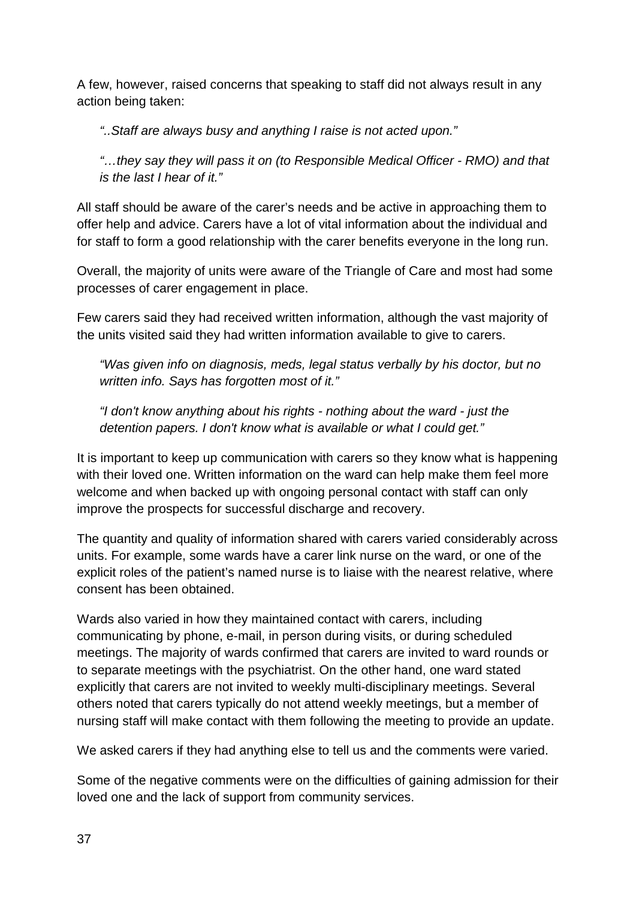A few, however, raised concerns that speaking to staff did not always result in any action being taken:

> *"..Staff are always busy and anything I raise is not acted upon."*
>
> *"…they say they will pass it on (to Responsible Medical Officer - RMO) and that is the last I hear of it."*

All staff should be aware of the carer's needs and be active in approaching them to offer help and advice. Carers have a lot of vital information about the individual and for staff to form a good relationship with the carer benefits everyone in the long run.

Overall, the majority of units were aware of the Triangle of Care and most had some processes of carer engagement in place.

Few carers said they had received written information, although the vast majority of the units visited said they had written information available to give to carers.

> *"Was given info on diagnosis, meds, legal status verbally by his doctor, but no written info. Says has forgotten most of it."*
>
> *"I don't know anything about his rights - nothing about the ward - just the detention papers. I don't know what is available or what I could get."*

It is important to keep up communication with carers so they know what is happening with their loved one. Written information on the ward can help make them feel more welcome and when backed up with ongoing personal contact with staff can only improve the prospects for successful discharge and recovery.

The quantity and quality of information shared with carers varied considerably across units. For example, some wards have a carer link nurse on the ward, or one of the explicit roles of the patient's named nurse is to liaise with the nearest relative, where consent has been obtained.

Wards also varied in how they maintained contact with carers, including communicating by phone, e-mail, in person during visits, or during scheduled meetings. The majority of wards confirmed that carers are invited to ward rounds or to separate meetings with the psychiatrist. On the other hand, one ward stated explicitly that carers are not invited to weekly multi-disciplinary meetings. Several others noted that carers typically do not attend weekly meetings, but a member of nursing staff will make contact with them following the meeting to provide an update.

We asked carers if they had anything else to tell us and the comments were varied.

Some of the negative comments were on the difficulties of gaining admission for their loved one and the lack of support from community services.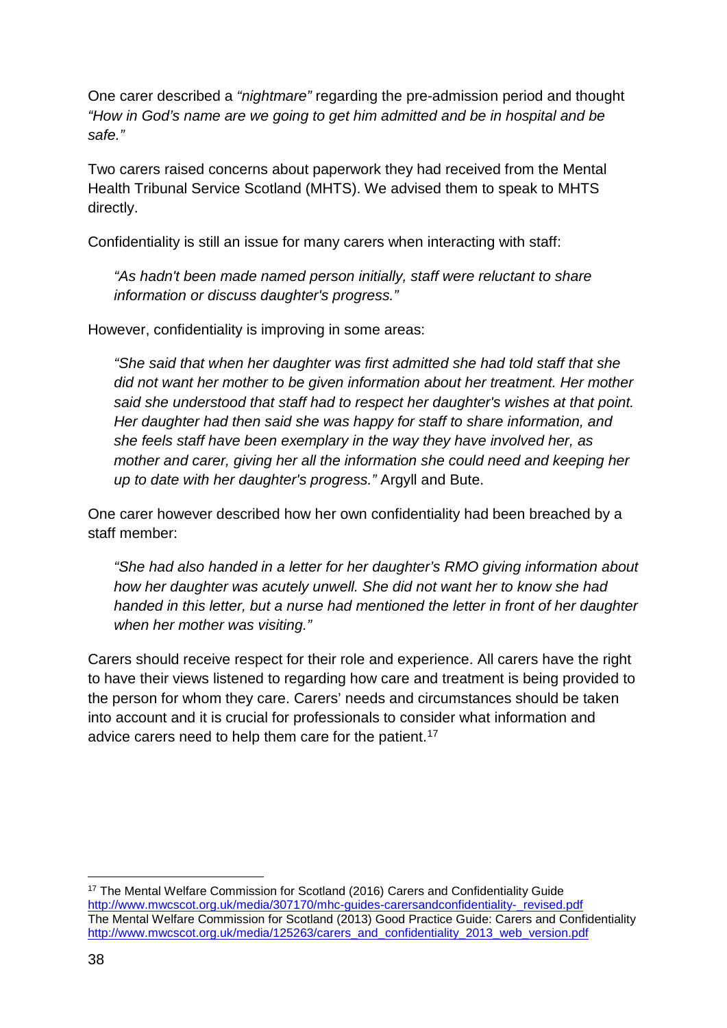One carer described a *"nightmare"* regarding the pre-admission period and thought *"How in God's name are we going to get him admitted and be in hospital and be safe."*

Two carers raised concerns about paperwork they had received from the Mental Health Tribunal Service Scotland (MHTS). We advised them to speak to MHTS directly.

Confidentiality is still an issue for many carers when interacting with staff:

> *"As hadn't been made named person initially, staff were reluctant to share information or discuss daughter's progress."*

However, confidentiality is improving in some areas:

> *"She said that when her daughter was first admitted she had told staff that she did not want her mother to be given information about her treatment. Her mother said she understood that staff had to respect her daughter's wishes at that point. Her daughter had then said she was happy for staff to share information, and she feels staff have been exemplary in the way they have involved her, as mother and carer, giving her all the information she could need and keeping her up to date with her daughter's progress."* Argyll and Bute.

One carer however described how her own confidentiality had been breached by a staff member:

> *"She had also handed in a letter for her daughter's RMO giving information about how her daughter was acutely unwell. She did not want her to know she had handed in this letter, but a nurse had mentioned the letter in front of her daughter when her mother was visiting."*

Carers should receive respect for their role and experience. All carers have the right to have their views listened to regarding how care and treatment is being provided to the person for whom they care. Carers' needs and circumstances should be taken into account and it is crucial for professionals to consider what information and advice carers need to help them care for the patient.[17]

---

[17] The Mental Welfare Commission for Scotland (2016) Carers and Confidentiality Guide http://www.mwcscot.org.uk/media/307170/mhc-guides-carersandconfidentiality-_revised.pdf
The Mental Welfare Commission for Scotland (2013) Good Practice Guide: Carers and Confidentiality http://www.mwcscot.org.uk/media/125263/carers_and_confidentiality_2013_web_version.pdf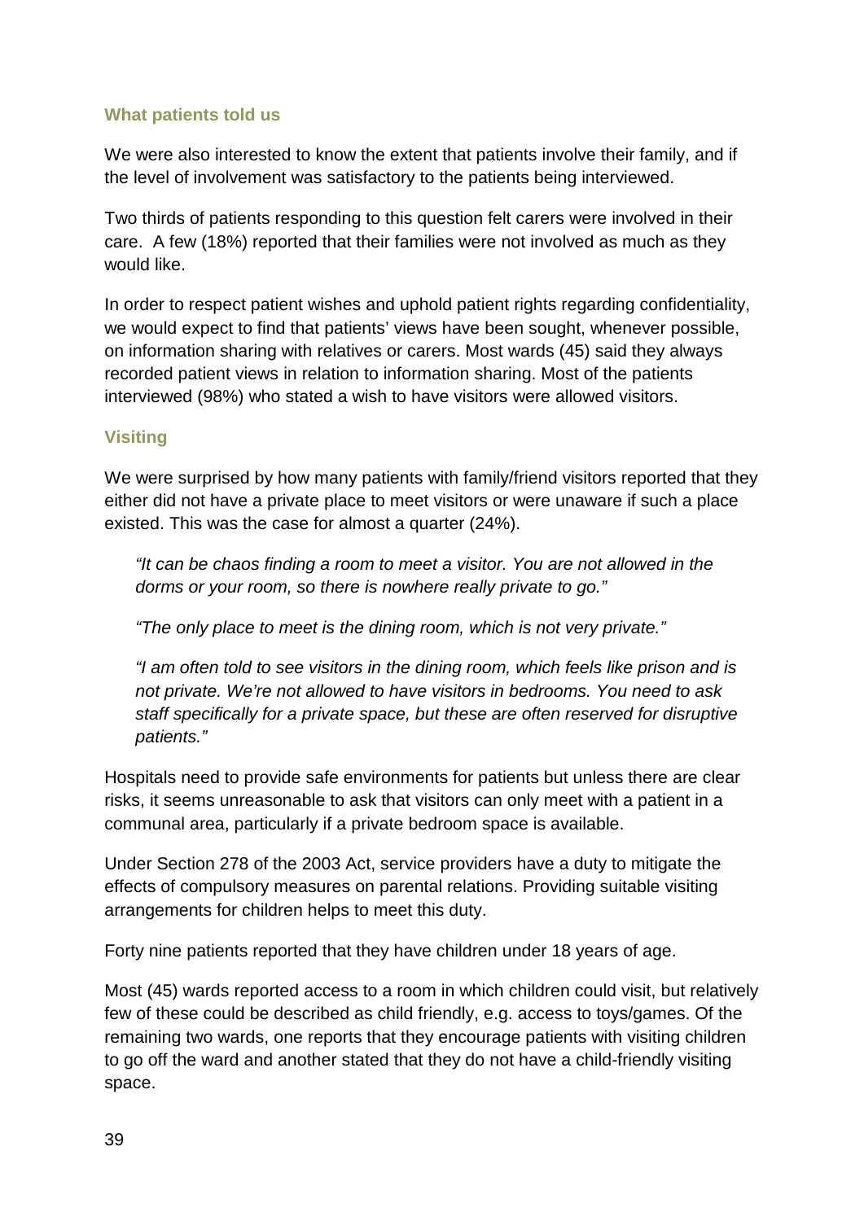### What patients told us

We were also interested to know the extent that patients involve their family, and if the level of involvement was satisfactory to the patients being interviewed.

Two thirds of patients responding to this question felt carers were involved in their care. A few (18%) reported that their families were not involved as much as they would like.

In order to respect patient wishes and uphold patient rights regarding confidentiality, we would expect to find that patients' views have been sought, whenever possible, on information sharing with relatives or carers. Most wards (45) said they always recorded patient views in relation to information sharing. Most of the patients interviewed (98%) who stated a wish to have visitors were allowed visitors.

### Visiting

We were surprised by how many patients with family/friend visitors reported that they either did not have a private place to meet visitors or were unaware if such a place existed. This was the case for almost a quarter (24%).

> *"It can be chaos finding a room to meet a visitor. You are not allowed in the dorms or your room, so there is nowhere really private to go."*
>
> *"The only place to meet is the dining room, which is not very private."*
>
> *"I am often told to see visitors in the dining room, which feels like prison and is not private. We're not allowed to have visitors in bedrooms. You need to ask staff specifically for a private space, but these are often reserved for disruptive patients."*

Hospitals need to provide safe environments for patients but unless there are clear risks, it seems unreasonable to ask that visitors can only meet with a patient in a communal area, particularly if a private bedroom space is available.

Under Section 278 of the 2003 Act, service providers have a duty to mitigate the effects of compulsory measures on parental relations. Providing suitable visiting arrangements for children helps to meet this duty.

Forty nine patients reported that they have children under 18 years of age.

Most (45) wards reported access to a room in which children could visit, but relatively few of these could be described as child friendly, e.g. access to toys/games. Of the remaining two wards, one reports that they encourage patients with visiting children to go off the ward and another stated that they do not have a child-friendly visiting space.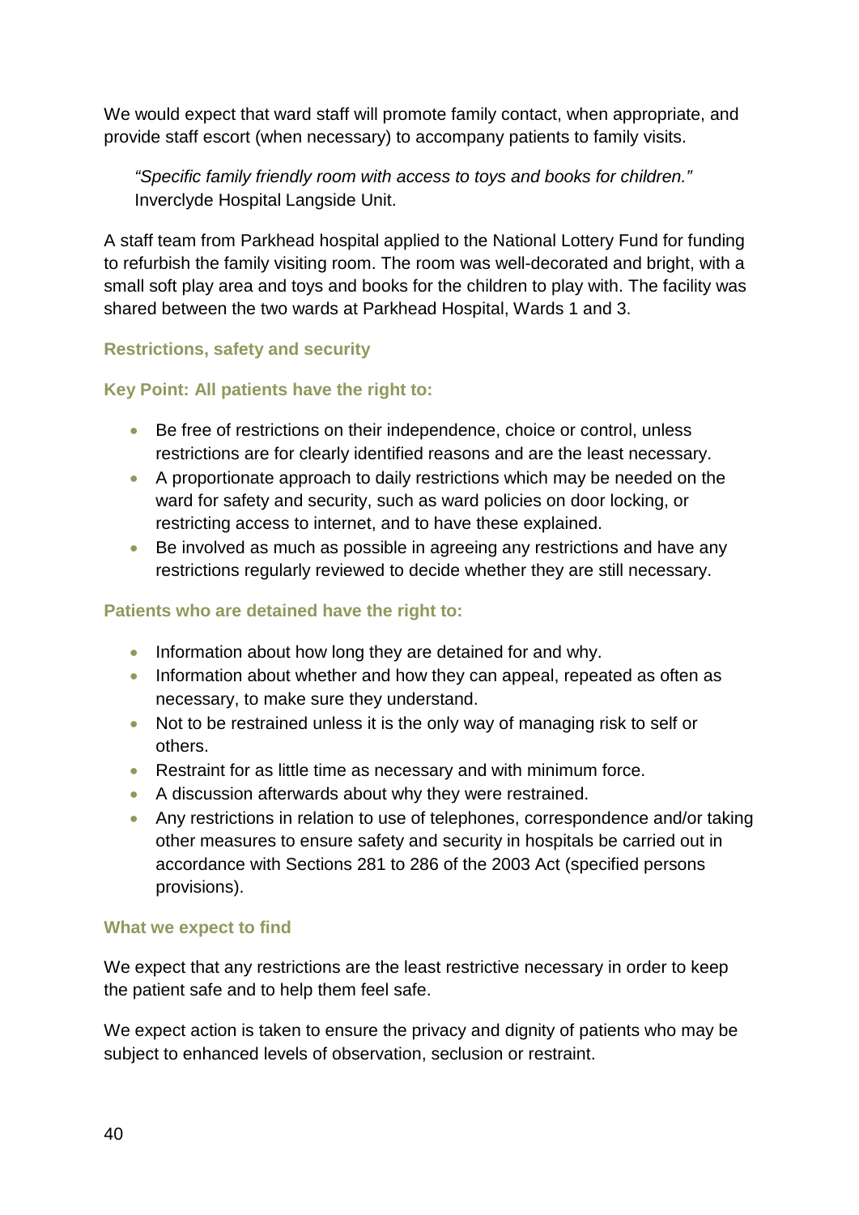We would expect that ward staff will promote family contact, when appropriate, and provide staff escort (when necessary) to accompany patients to family visits.

> *"Specific family friendly room with access to toys and books for children."* Inverclyde Hospital Langside Unit.

A staff team from Parkhead hospital applied to the National Lottery Fund for funding to refurbish the family visiting room. The room was well-decorated and bright, with a small soft play area and toys and books for the children to play with. The facility was shared between the two wards at Parkhead Hospital, Wards 1 and 3.

### Restrictions, safety and security

#### Key Point: All patients have the right to:

- Be free of restrictions on their independence, choice or control, unless restrictions are for clearly identified reasons and are the least necessary.
- A proportionate approach to daily restrictions which may be needed on the ward for safety and security, such as ward policies on door locking, or restricting access to internet, and to have these explained.
- Be involved as much as possible in agreeing any restrictions and have any restrictions regularly reviewed to decide whether they are still necessary.

#### Patients who are detained have the right to:

- Information about how long they are detained for and why.
- Information about whether and how they can appeal, repeated as often as necessary, to make sure they understand.
- Not to be restrained unless it is the only way of managing risk to self or others.
- Restraint for as little time as necessary and with minimum force.
- A discussion afterwards about why they were restrained.
- Any restrictions in relation to use of telephones, correspondence and/or taking other measures to ensure safety and security in hospitals be carried out in accordance with Sections 281 to 286 of the 2003 Act (specified persons provisions).

#### What we expect to find

We expect that any restrictions are the least restrictive necessary in order to keep the patient safe and to help them feel safe.

We expect action is taken to ensure the privacy and dignity of patients who may be subject to enhanced levels of observation, seclusion or restraint.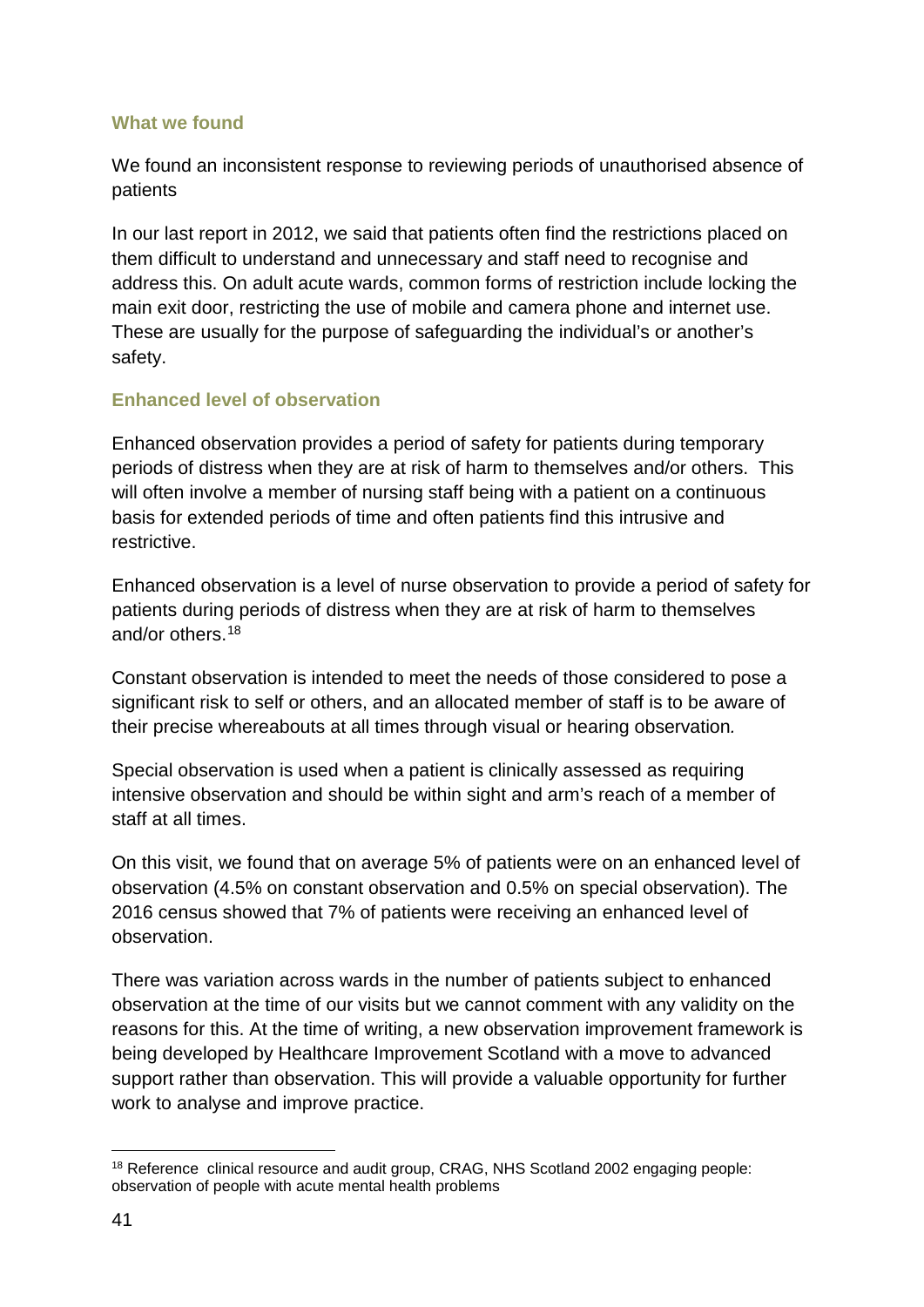### What we found

We found an inconsistent response to reviewing periods of unauthorised absence of patients

In our last report in 2012, we said that patients often find the restrictions placed on them difficult to understand and unnecessary and staff need to recognise and address this. On adult acute wards, common forms of restriction include locking the main exit door, restricting the use of mobile and camera phone and internet use. These are usually for the purpose of safeguarding the individual's or another's safety.

### Enhanced level of observation

Enhanced observation provides a period of safety for patients during temporary periods of distress when they are at risk of harm to themselves and/or others. This will often involve a member of nursing staff being with a patient on a continuous basis for extended periods of time and often patients find this intrusive and restrictive.

Enhanced observation is a level of nurse observation to provide a period of safety for patients during periods of distress when they are at risk of harm to themselves and/or others.[18]

Constant observation is intended to meet the needs of those considered to pose a significant risk to self or others, and an allocated member of staff is to be aware of their precise whereabouts at all times through visual or hearing observation*.*

Special observation is used when a patient is clinically assessed as requiring intensive observation and should be within sight and arm's reach of a member of staff at all times.

On this visit, we found that on average 5% of patients were on an enhanced level of observation (4.5% on constant observation and 0.5% on special observation). The 2016 census showed that 7% of patients were receiving an enhanced level of observation.

There was variation across wards in the number of patients subject to enhanced observation at the time of our visits but we cannot comment with any validity on the reasons for this. At the time of writing, a new observation improvement framework is being developed by Healthcare Improvement Scotland with a move to advanced support rather than observation. This will provide a valuable opportunity for further work to analyse and improve practice.

---

[18] Reference clinical resource and audit group, CRAG, NHS Scotland 2002 engaging people: observation of people with acute mental health problems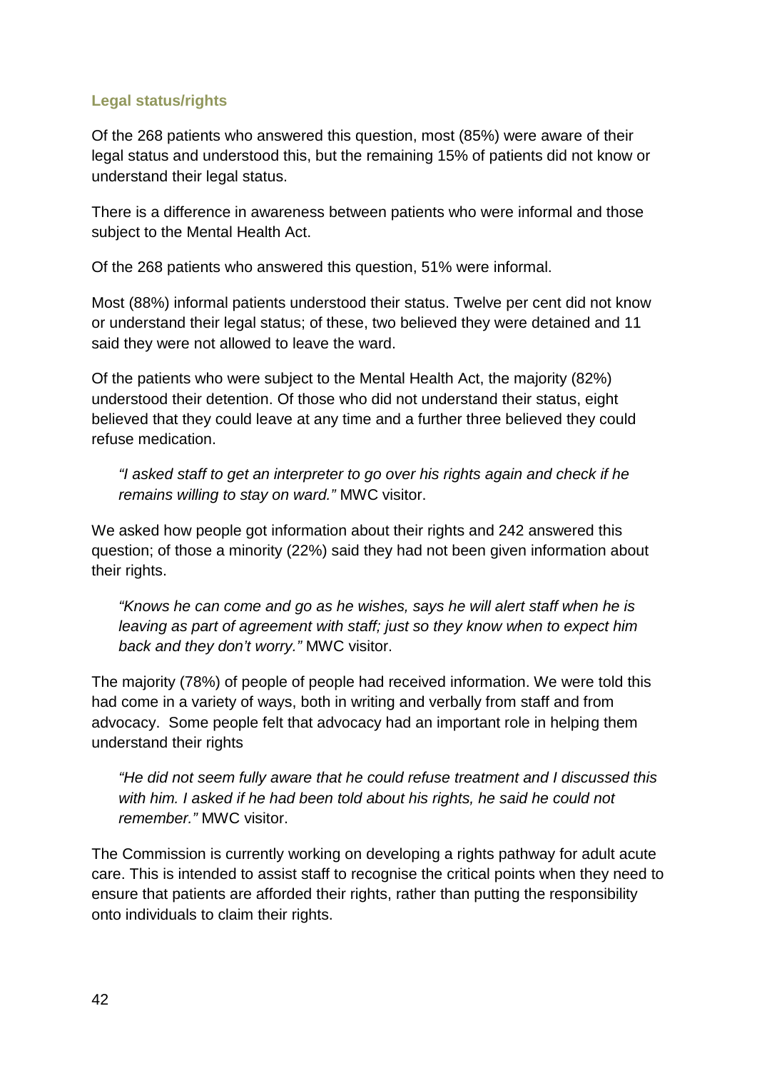### Legal status/rights

Of the 268 patients who answered this question, most (85%) were aware of their legal status and understood this, but the remaining 15% of patients did not know or understand their legal status.

There is a difference in awareness between patients who were informal and those subject to the Mental Health Act.

Of the 268 patients who answered this question, 51% were informal.

Most (88%) informal patients understood their status. Twelve per cent did not know or understand their legal status; of these, two believed they were detained and 11 said they were not allowed to leave the ward.

Of the patients who were subject to the Mental Health Act, the majority (82%) understood their detention. Of those who did not understand their status, eight believed that they could leave at any time and a further three believed they could refuse medication.

> *"I asked staff to get an interpreter to go over his rights again and check if he remains willing to stay on ward."* MWC visitor.

We asked how people got information about their rights and 242 answered this question; of those a minority (22%) said they had not been given information about their rights.

> *"Knows he can come and go as he wishes, says he will alert staff when he is leaving as part of agreement with staff; just so they know when to expect him back and they don't worry."* MWC visitor.

The majority (78%) of people of people had received information. We were told this had come in a variety of ways, both in writing and verbally from staff and from advocacy. Some people felt that advocacy had an important role in helping them understand their rights

> *"He did not seem fully aware that he could refuse treatment and I discussed this with him. I asked if he had been told about his rights, he said he could not remember."* MWC visitor.

The Commission is currently working on developing a rights pathway for adult acute care. This is intended to assist staff to recognise the critical points when they need to ensure that patients are afforded their rights, rather than putting the responsibility onto individuals to claim their rights.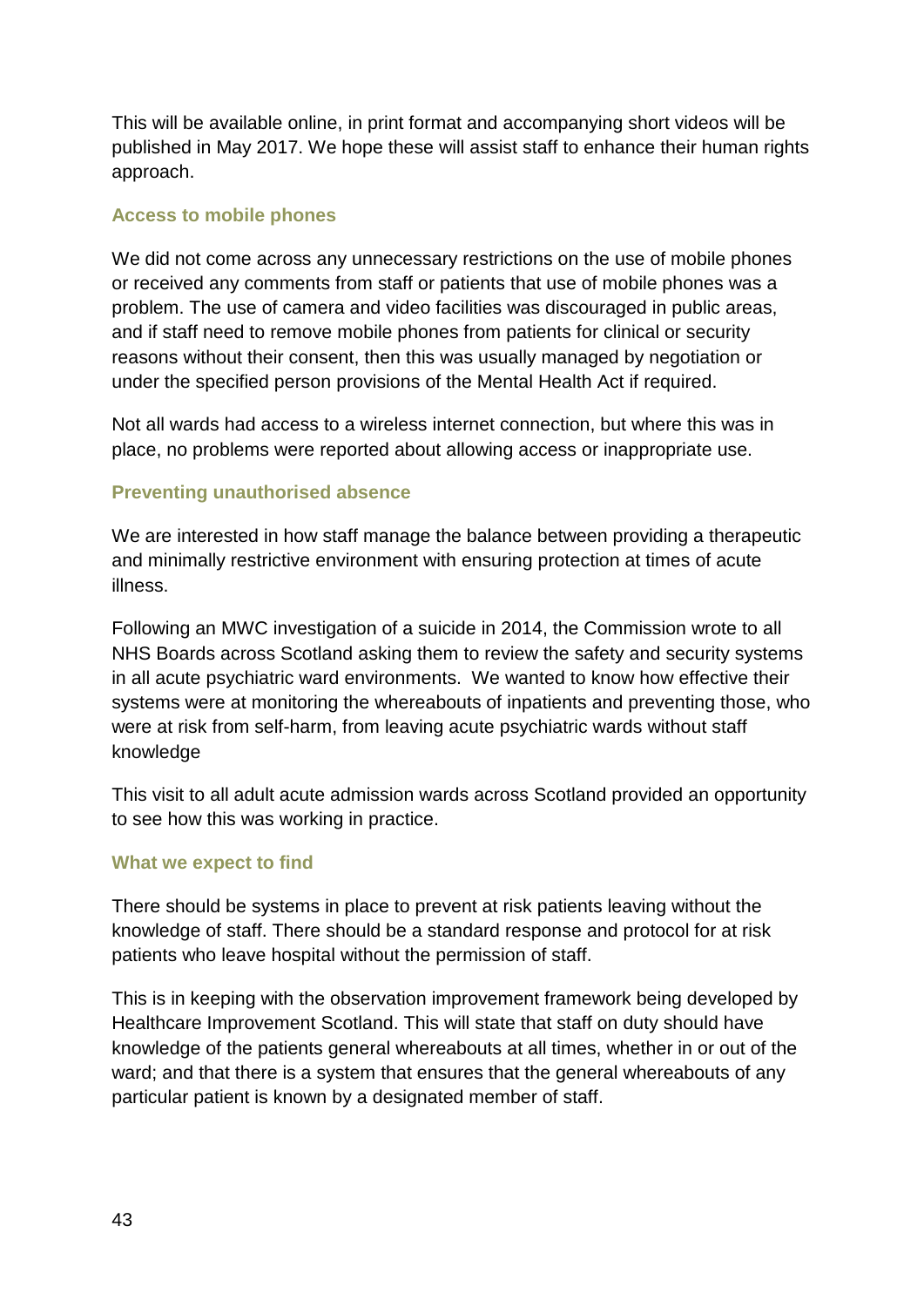This will be available online, in print format and accompanying short videos will be published in May 2017. We hope these will assist staff to enhance their human rights approach.

### Access to mobile phones

We did not come across any unnecessary restrictions on the use of mobile phones or received any comments from staff or patients that use of mobile phones was a problem. The use of camera and video facilities was discouraged in public areas, and if staff need to remove mobile phones from patients for clinical or security reasons without their consent, then this was usually managed by negotiation or under the specified person provisions of the Mental Health Act if required.

Not all wards had access to a wireless internet connection, but where this was in place, no problems were reported about allowing access or inappropriate use.

### Preventing unauthorised absence

We are interested in how staff manage the balance between providing a therapeutic and minimally restrictive environment with ensuring protection at times of acute illness.

Following an MWC investigation of a suicide in 2014, the Commission wrote to all NHS Boards across Scotland asking them to review the safety and security systems in all acute psychiatric ward environments. We wanted to know how effective their systems were at monitoring the whereabouts of inpatients and preventing those, who were at risk from self-harm, from leaving acute psychiatric wards without staff knowledge

This visit to all adult acute admission wards across Scotland provided an opportunity to see how this was working in practice.

### What we expect to find

There should be systems in place to prevent at risk patients leaving without the knowledge of staff. There should be a standard response and protocol for at risk patients who leave hospital without the permission of staff.

This is in keeping with the observation improvement framework being developed by Healthcare Improvement Scotland. This will state that staff on duty should have knowledge of the patients general whereabouts at all times, whether in or out of the ward; and that there is a system that ensures that the general whereabouts of any particular patient is known by a designated member of staff.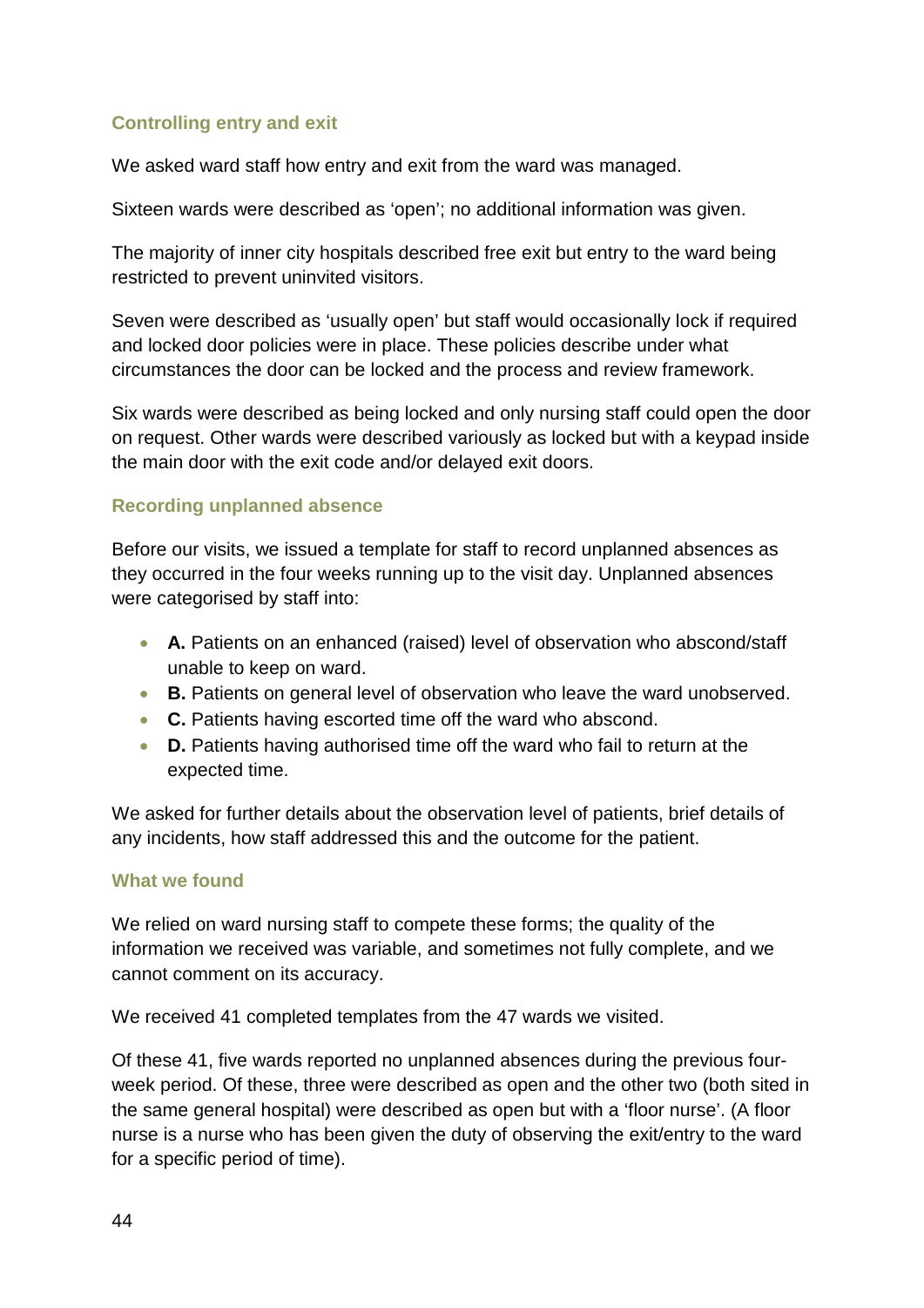### Controlling entry and exit

We asked ward staff how entry and exit from the ward was managed.

Sixteen wards were described as 'open'; no additional information was given.

The majority of inner city hospitals described free exit but entry to the ward being restricted to prevent uninvited visitors.

Seven were described as 'usually open' but staff would occasionally lock if required and locked door policies were in place. These policies describe under what circumstances the door can be locked and the process and review framework.

Six wards were described as being locked and only nursing staff could open the door on request. Other wards were described variously as locked but with a keypad inside the main door with the exit code and/or delayed exit doors.

### Recording unplanned absence

Before our visits, we issued a template for staff to record unplanned absences as they occurred in the four weeks running up to the visit day. Unplanned absences were categorised by staff into:

- **A.** Patients on an enhanced (raised) level of observation who abscond/staff unable to keep on ward.
- **B.** Patients on general level of observation who leave the ward unobserved.
- **C.** Patients having escorted time off the ward who abscond.
- **D.** Patients having authorised time off the ward who fail to return at the expected time.

We asked for further details about the observation level of patients, brief details of any incidents, how staff addressed this and the outcome for the patient.

### What we found

We relied on ward nursing staff to compete these forms; the quality of the information we received was variable, and sometimes not fully complete, and we cannot comment on its accuracy.

We received 41 completed templates from the 47 wards we visited.

Of these 41, five wards reported no unplanned absences during the previous four-week period. Of these, three were described as open and the other two (both sited in the same general hospital) were described as open but with a 'floor nurse'. (A floor nurse is a nurse who has been given the duty of observing the exit/entry to the ward for a specific period of time).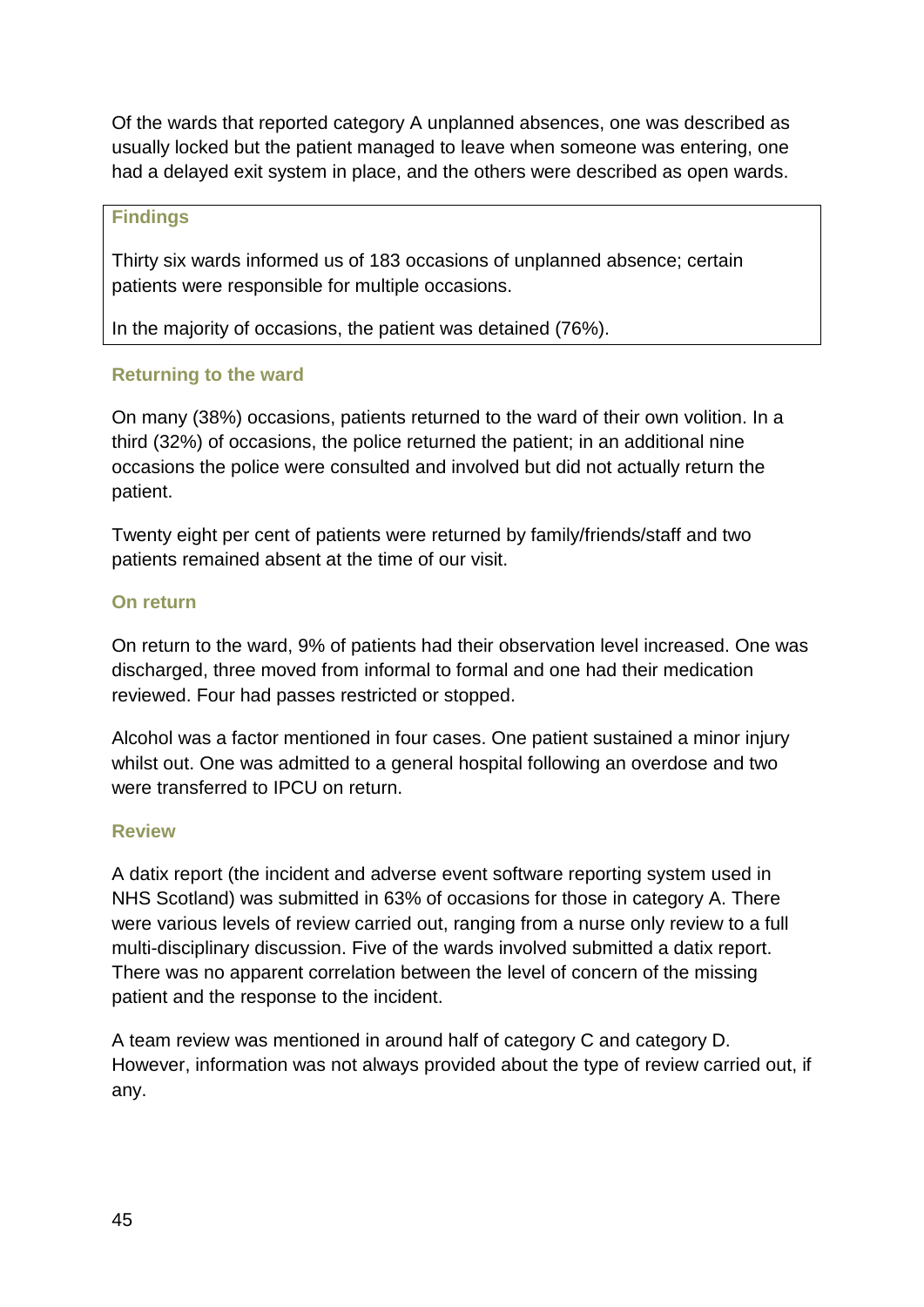Of the wards that reported category A unplanned absences, one was described as usually locked but the patient managed to leave when someone was entering, one had a delayed exit system in place, and the others were described as open wards.

> **Findings**
>
> Thirty six wards informed us of 183 occasions of unplanned absence; certain patients were responsible for multiple occasions.
>
> In the majority of occasions, the patient was detained (76%).

### Returning to the ward

On many (38%) occasions, patients returned to the ward of their own volition. In a third (32%) of occasions, the police returned the patient; in an additional nine occasions the police were consulted and involved but did not actually return the patient.

Twenty eight per cent of patients were returned by family/friends/staff and two patients remained absent at the time of our visit.

### On return

On return to the ward, 9% of patients had their observation level increased. One was discharged, three moved from informal to formal and one had their medication reviewed. Four had passes restricted or stopped.

Alcohol was a factor mentioned in four cases. One patient sustained a minor injury whilst out. One was admitted to a general hospital following an overdose and two were transferred to IPCU on return.

### Review

A datix report (the incident and adverse event software reporting system used in NHS Scotland) was submitted in 63% of occasions for those in category A. There were various levels of review carried out, ranging from a nurse only review to a full multi-disciplinary discussion. Five of the wards involved submitted a datix report. There was no apparent correlation between the level of concern of the missing patient and the response to the incident.

A team review was mentioned in around half of category C and category D. However, information was not always provided about the type of review carried out, if any.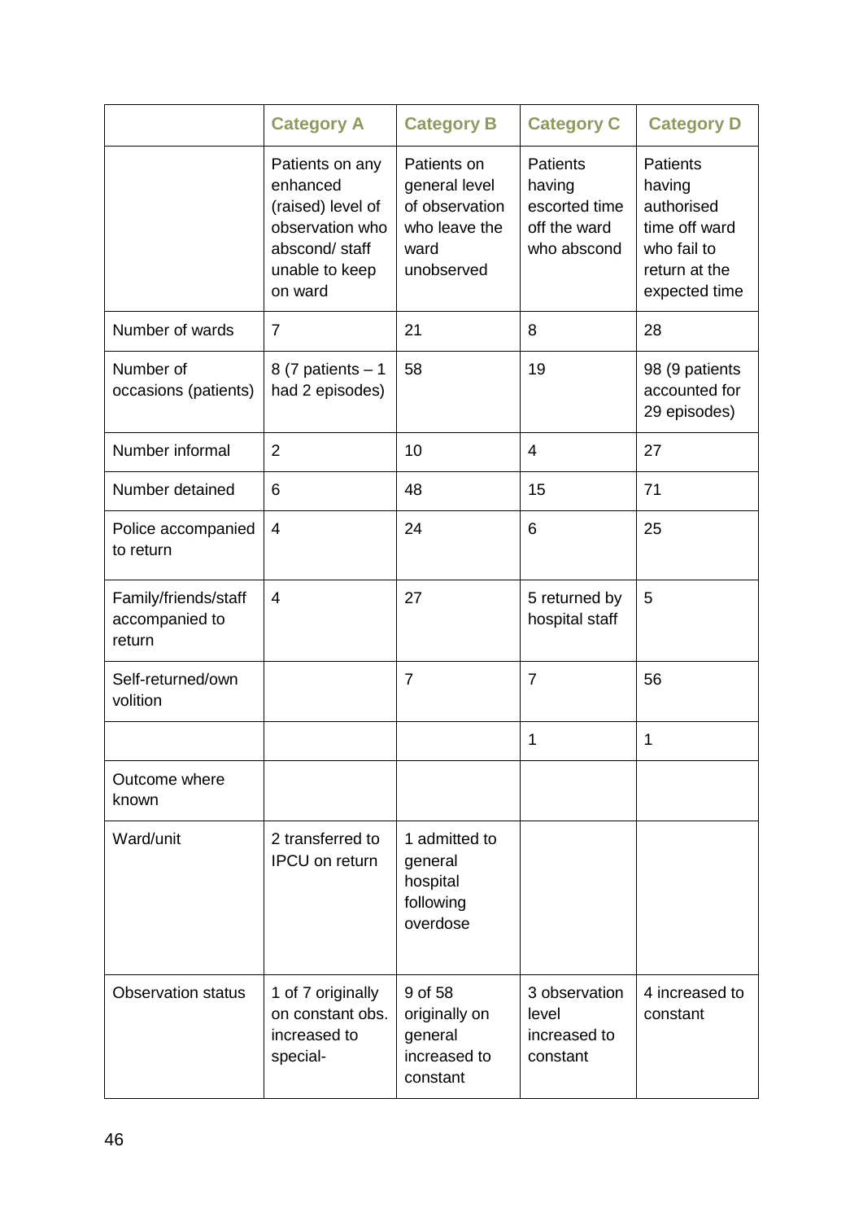| | Category A | Category B | Category C | Category D |
|---|---|---|---|---|
| | Patients on any enhanced (raised) level of observation who abscond/ staff unable to keep on ward | Patients on general level of observation who leave the ward unobserved | Patients having escorted time off the ward who abscond | Patients having authorised time off ward who fail to return at the expected time |
| Number of wards | 7 | 21 | 8 | 28 |
| Number of occasions (patients) | 8 (7 patients – 1 had 2 episodes) | 58 | 19 | 98 (9 patients accounted for 29 episodes) |
| Number informal | 2 | 10 | 4 | 27 |
| Number detained | 6 | 48 | 15 | 71 |
| Police accompanied to return | 4 | 24 | 6 | 25 |
| Family/friends/staff accompanied to return | 4 | 27 | 5 returned by hospital staff | 5 |
| Self-returned/own volition | | 7 | 7 | 56 |
| | | | 1 | 1 |
| Outcome where known | | | | |
| Ward/unit | 2 transferred to IPCU on return | 1 admitted to general hospital following overdose | | |
| Observation status | 1 of 7 originally on constant obs. increased to special- | 9 of 58 originally on general increased to constant | 3 observation level increased to constant | 4 increased to constant |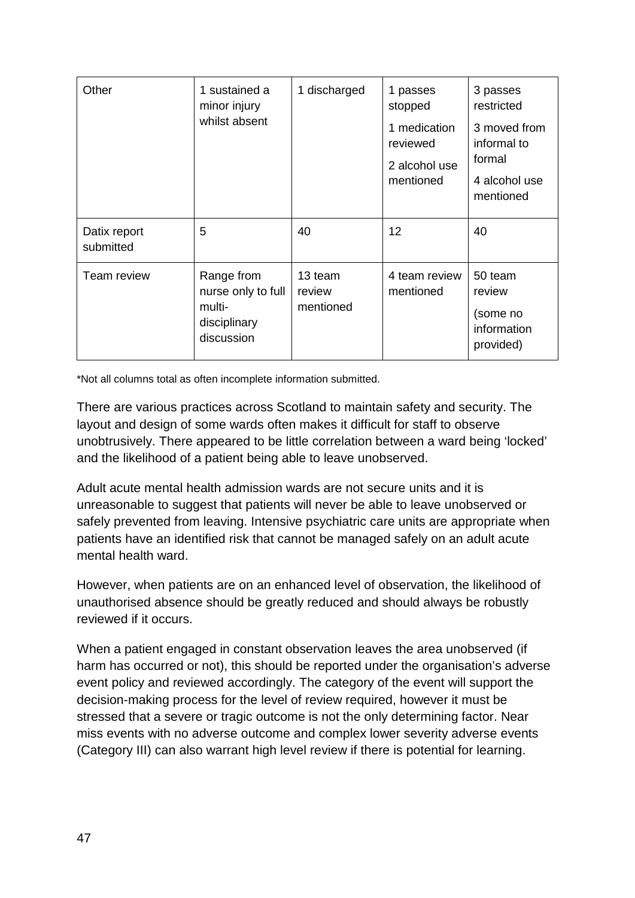| Other | 1 sustained a minor injury whilst absent | 1 discharged | 1 passes stopped<br>1 medication reviewed<br>2 alcohol use mentioned | 3 passes restricted<br>3 moved from informal to formal<br>4 alcohol use mentioned |
|---|---|---|---|---|
| Datix report submitted | 5 | 40 | 12 | 40 |
| Team review | Range from nurse only to full multi-disciplinary discussion | 13 team review mentioned | 4 team review mentioned | 50 team review<br>(some no information provided) |

*Not all columns total as often incomplete information submitted.

There are various practices across Scotland to maintain safety and security. The layout and design of some wards often makes it difficult for staff to observe unobtrusively. There appeared to be little correlation between a ward being 'locked' and the likelihood of a patient being able to leave unobserved.

Adult acute mental health admission wards are not secure units and it is unreasonable to suggest that patients will never be able to leave unobserved or safely prevented from leaving. Intensive psychiatric care units are appropriate when patients have an identified risk that cannot be managed safely on an adult acute mental health ward.

However, when patients are on an enhanced level of observation, the likelihood of unauthorised absence should be greatly reduced and should always be robustly reviewed if it occurs.

When a patient engaged in constant observation leaves the area unobserved (if harm has occurred or not), this should be reported under the organisation's adverse event policy and reviewed accordingly. The category of the event will support the decision-making process for the level of review required, however it must be stressed that a severe or tragic outcome is not the only determining factor. Near miss events with no adverse outcome and complex lower severity adverse events (Category III) can also warrant high level review if there is potential for learning.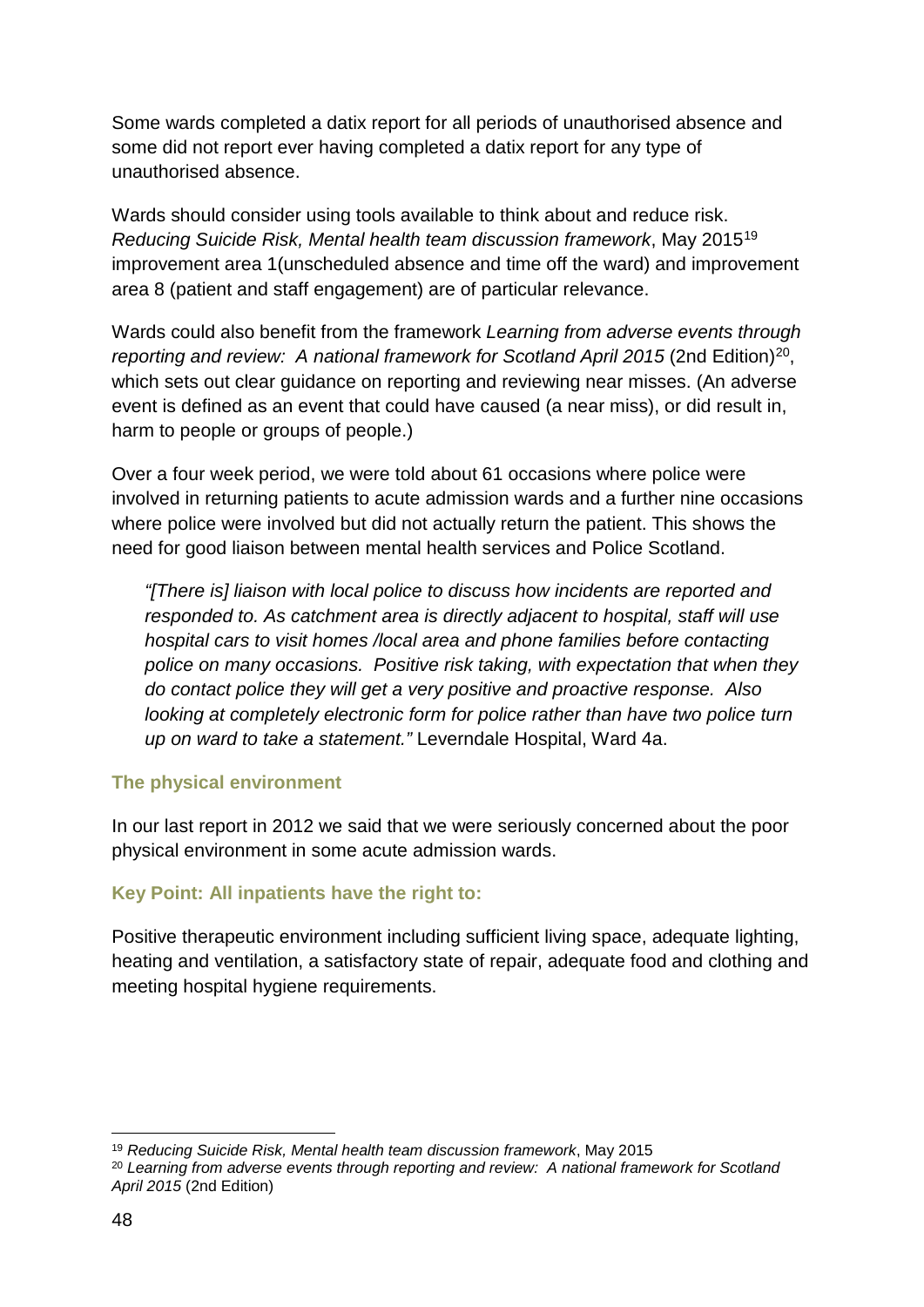Some wards completed a datix report for all periods of unauthorised absence and some did not report ever having completed a datix report for any type of unauthorised absence.

Wards should consider using tools available to think about and reduce risk. *Reducing Suicide Risk, Mental health team discussion framework*, May 2015[19] improvement area 1(unscheduled absence and time off the ward) and improvement area 8 (patient and staff engagement) are of particular relevance.

Wards could also benefit from the framework *Learning from adverse events through reporting and review: A national framework for Scotland April 2015* (2nd Edition)[20], which sets out clear guidance on reporting and reviewing near misses. (An adverse event is defined as an event that could have caused (a near miss), or did result in, harm to people or groups of people.)

Over a four week period, we were told about 61 occasions where police were involved in returning patients to acute admission wards and a further nine occasions where police were involved but did not actually return the patient. This shows the need for good liaison between mental health services and Police Scotland.

> *"[There is] liaison with local police to discuss how incidents are reported and responded to. As catchment area is directly adjacent to hospital, staff will use hospital cars to visit homes /local area and phone families before contacting police on many occasions. Positive risk taking, with expectation that when they do contact police they will get a very positive and proactive response. Also looking at completely electronic form for police rather than have two police turn up on ward to take a statement."* Leverndale Hospital, Ward 4a.

### The physical environment

In our last report in 2012 we said that we were seriously concerned about the poor physical environment in some acute admission wards.

**Key Point: All inpatients have the right to:**

Positive therapeutic environment including sufficient living space, adequate lighting, heating and ventilation, a satisfactory state of repair, adequate food and clothing and meeting hospital hygiene requirements.

---

[19] *Reducing Suicide Risk, Mental health team discussion framework*, May 2015

[20] *Learning from adverse events through reporting and review: A national framework for Scotland April 2015* (2nd Edition)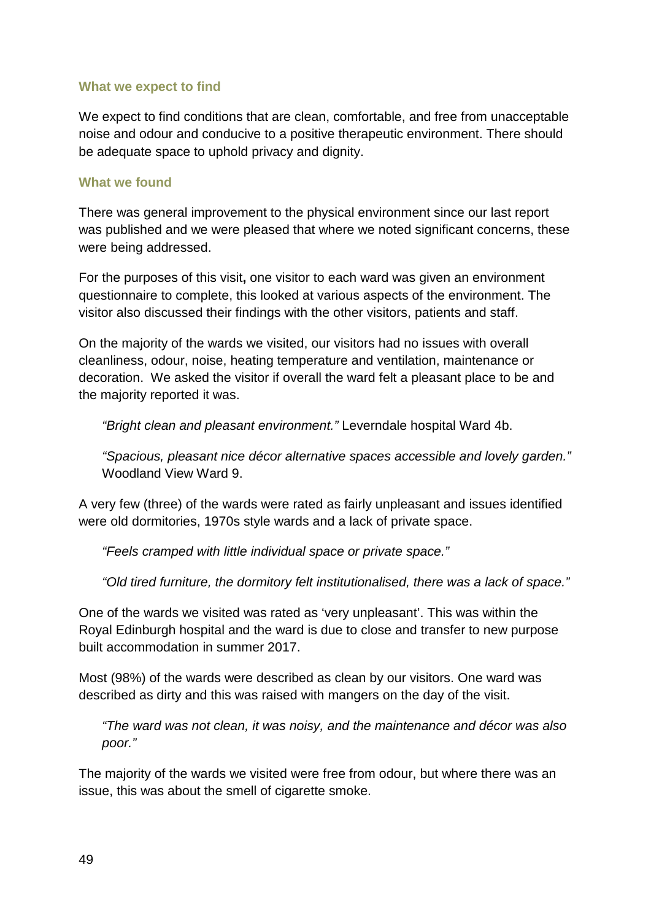### What we expect to find

We expect to find conditions that are clean, comfortable, and free from unacceptable noise and odour and conducive to a positive therapeutic environment. There should be adequate space to uphold privacy and dignity.

### What we found

There was general improvement to the physical environment since our last report was published and we were pleased that where we noted significant concerns, these were being addressed.

For the purposes of this visit**,** one visitor to each ward was given an environment questionnaire to complete, this looked at various aspects of the environment. The visitor also discussed their findings with the other visitors, patients and staff.

On the majority of the wards we visited, our visitors had no issues with overall cleanliness, odour, noise, heating temperature and ventilation, maintenance or decoration. We asked the visitor if overall the ward felt a pleasant place to be and the majority reported it was.

> *"Bright clean and pleasant environment."* Leverndale hospital Ward 4b.

> *"Spacious, pleasant nice décor alternative spaces accessible and lovely garden."* Woodland View Ward 9.

A very few (three) of the wards were rated as fairly unpleasant and issues identified were old dormitories, 1970s style wards and a lack of private space.

> *"Feels cramped with little individual space or private space."*

> *"Old tired furniture, the dormitory felt institutionalised, there was a lack of space."*

One of the wards we visited was rated as 'very unpleasant'. This was within the Royal Edinburgh hospital and the ward is due to close and transfer to new purpose built accommodation in summer 2017.

Most (98%) of the wards were described as clean by our visitors. One ward was described as dirty and this was raised with mangers on the day of the visit.

> *"The ward was not clean, it was noisy, and the maintenance and décor was also poor."*

The majority of the wards we visited were free from odour, but where there was an issue, this was about the smell of cigarette smoke.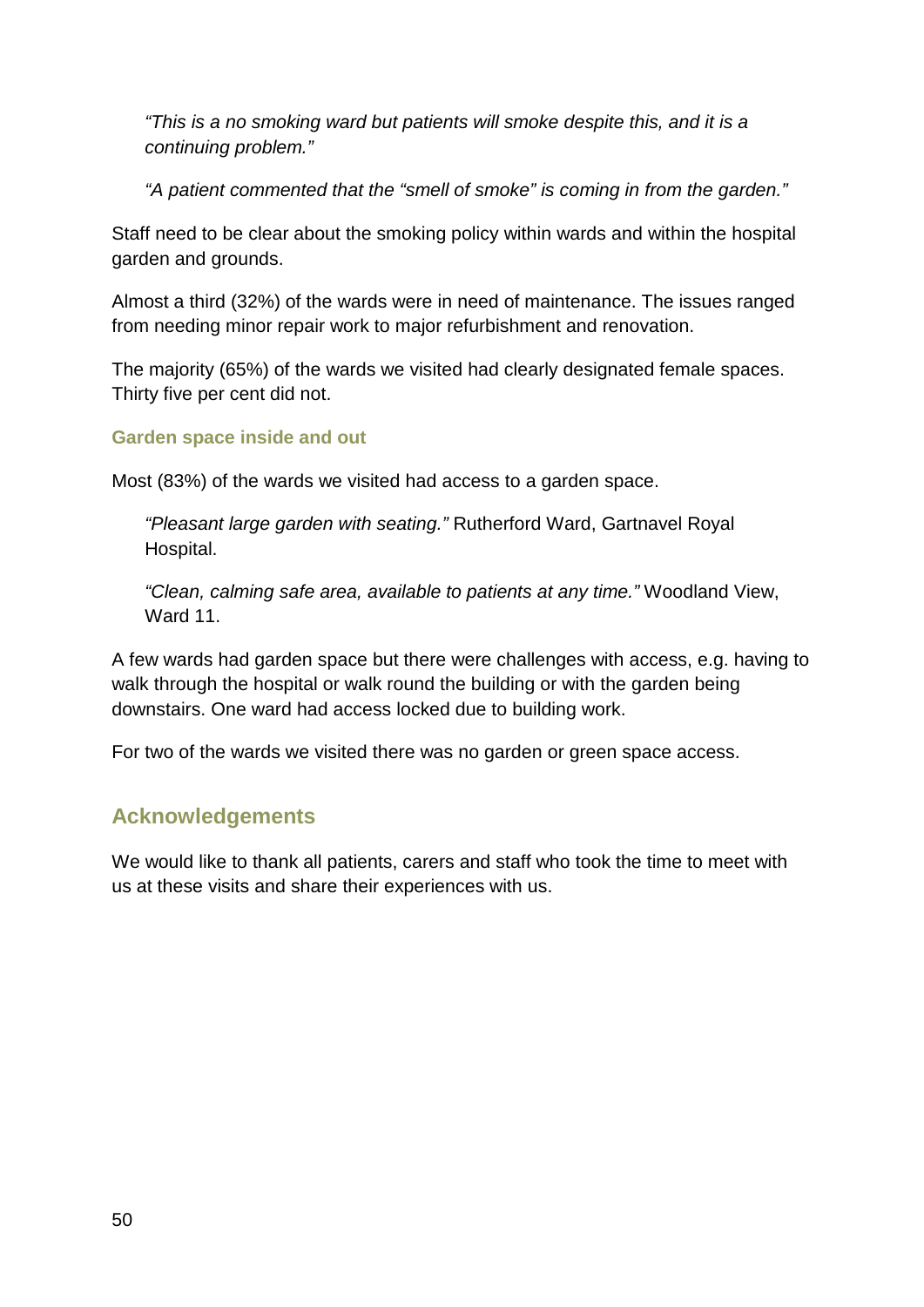*"This is a no smoking ward but patients will smoke despite this, and it is a continuing problem."*

*"A patient commented that the "smell of smoke" is coming in from the garden."*

Staff need to be clear about the smoking policy within wards and within the hospital garden and grounds.

Almost a third (32%) of the wards were in need of maintenance. The issues ranged from needing minor repair work to major refurbishment and renovation.

The majority (65%) of the wards we visited had clearly designated female spaces. Thirty five per cent did not.

### Garden space inside and out

Most (83%) of the wards we visited had access to a garden space.

*"Pleasant large garden with seating."* Rutherford Ward, Gartnavel Royal Hospital.

*"Clean, calming safe area, available to patients at any time."* Woodland View, Ward 11.

A few wards had garden space but there were challenges with access, e.g. having to walk through the hospital or walk round the building or with the garden being downstairs. One ward had access locked due to building work.

For two of the wards we visited there was no garden or green space access.

## Acknowledgements

We would like to thank all patients, carers and staff who took the time to meet with us at these visits and share their experiences with us.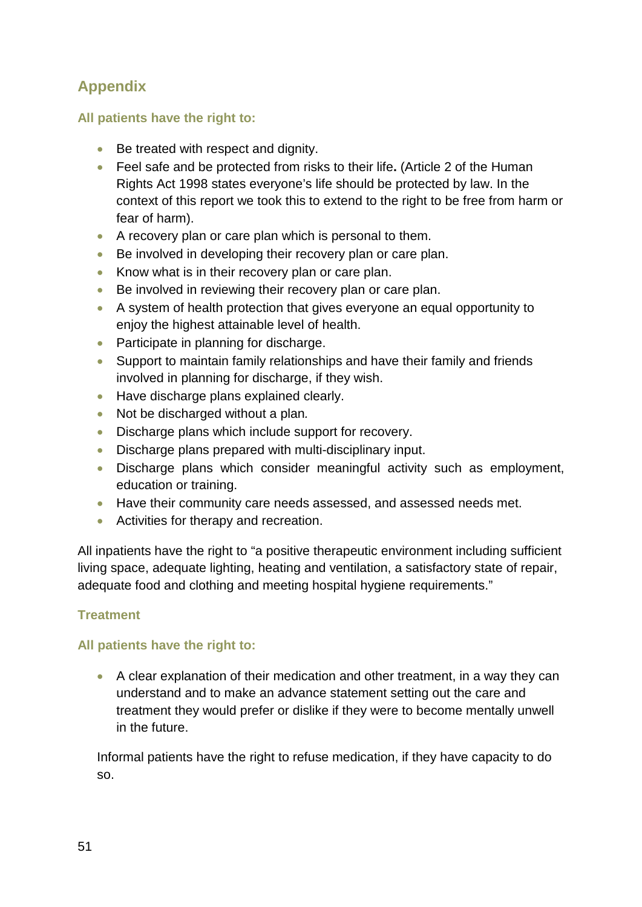## Appendix

### All patients have the right to:

- Be treated with respect and dignity.
- Feel safe and be protected from risks to their life**.** (Article 2 of the Human Rights Act 1998 states everyone's life should be protected by law. In the context of this report we took this to extend to the right to be free from harm or fear of harm).
- A recovery plan or care plan which is personal to them.
- Be involved in developing their recovery plan or care plan.
- Know what is in their recovery plan or care plan.
- Be involved in reviewing their recovery plan or care plan.
- A system of health protection that gives everyone an equal opportunity to enjoy the highest attainable level of health.
- Participate in planning for discharge.
- Support to maintain family relationships and have their family and friends involved in planning for discharge, if they wish.
- Have discharge plans explained clearly.
- Not be discharged without a plan.
- Discharge plans which include support for recovery.
- Discharge plans prepared with multi-disciplinary input.
- Discharge plans which consider meaningful activity such as employment, education or training.
- Have their community care needs assessed, and assessed needs met.
- Activities for therapy and recreation.

All inpatients have the right to "a positive therapeutic environment including sufficient living space, adequate lighting, heating and ventilation, a satisfactory state of repair, adequate food and clothing and meeting hospital hygiene requirements."

### Treatment

### All patients have the right to:

- A clear explanation of their medication and other treatment, in a way they can understand and to make an advance statement setting out the care and treatment they would prefer or dislike if they were to become mentally unwell in the future.

Informal patients have the right to refuse medication, if they have capacity to do so.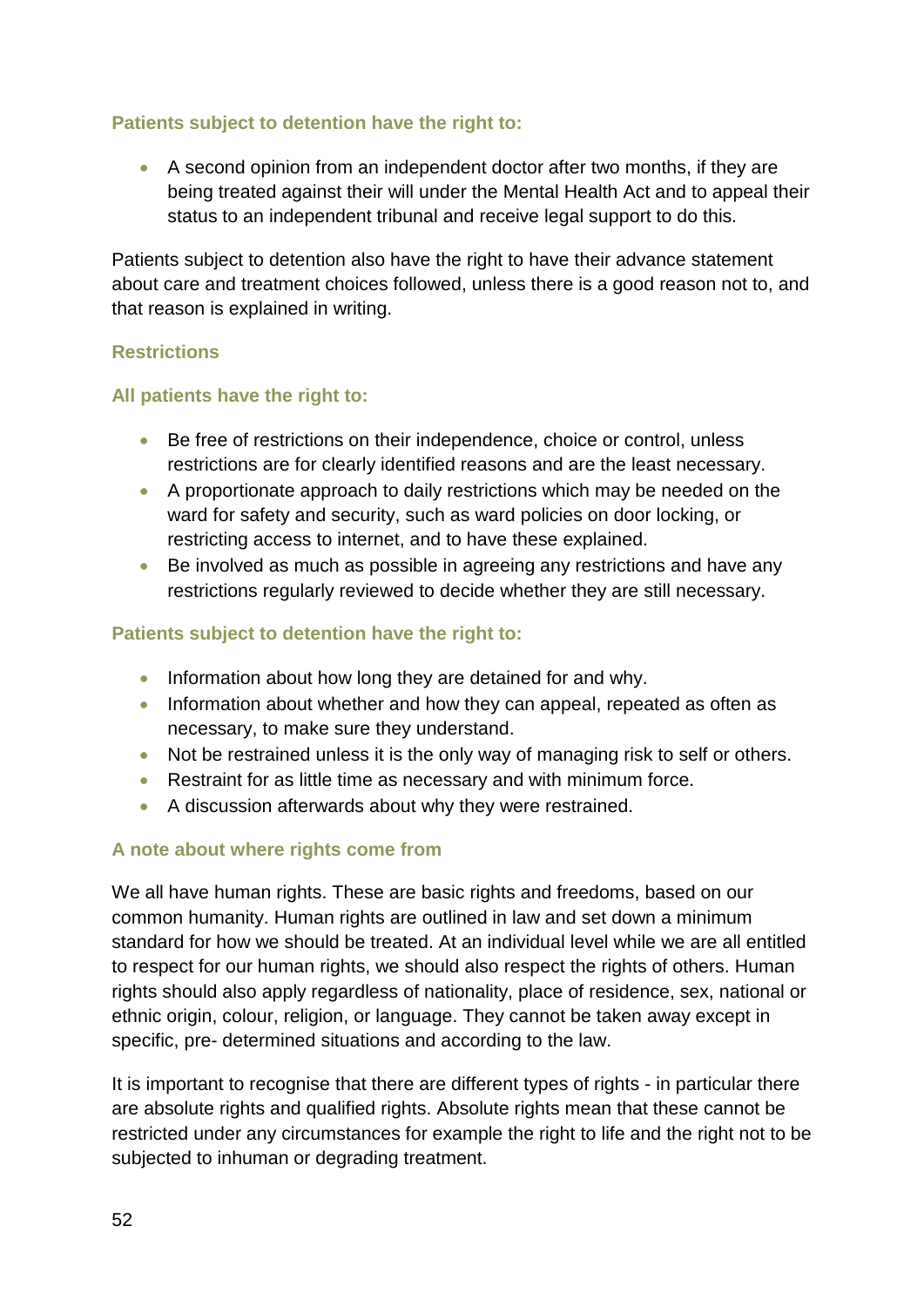**Patients subject to detention have the right to:**

- A second opinion from an independent doctor after two months, if they are being treated against their will under the Mental Health Act and to appeal their status to an independent tribunal and receive legal support to do this.

Patients subject to detention also have the right to have their advance statement about care and treatment choices followed, unless there is a good reason not to, and that reason is explained in writing.

### Restrictions

**All patients have the right to:**

- Be free of restrictions on their independence, choice or control, unless restrictions are for clearly identified reasons and are the least necessary.
- A proportionate approach to daily restrictions which may be needed on the ward for safety and security, such as ward policies on door locking, or restricting access to internet, and to have these explained.
- Be involved as much as possible in agreeing any restrictions and have any restrictions regularly reviewed to decide whether they are still necessary.

**Patients subject to detention have the right to:**

- Information about how long they are detained for and why.
- Information about whether and how they can appeal, repeated as often as necessary, to make sure they understand.
- Not be restrained unless it is the only way of managing risk to self or others.
- Restraint for as little time as necessary and with minimum force.
- A discussion afterwards about why they were restrained.

### A note about where rights come from

We all have human rights. These are basic rights and freedoms, based on our common humanity. Human rights are outlined in law and set down a minimum standard for how we should be treated. At an individual level while we are all entitled to respect for our human rights, we should also respect the rights of others. Human rights should also apply regardless of nationality, place of residence, sex, national or ethnic origin, colour, religion, or language. They cannot be taken away except in specific, pre- determined situations and according to the law.

It is important to recognise that there are different types of rights - in particular there are absolute rights and qualified rights. Absolute rights mean that these cannot be restricted under any circumstances for example the right to life and the right not to be subjected to inhuman or degrading treatment.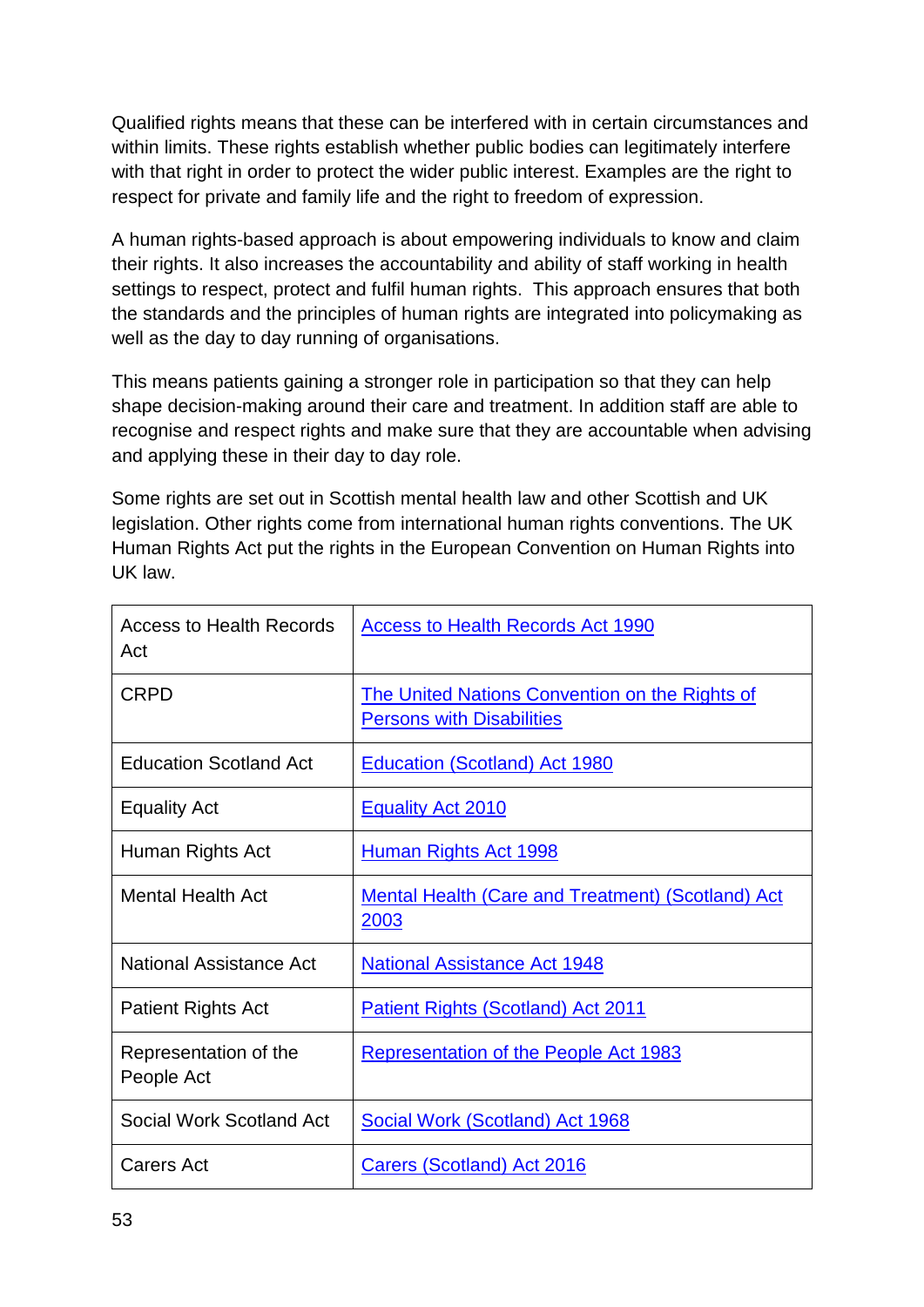Qualified rights means that these can be interfered with in certain circumstances and within limits. These rights establish whether public bodies can legitimately interfere with that right in order to protect the wider public interest. Examples are the right to respect for private and family life and the right to freedom of expression.

A human rights-based approach is about empowering individuals to know and claim their rights. It also increases the accountability and ability of staff working in health settings to respect, protect and fulfil human rights. This approach ensures that both the standards and the principles of human rights are integrated into policymaking as well as the day to day running of organisations.

This means patients gaining a stronger role in participation so that they can help shape decision-making around their care and treatment. In addition staff are able to recognise and respect rights and make sure that they are accountable when advising and applying these in their day to day role.

Some rights are set out in Scottish mental health law and other Scottish and UK legislation. Other rights come from international human rights conventions. The UK Human Rights Act put the rights in the European Convention on Human Rights into UK law.

| | |
|---|---|
| Access to Health Records Act | Access to Health Records Act 1990 |
| CRPD | The United Nations Convention on the Rights of Persons with Disabilities |
| Education Scotland Act | Education (Scotland) Act 1980 |
| Equality Act | Equality Act 2010 |
| Human Rights Act | Human Rights Act 1998 |
| Mental Health Act | Mental Health (Care and Treatment) (Scotland) Act 2003 |
| National Assistance Act | National Assistance Act 1948 |
| Patient Rights Act | Patient Rights (Scotland) Act 2011 |
| Representation of the People Act | Representation of the People Act 1983 |
| Social Work Scotland Act | Social Work (Scotland) Act 1968 |
| Carers Act | Carers (Scotland) Act 2016 |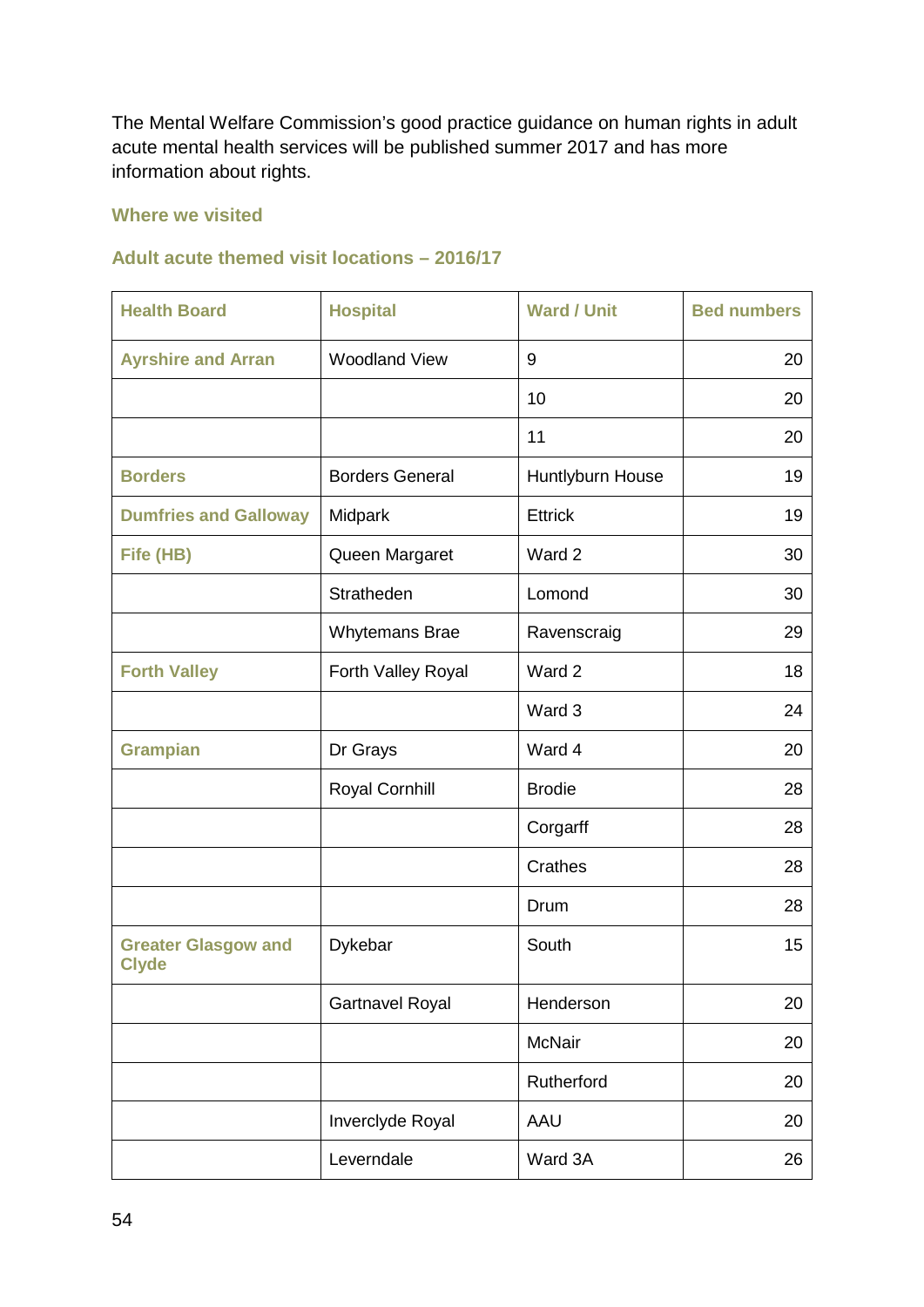The Mental Welfare Commission's good practice guidance on human rights in adult acute mental health services will be published summer 2017 and has more information about rights.

## Where we visited

### Adult acute themed visit locations – 2016/17

| Health Board | Hospital | Ward / Unit | Bed numbers |
|---|---|---|---|
| Ayrshire and Arran | Woodland View | 9 | 20 |
| | | 10 | 20 |
| | | 11 | 20 |
| Borders | Borders General | Huntlyburn House | 19 |
| Dumfries and Galloway | Midpark | Ettrick | 19 |
| Fife (HB) | Queen Margaret | Ward 2 | 30 |
| | Stratheden | Lomond | 30 |
| | Whytemans Brae | Ravenscraig | 29 |
| Forth Valley | Forth Valley Royal | Ward 2 | 18 |
| | | Ward 3 | 24 |
| Grampian | Dr Grays | Ward 4 | 20 |
| | Royal Cornhill | Brodie | 28 |
| | | Corgarff | 28 |
| | | Crathes | 28 |
| | | Drum | 28 |
| Greater Glasgow and Clyde | Dykebar | South | 15 |
| | Gartnavel Royal | Henderson | 20 |
| | | McNair | 20 |
| | | Rutherford | 20 |
| | Inverclyde Royal | AAU | 20 |
| | Leverndale | Ward 3A | 26 |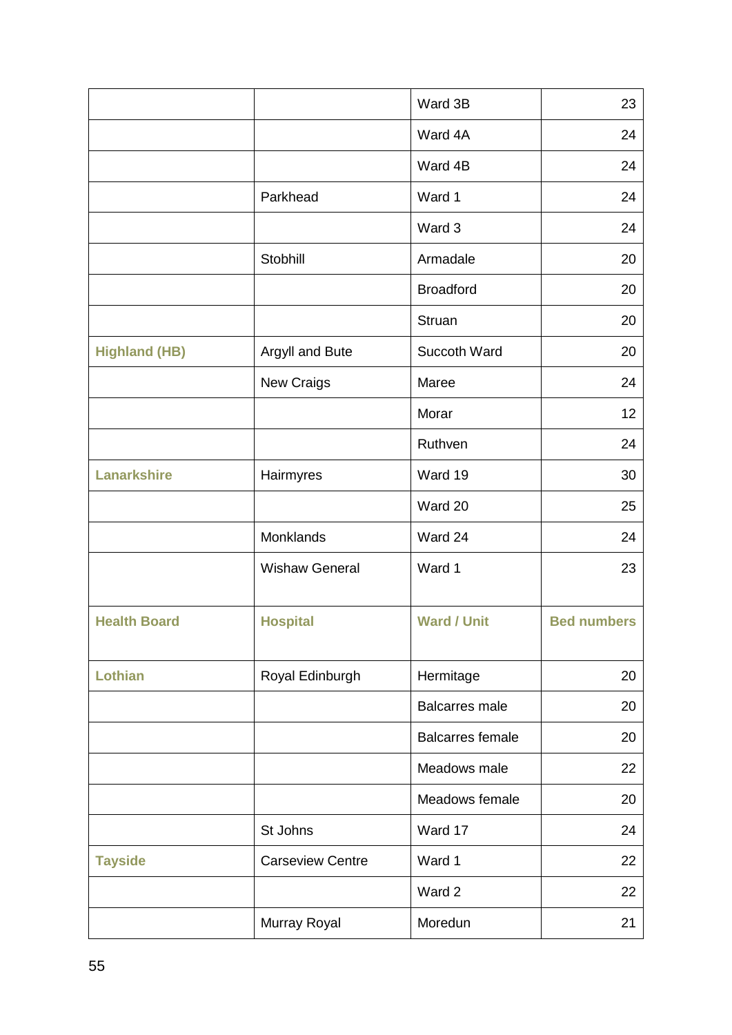| | | Ward 3B | 23 |
|---|---|---|---|
| | | Ward 4A | 24 |
| | | Ward 4B | 24 |
| | Parkhead | Ward 1 | 24 |
| | | Ward 3 | 24 |
| | Stobhill | Armadale | 20 |
| | | Broadford | 20 |
| | | Struan | 20 |
| **Highland (HB)** | Argyll and Bute | Succoth Ward | 20 |
| | New Craigs | Maree | 24 |
| | | Morar | 12 |
| | | Ruthven | 24 |
| **Lanarkshire** | Hairmyres | Ward 19 | 30 |
| | | Ward 20 | 25 |
| | Monklands | Ward 24 | 24 |
| | Wishaw General | Ward 1 | 23 |

| Health Board | Hospital | Ward / Unit | Bed numbers |
|---|---|---|---|
| **Lothian** | Royal Edinburgh | Hermitage | 20 |
| | | Balcarres male | 20 |
| | | Balcarres female | 20 |
| | | Meadows male | 22 |
| | | Meadows female | 20 |
| | St Johns | Ward 17 | 24 |
| **Tayside** | Carseview Centre | Ward 1 | 22 |
| | | Ward 2 | 22 |
| | Murray Royal | Moredun | 21 |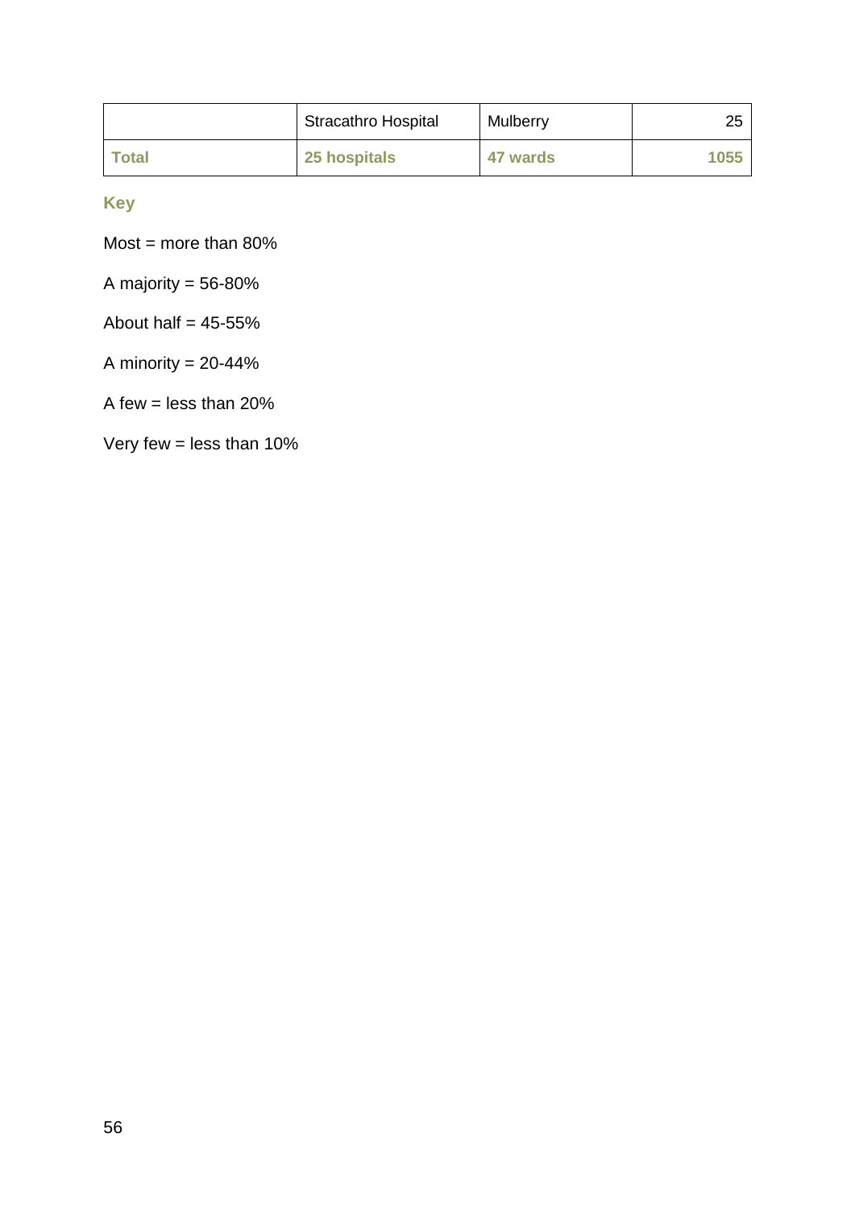| | Stracathro Hospital | Mulberry | 25 |
|---|---|---|---|
| **Total** | **25 hospitals** | **47 wards** | **1055** |

**Key**

Most = more than 80%

A majority = 56-80%

About half = 45-55%

A minority = 20-44%

A few = less than 20%

Very few = less than 10%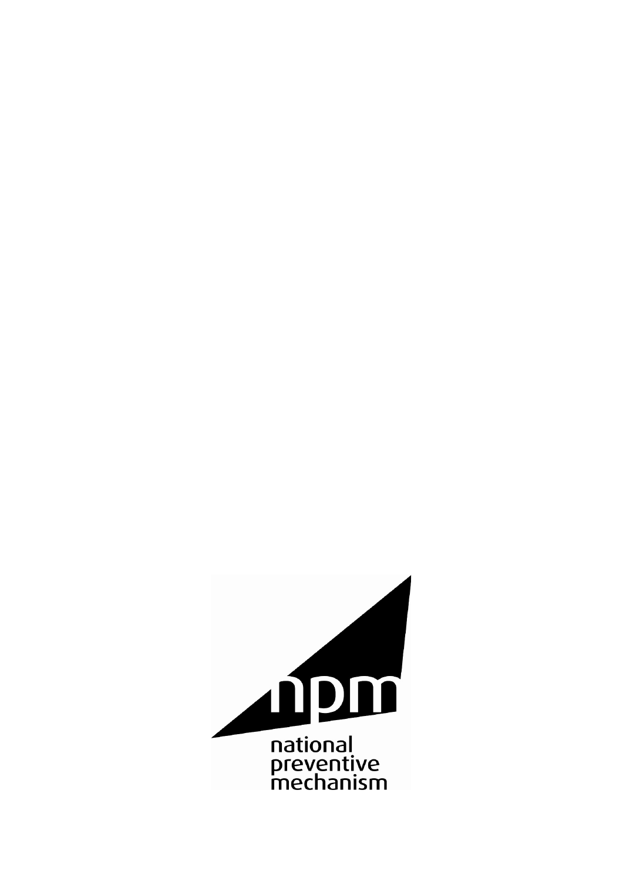npm

national
preventive
mechanism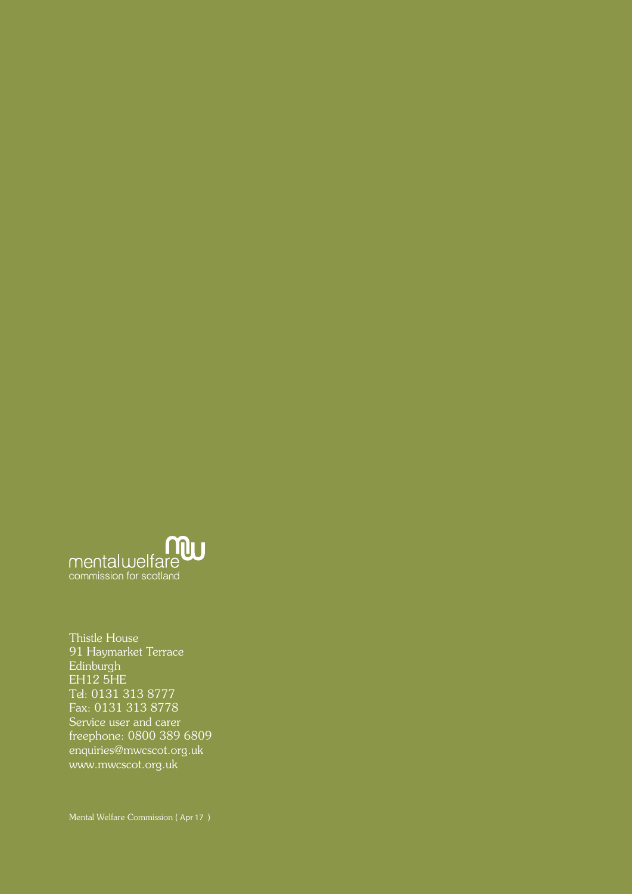mentalwelfare
commission for scotland

Thistle House
91 Haymarket Terrace
Edinburgh
EH12 5HE
Tel: 0131 313 8777
Fax: 0131 313 8778
Service user and carer
freephone: 0800 389 6809
enquiries@mwcscot.org.uk
www.mwcscot.org.uk

Mental Welfare Commission ( Apr 17 )